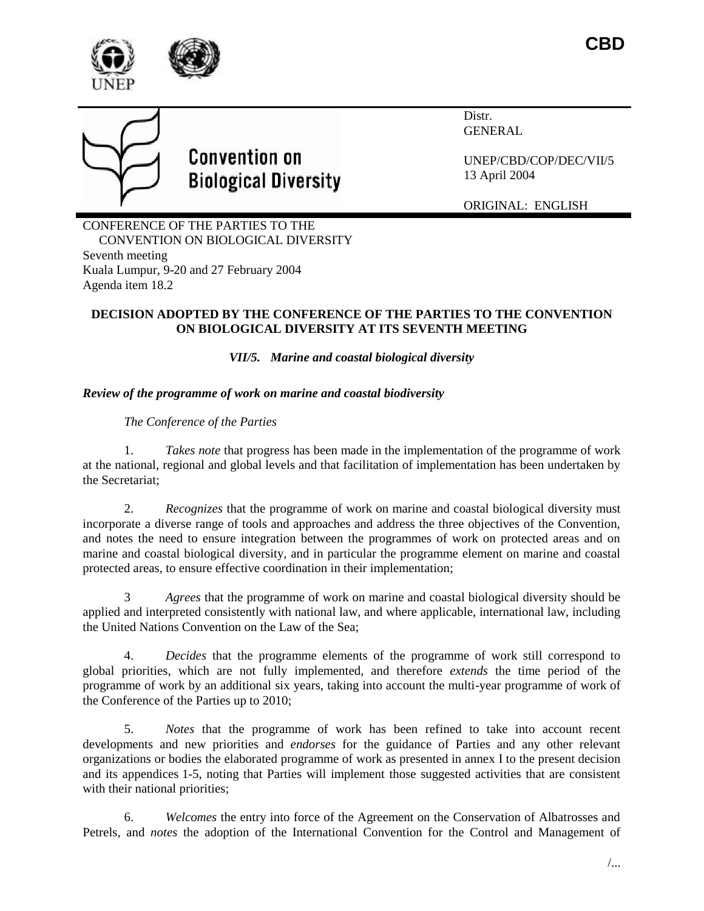CBD

Convention on Biological Diversity

Distr.
GENERAL

UNEP/CBD/COP/DEC/VII/5
13 April 2004

ORIGINAL: ENGLISH

CONFERENCE OF THE PARTIES TO THE CONVENTION ON BIOLOGICAL DIVERSITY
Seventh meeting
Kuala Lumpur, 9-20 and 27 February 2004
Agenda item 18.2

**DECISION ADOPTED BY THE CONFERENCE OF THE PARTIES TO THE CONVENTION ON BIOLOGICAL DIVERSITY AT ITS SEVENTH MEETING**

***VII/5. Marine and coastal biological diversity***

***Review of the programme of work on marine and coastal biodiversity***

*The Conference of the Parties*

1. *Takes note* that progress has been made in the implementation of the programme of work at the national, regional and global levels and that facilitation of implementation has been undertaken by the Secretariat;

2. *Recognizes* that the programme of work on marine and coastal biological diversity must incorporate a diverse range of tools and approaches and address the three objectives of the Convention, and notes the need to ensure integration between the programmes of work on protected areas and on marine and coastal biological diversity, and in particular the programme element on marine and coastal protected areas, to ensure effective coordination in their implementation;

3 *Agrees* that the programme of work on marine and coastal biological diversity should be applied and interpreted consistently with national law, and where applicable, international law, including the United Nations Convention on the Law of the Sea;

4. *Decides* that the programme elements of the programme of work still correspond to global priorities, which are not fully implemented, and therefore *extends* the time period of the programme of work by an additional six years, taking into account the multi-year programme of work of the Conference of the Parties up to 2010;

5. *Notes* that the programme of work has been refined to take into account recent developments and new priorities and *endorses* for the guidance of Parties and any other relevant organizations or bodies the elaborated programme of work as presented in annex I to the present decision and its appendices 1-5, noting that Parties will implement those suggested activities that are consistent with their national priorities;

6. *Welcomes* the entry into force of the Agreement on the Conservation of Albatrosses and Petrels, and *notes* the adoption of the International Convention for the Control and Management of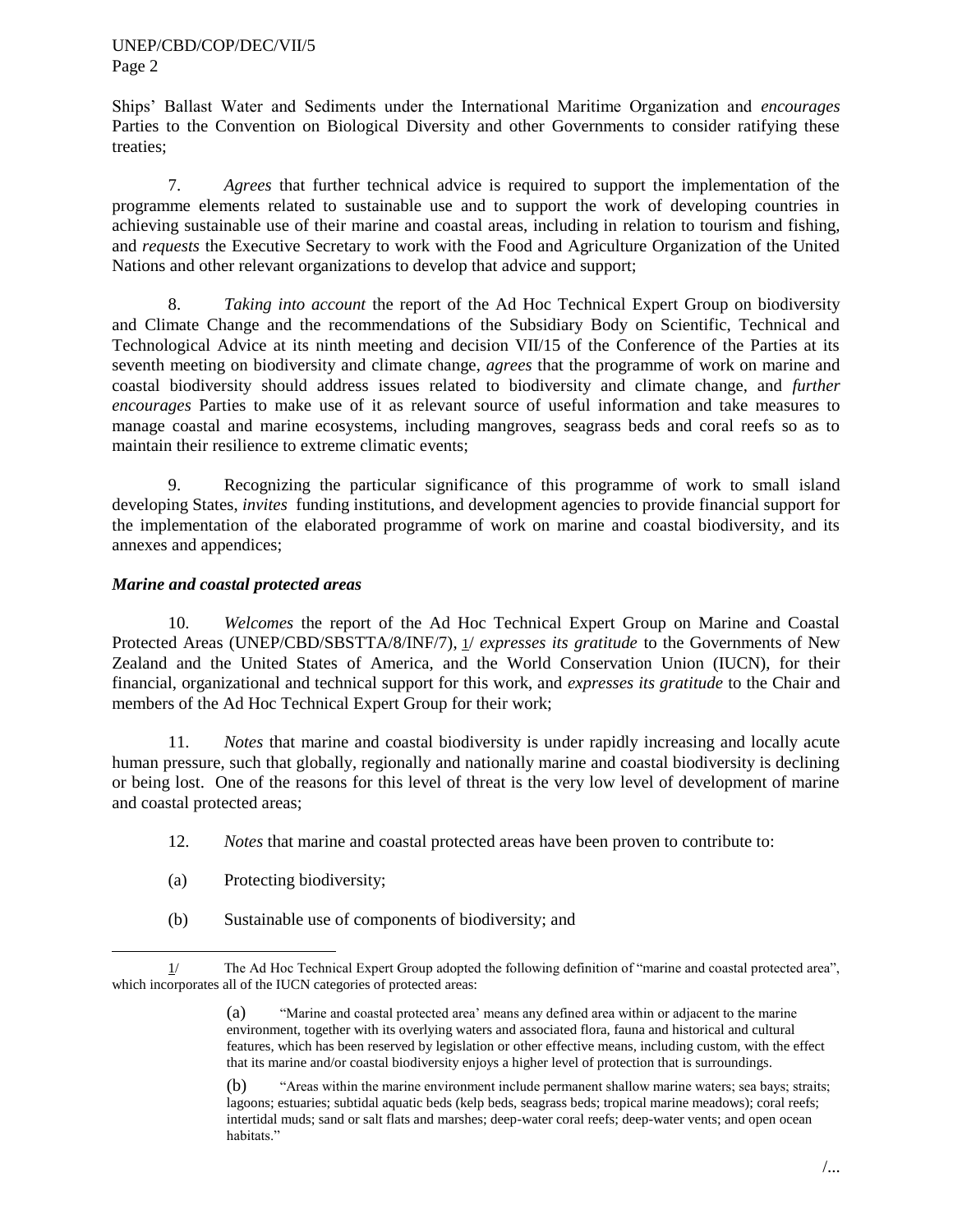Ships' Ballast Water and Sediments under the International Maritime Organization and *encourages* Parties to the Convention on Biological Diversity and other Governments to consider ratifying these treaties;

7. *Agrees* that further technical advice is required to support the implementation of the programme elements related to sustainable use and to support the work of developing countries in achieving sustainable use of their marine and coastal areas, including in relation to tourism and fishing, and *requests* the Executive Secretary to work with the Food and Agriculture Organization of the United Nations and other relevant organizations to develop that advice and support;

8. *Taking into account* the report of the Ad Hoc Technical Expert Group on biodiversity and Climate Change and the recommendations of the Subsidiary Body on Scientific, Technical and Technological Advice at its ninth meeting and decision VII/15 of the Conference of the Parties at its seventh meeting on biodiversity and climate change, *agrees* that the programme of work on marine and coastal biodiversity should address issues related to biodiversity and climate change, and *further encourages* Parties to make use of it as relevant source of useful information and take measures to manage coastal and marine ecosystems, including mangroves, seagrass beds and coral reefs so as to maintain their resilience to extreme climatic events;

9. Recognizing the particular significance of this programme of work to small island developing States, *invites* funding institutions, and development agencies to provide financial support for the implementation of the elaborated programme of work on marine and coastal biodiversity, and its annexes and appendices;

***Marine and coastal protected areas***

10. *Welcomes* the report of the Ad Hoc Technical Expert Group on Marine and Coastal Protected Areas (UNEP/CBD/SBSTTA/8/INF/7), [1/] *expresses its gratitude* to the Governments of New Zealand and the United States of America, and the World Conservation Union (IUCN), for their financial, organizational and technical support for this work, and *expresses its gratitude* to the Chair and members of the Ad Hoc Technical Expert Group for their work;

11. *Notes* that marine and coastal biodiversity is under rapidly increasing and locally acute human pressure, such that globally, regionally and nationally marine and coastal biodiversity is declining or being lost. One of the reasons for this level of threat is the very low level of development of marine and coastal protected areas;

12. *Notes* that marine and coastal protected areas have been proven to contribute to:

(a) Protecting biodiversity;

(b) Sustainable use of components of biodiversity; and

---

1/ The Ad Hoc Technical Expert Group adopted the following definition of "marine and coastal protected area", which incorporates all of the IUCN categories of protected areas:

> (a) "Marine and coastal protected area' means any defined area within or adjacent to the marine environment, together with its overlying waters and associated flora, fauna and historical and cultural features, which has been reserved by legislation or other effective means, including custom, with the effect that its marine and/or coastal biodiversity enjoys a higher level of protection that is surroundings.
>
> (b) "Areas within the marine environment include permanent shallow marine waters; sea bays; straits; lagoons; estuaries; subtidal aquatic beds (kelp beds, seagrass beds; tropical marine meadows); coral reefs; intertidal muds; sand or salt flats and marshes; deep-water coral reefs; deep-water vents; and open ocean habitats."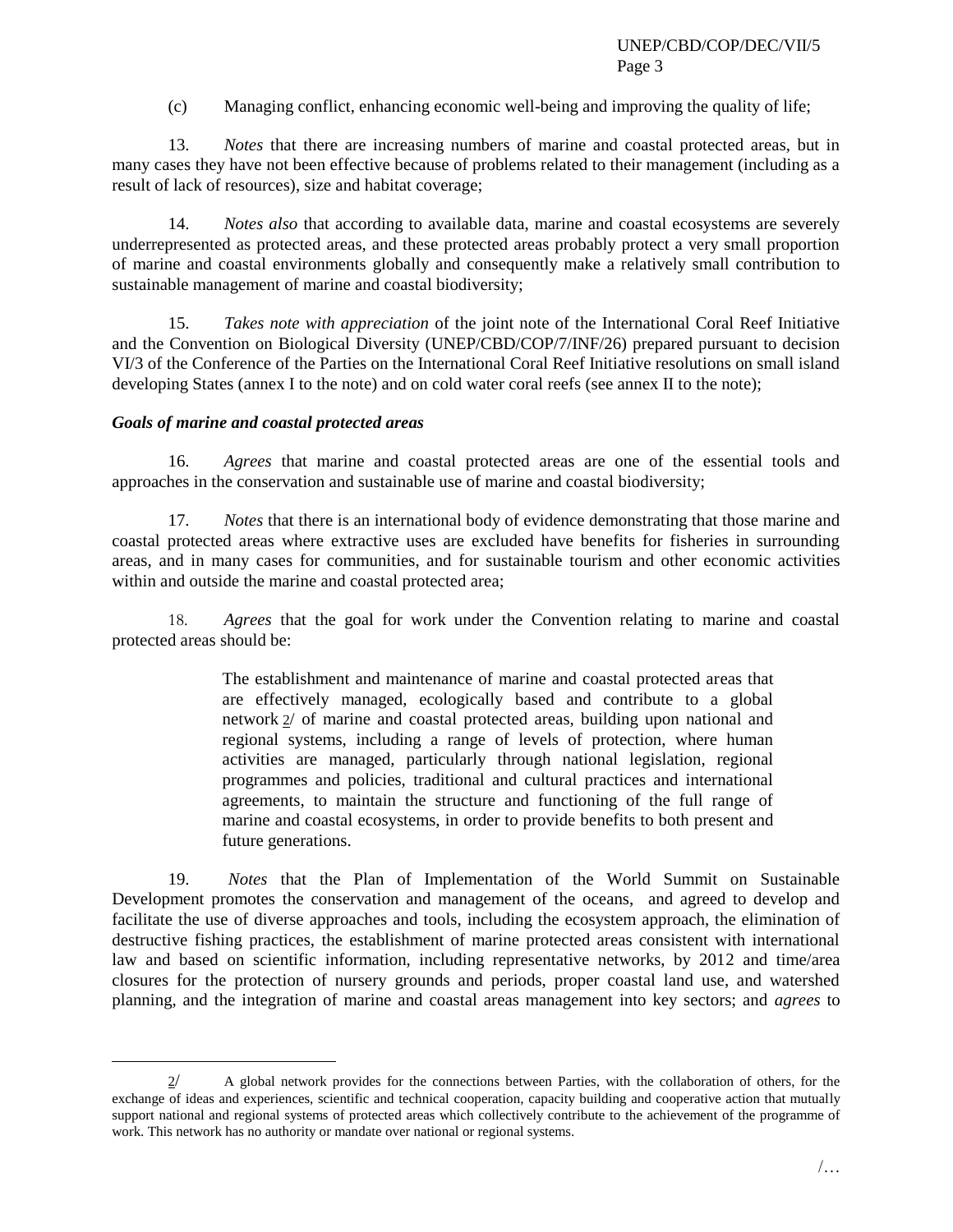(c) Managing conflict, enhancing economic well-being and improving the quality of life;

13. *Notes* that there are increasing numbers of marine and coastal protected areas, but in many cases they have not been effective because of problems related to their management (including as a result of lack of resources), size and habitat coverage;

14. *Notes also* that according to available data, marine and coastal ecosystems are severely underrepresented as protected areas, and these protected areas probably protect a very small proportion of marine and coastal environments globally and consequently make a relatively small contribution to sustainable management of marine and coastal biodiversity;

15. *Takes note with appreciation* of the joint note of the International Coral Reef Initiative and the Convention on Biological Diversity (UNEP/CBD/COP/7/INF/26) prepared pursuant to decision VI/3 of the Conference of the Parties on the International Coral Reef Initiative resolutions on small island developing States (annex I to the note) and on cold water coral reefs (see annex II to the note);

### *Goals of marine and coastal protected areas*

16. *Agrees* that marine and coastal protected areas are one of the essential tools and approaches in the conservation and sustainable use of marine and coastal biodiversity;

17. *Notes* that there is an international body of evidence demonstrating that those marine and coastal protected areas where extractive uses are excluded have benefits for fisheries in surrounding areas, and in many cases for communities, and for sustainable tourism and other economic activities within and outside the marine and coastal protected area;

18. *Agrees* that the goal for work under the Convention relating to marine and coastal protected areas should be:

> The establishment and maintenance of marine and coastal protected areas that are effectively managed, ecologically based and contribute to a global network 2/ of marine and coastal protected areas, building upon national and regional systems, including a range of levels of protection, where human activities are managed, particularly through national legislation, regional programmes and policies, traditional and cultural practices and international agreements, to maintain the structure and functioning of the full range of marine and coastal ecosystems, in order to provide benefits to both present and future generations.

19. *Notes* that the Plan of Implementation of the World Summit on Sustainable Development promotes the conservation and management of the oceans, and agreed to develop and facilitate the use of diverse approaches and tools, including the ecosystem approach, the elimination of destructive fishing practices, the establishment of marine protected areas consistent with international law and based on scientific information, including representative networks, by 2012 and time/area closures for the protection of nursery grounds and periods, proper coastal land use, and watershed planning, and the integration of marine and coastal areas management into key sectors; and *agrees* to

---

2/ A global network provides for the connections between Parties, with the collaboration of others, for the exchange of ideas and experiences, scientific and technical cooperation, capacity building and cooperative action that mutually support national and regional systems of protected areas which collectively contribute to the achievement of the programme of work. This network has no authority or mandate over national or regional systems.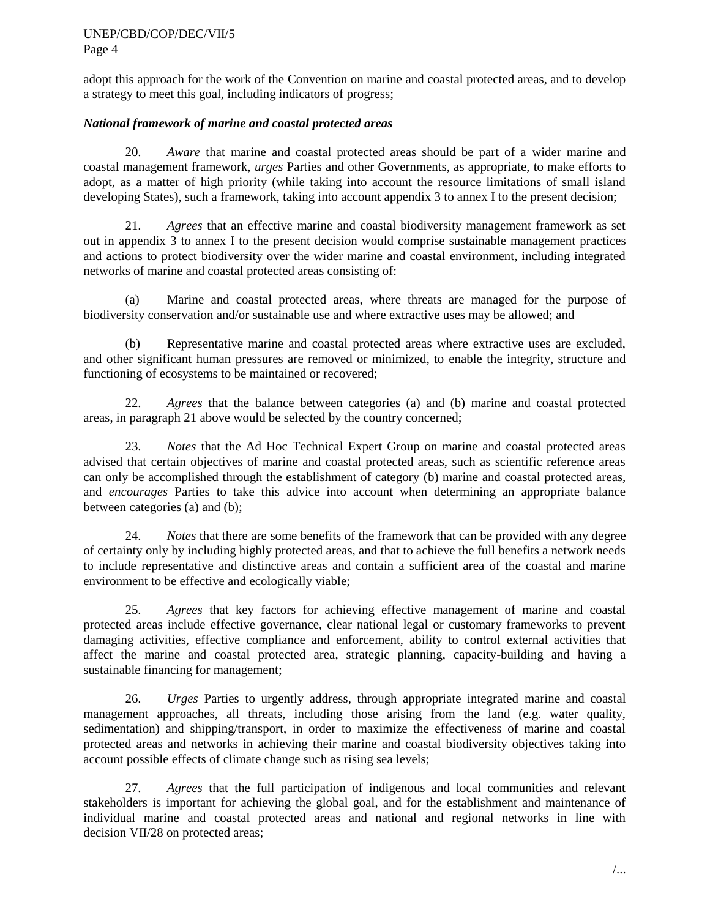adopt this approach for the work of the Convention on marine and coastal protected areas, and to develop a strategy to meet this goal, including indicators of progress;

***National framework of marine and coastal protected areas***

20. *Aware* that marine and coastal protected areas should be part of a wider marine and coastal management framework, *urges* Parties and other Governments, as appropriate, to make efforts to adopt, as a matter of high priority (while taking into account the resource limitations of small island developing States), such a framework, taking into account appendix 3 to annex I to the present decision;

21. *Agrees* that an effective marine and coastal biodiversity management framework as set out in appendix 3 to annex I to the present decision would comprise sustainable management practices and actions to protect biodiversity over the wider marine and coastal environment, including integrated networks of marine and coastal protected areas consisting of:

(a) Marine and coastal protected areas, where threats are managed for the purpose of biodiversity conservation and/or sustainable use and where extractive uses may be allowed; and

(b) Representative marine and coastal protected areas where extractive uses are excluded, and other significant human pressures are removed or minimized, to enable the integrity, structure and functioning of ecosystems to be maintained or recovered;

22. *Agrees* that the balance between categories (a) and (b) marine and coastal protected areas, in paragraph 21 above would be selected by the country concerned;

23. *Notes* that the Ad Hoc Technical Expert Group on marine and coastal protected areas advised that certain objectives of marine and coastal protected areas, such as scientific reference areas can only be accomplished through the establishment of category (b) marine and coastal protected areas, and *encourages* Parties to take this advice into account when determining an appropriate balance between categories (a) and (b);

24. *Notes* that there are some benefits of the framework that can be provided with any degree of certainty only by including highly protected areas, and that to achieve the full benefits a network needs to include representative and distinctive areas and contain a sufficient area of the coastal and marine environment to be effective and ecologically viable;

25. *Agrees* that key factors for achieving effective management of marine and coastal protected areas include effective governance, clear national legal or customary frameworks to prevent damaging activities, effective compliance and enforcement, ability to control external activities that affect the marine and coastal protected area, strategic planning, capacity-building and having a sustainable financing for management;

26. *Urges* Parties to urgently address, through appropriate integrated marine and coastal management approaches, all threats, including those arising from the land (e.g. water quality, sedimentation) and shipping/transport, in order to maximize the effectiveness of marine and coastal protected areas and networks in achieving their marine and coastal biodiversity objectives taking into account possible effects of climate change such as rising sea levels;

27. *Agrees* that the full participation of indigenous and local communities and relevant stakeholders is important for achieving the global goal, and for the establishment and maintenance of individual marine and coastal protected areas and national and regional networks in line with decision VII/28 on protected areas;

/...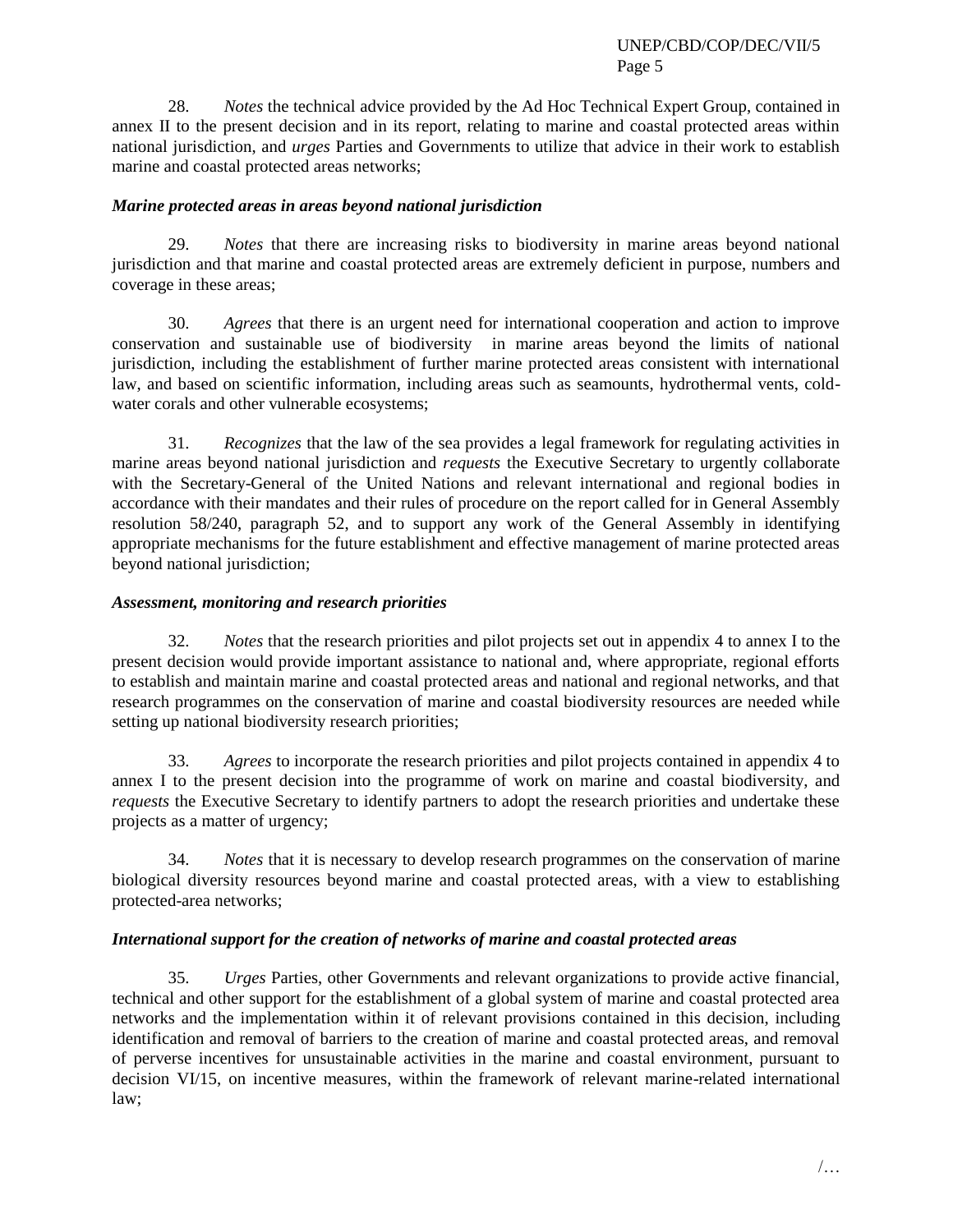28. *Notes* the technical advice provided by the Ad Hoc Technical Expert Group, contained in annex II to the present decision and in its report, relating to marine and coastal protected areas within national jurisdiction, and *urges* Parties and Governments to utilize that advice in their work to establish marine and coastal protected areas networks;

### *Marine protected areas in areas beyond national jurisdiction*

29. *Notes* that there are increasing risks to biodiversity in marine areas beyond national jurisdiction and that marine and coastal protected areas are extremely deficient in purpose, numbers and coverage in these areas;

30. *Agrees* that there is an urgent need for international cooperation and action to improve conservation and sustainable use of biodiversity in marine areas beyond the limits of national jurisdiction, including the establishment of further marine protected areas consistent with international law, and based on scientific information, including areas such as seamounts, hydrothermal vents, cold-water corals and other vulnerable ecosystems;

31. *Recognizes* that the law of the sea provides a legal framework for regulating activities in marine areas beyond national jurisdiction and *requests* the Executive Secretary to urgently collaborate with the Secretary-General of the United Nations and relevant international and regional bodies in accordance with their mandates and their rules of procedure on the report called for in General Assembly resolution 58/240, paragraph 52, and to support any work of the General Assembly in identifying appropriate mechanisms for the future establishment and effective management of marine protected areas beyond national jurisdiction;

### *Assessment, monitoring and research priorities*

32. *Notes* that the research priorities and pilot projects set out in appendix 4 to annex I to the present decision would provide important assistance to national and, where appropriate, regional efforts to establish and maintain marine and coastal protected areas and national and regional networks, and that research programmes on the conservation of marine and coastal biodiversity resources are needed while setting up national biodiversity research priorities;

33. *Agrees* to incorporate the research priorities and pilot projects contained in appendix 4 to annex I to the present decision into the programme of work on marine and coastal biodiversity, and *requests* the Executive Secretary to identify partners to adopt the research priorities and undertake these projects as a matter of urgency;

34. *Notes* that it is necessary to develop research programmes on the conservation of marine biological diversity resources beyond marine and coastal protected areas, with a view to establishing protected-area networks;

### *International support for the creation of networks of marine and coastal protected areas*

35. *Urges* Parties, other Governments and relevant organizations to provide active financial, technical and other support for the establishment of a global system of marine and coastal protected area networks and the implementation within it of relevant provisions contained in this decision, including identification and removal of barriers to the creation of marine and coastal protected areas, and removal of perverse incentives for unsustainable activities in the marine and coastal environment, pursuant to decision VI/15, on incentive measures, within the framework of relevant marine-related international law;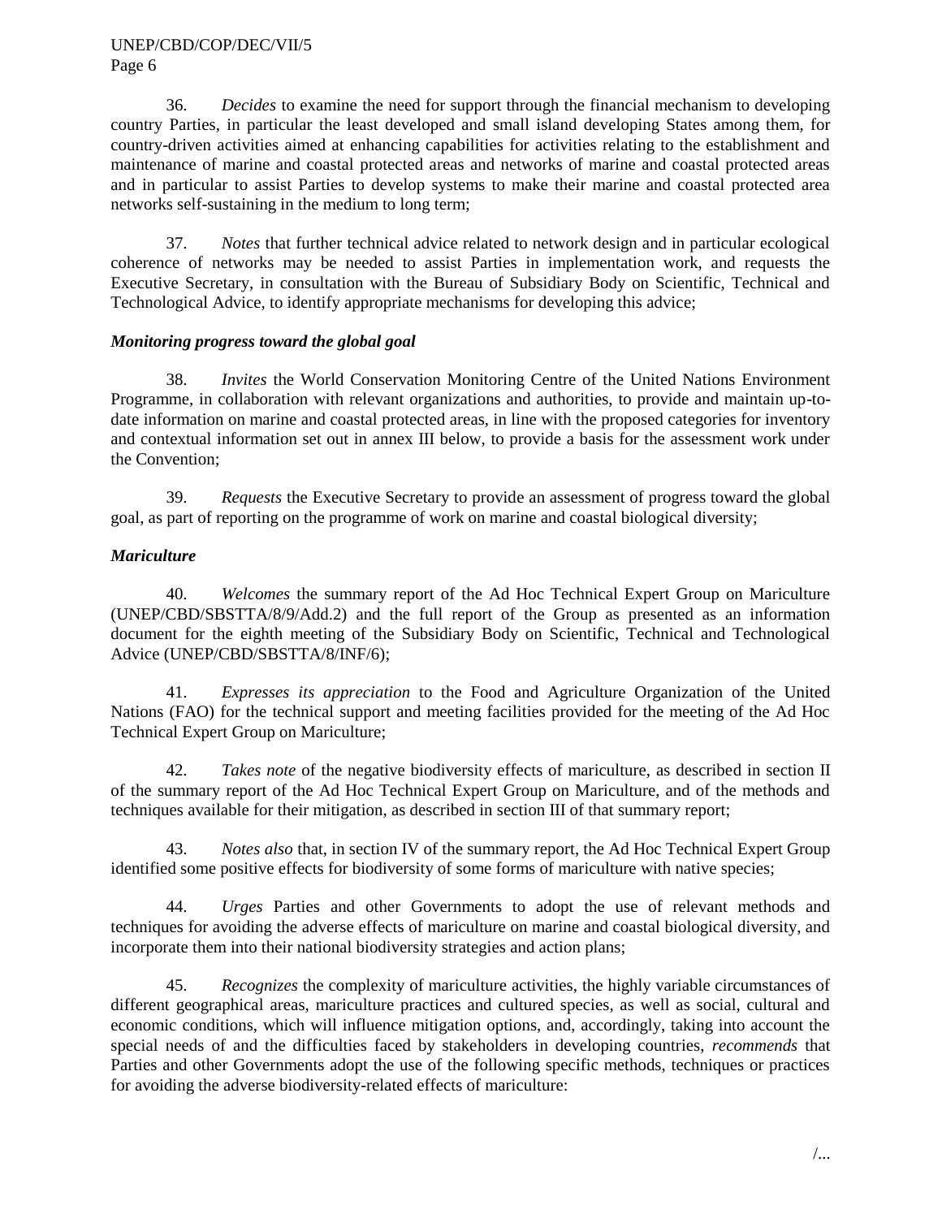36. *Decides* to examine the need for support through the financial mechanism to developing country Parties, in particular the least developed and small island developing States among them, for country-driven activities aimed at enhancing capabilities for activities relating to the establishment and maintenance of marine and coastal protected areas and networks of marine and coastal protected areas and in particular to assist Parties to develop systems to make their marine and coastal protected area networks self-sustaining in the medium to long term;

37. *Notes* that further technical advice related to network design and in particular ecological coherence of networks may be needed to assist Parties in implementation work, and requests the Executive Secretary, in consultation with the Bureau of Subsidiary Body on Scientific, Technical and Technological Advice, to identify appropriate mechanisms for developing this advice;

### *Monitoring progress toward the global goal*

38. *Invites* the World Conservation Monitoring Centre of the United Nations Environment Programme, in collaboration with relevant organizations and authorities, to provide and maintain up-to-date information on marine and coastal protected areas, in line with the proposed categories for inventory and contextual information set out in annex III below, to provide a basis for the assessment work under the Convention;

39. *Requests* the Executive Secretary to provide an assessment of progress toward the global goal, as part of reporting on the programme of work on marine and coastal biological diversity;

### *Mariculture*

40. *Welcomes* the summary report of the Ad Hoc Technical Expert Group on Mariculture (UNEP/CBD/SBSTTA/8/9/Add.2) and the full report of the Group as presented as an information document for the eighth meeting of the Subsidiary Body on Scientific, Technical and Technological Advice (UNEP/CBD/SBSTTA/8/INF/6);

41. *Expresses its appreciation* to the Food and Agriculture Organization of the United Nations (FAO) for the technical support and meeting facilities provided for the meeting of the Ad Hoc Technical Expert Group on Mariculture;

42. *Takes note* of the negative biodiversity effects of mariculture, as described in section II of the summary report of the Ad Hoc Technical Expert Group on Mariculture, and of the methods and techniques available for their mitigation, as described in section III of that summary report;

43. *Notes also* that, in section IV of the summary report, the Ad Hoc Technical Expert Group identified some positive effects for biodiversity of some forms of mariculture with native species;

44. *Urges* Parties and other Governments to adopt the use of relevant methods and techniques for avoiding the adverse effects of mariculture on marine and coastal biological diversity, and incorporate them into their national biodiversity strategies and action plans;

45. *Recognizes* the complexity of mariculture activities, the highly variable circumstances of different geographical areas, mariculture practices and cultured species, as well as social, cultural and economic conditions, which will influence mitigation options, and, accordingly, taking into account the special needs of and the difficulties faced by stakeholders in developing countries, *recommends* that Parties and other Governments adopt the use of the following specific methods, techniques or practices for avoiding the adverse biodiversity-related effects of mariculture: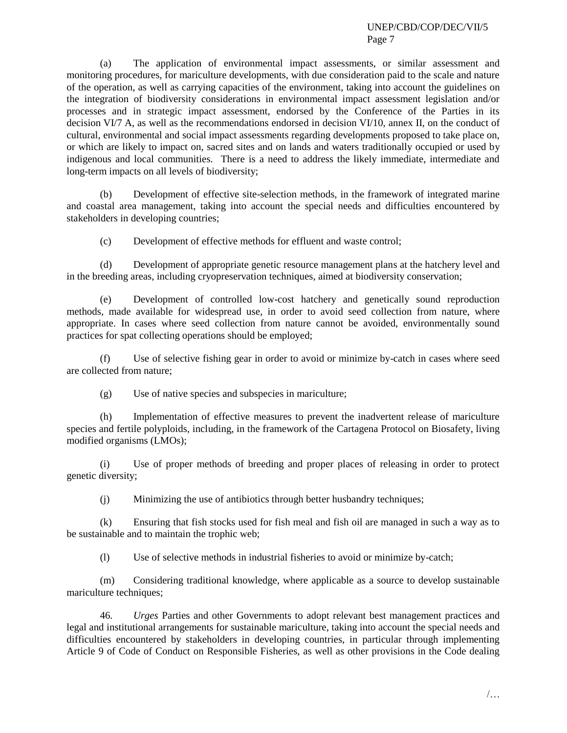(a) The application of environmental impact assessments, or similar assessment and monitoring procedures, for mariculture developments, with due consideration paid to the scale and nature of the operation, as well as carrying capacities of the environment, taking into account the guidelines on the integration of biodiversity considerations in environmental impact assessment legislation and/or processes and in strategic impact assessment, endorsed by the Conference of the Parties in its decision VI/7 A, as well as the recommendations endorsed in decision VI/10, annex II, on the conduct of cultural, environmental and social impact assessments regarding developments proposed to take place on, or which are likely to impact on, sacred sites and on lands and waters traditionally occupied or used by indigenous and local communities. There is a need to address the likely immediate, intermediate and long-term impacts on all levels of biodiversity;

(b) Development of effective site-selection methods, in the framework of integrated marine and coastal area management, taking into account the special needs and difficulties encountered by stakeholders in developing countries;

(c) Development of effective methods for effluent and waste control;

(d) Development of appropriate genetic resource management plans at the hatchery level and in the breeding areas, including cryopreservation techniques, aimed at biodiversity conservation;

(e) Development of controlled low-cost hatchery and genetically sound reproduction methods, made available for widespread use, in order to avoid seed collection from nature, where appropriate. In cases where seed collection from nature cannot be avoided, environmentally sound practices for spat collecting operations should be employed;

(f) Use of selective fishing gear in order to avoid or minimize by-catch in cases where seed are collected from nature;

(g) Use of native species and subspecies in mariculture;

(h) Implementation of effective measures to prevent the inadvertent release of mariculture species and fertile polyploids, including, in the framework of the Cartagena Protocol on Biosafety, living modified organisms (LMOs);

(i) Use of proper methods of breeding and proper places of releasing in order to protect genetic diversity;

(j) Minimizing the use of antibiotics through better husbandry techniques;

(k) Ensuring that fish stocks used for fish meal and fish oil are managed in such a way as to be sustainable and to maintain the trophic web;

(l) Use of selective methods in industrial fisheries to avoid or minimize by-catch;

(m) Considering traditional knowledge, where applicable as a source to develop sustainable mariculture techniques;

46. *Urges* Parties and other Governments to adopt relevant best management practices and legal and institutional arrangements for sustainable mariculture, taking into account the special needs and difficulties encountered by stakeholders in developing countries, in particular through implementing Article 9 of Code of Conduct on Responsible Fisheries, as well as other provisions in the Code dealing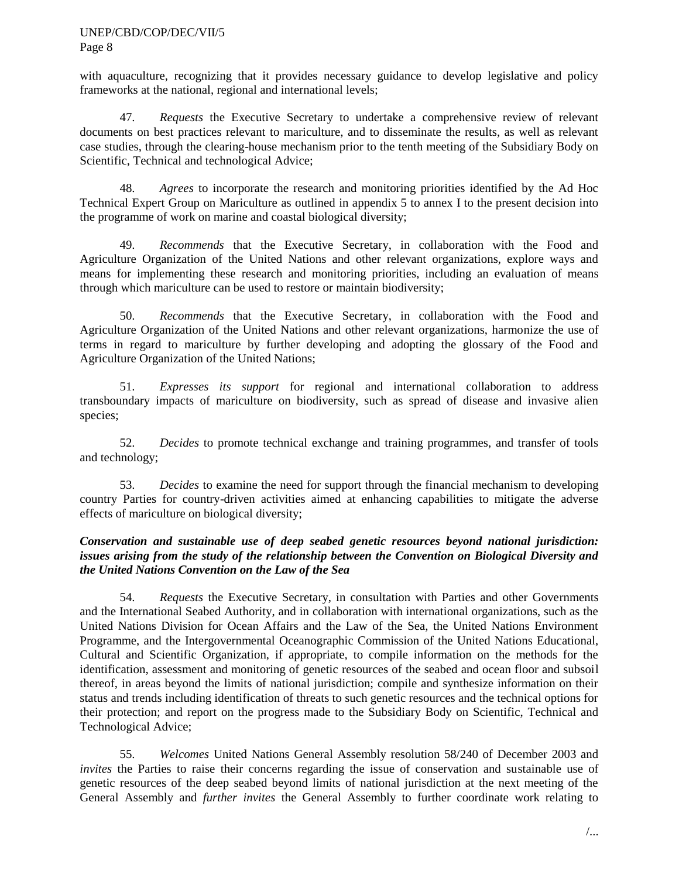with aquaculture, recognizing that it provides necessary guidance to develop legislative and policy frameworks at the national, regional and international levels;

47. *Requests* the Executive Secretary to undertake a comprehensive review of relevant documents on best practices relevant to mariculture, and to disseminate the results, as well as relevant case studies, through the clearing-house mechanism prior to the tenth meeting of the Subsidiary Body on Scientific, Technical and technological Advice;

48. *Agrees* to incorporate the research and monitoring priorities identified by the Ad Hoc Technical Expert Group on Mariculture as outlined in appendix 5 to annex I to the present decision into the programme of work on marine and coastal biological diversity;

49. *Recommends* that the Executive Secretary, in collaboration with the Food and Agriculture Organization of the United Nations and other relevant organizations, explore ways and means for implementing these research and monitoring priorities, including an evaluation of means through which mariculture can be used to restore or maintain biodiversity;

50. *Recommends* that the Executive Secretary, in collaboration with the Food and Agriculture Organization of the United Nations and other relevant organizations, harmonize the use of terms in regard to mariculture by further developing and adopting the glossary of the Food and Agriculture Organization of the United Nations;

51. *Expresses its support* for regional and international collaboration to address transboundary impacts of mariculture on biodiversity, such as spread of disease and invasive alien species;

52. *Decides* to promote technical exchange and training programmes, and transfer of tools and technology;

53. *Decides* to examine the need for support through the financial mechanism to developing country Parties for country-driven activities aimed at enhancing capabilities to mitigate the adverse effects of mariculture on biological diversity;

***Conservation and sustainable use of deep seabed genetic resources beyond national jurisdiction: issues arising from the study of the relationship between the Convention on Biological Diversity and the United Nations Convention on the Law of the Sea***

54. *Requests* the Executive Secretary, in consultation with Parties and other Governments and the International Seabed Authority, and in collaboration with international organizations, such as the United Nations Division for Ocean Affairs and the Law of the Sea, the United Nations Environment Programme, and the Intergovernmental Oceanographic Commission of the United Nations Educational, Cultural and Scientific Organization, if appropriate, to compile information on the methods for the identification, assessment and monitoring of genetic resources of the seabed and ocean floor and subsoil thereof, in areas beyond the limits of national jurisdiction; compile and synthesize information on their status and trends including identification of threats to such genetic resources and the technical options for their protection; and report on the progress made to the Subsidiary Body on Scientific, Technical and Technological Advice;

55. *Welcomes* United Nations General Assembly resolution 58/240 of December 2003 and *invites* the Parties to raise their concerns regarding the issue of conservation and sustainable use of genetic resources of the deep seabed beyond limits of national jurisdiction at the next meeting of the General Assembly and *further invites* the General Assembly to further coordinate work relating to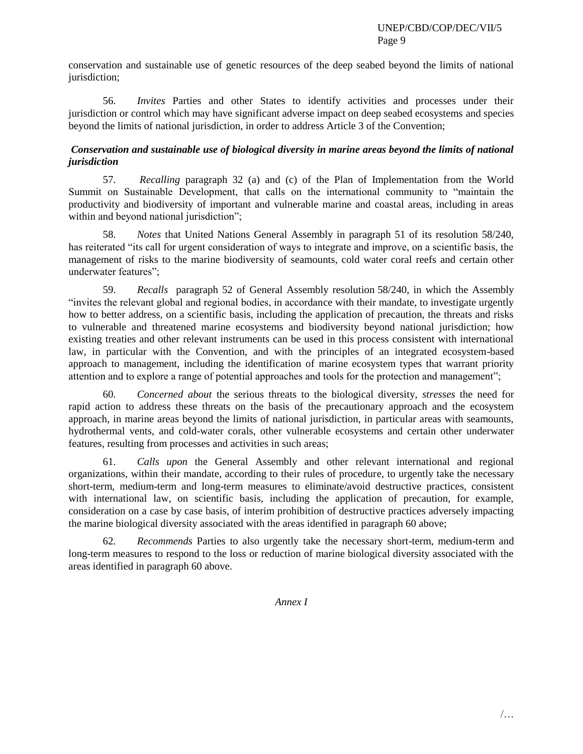conservation and sustainable use of genetic resources of the deep seabed beyond the limits of national jurisdiction;

56. *Invites* Parties and other States to identify activities and processes under their jurisdiction or control which may have significant adverse impact on deep seabed ecosystems and species beyond the limits of national jurisdiction, in order to address Article 3 of the Convention;

***Conservation and sustainable use of biological diversity in marine areas beyond the limits of national jurisdiction***

57. *Recalling* paragraph 32 (a) and (c) of the Plan of Implementation from the World Summit on Sustainable Development, that calls on the international community to "maintain the productivity and biodiversity of important and vulnerable marine and coastal areas, including in areas within and beyond national jurisdiction";

58. *Notes* that United Nations General Assembly in paragraph 51 of its resolution 58/240, has reiterated "its call for urgent consideration of ways to integrate and improve, on a scientific basis, the management of risks to the marine biodiversity of seamounts, cold water coral reefs and certain other underwater features";

59. *Recalls* paragraph 52 of General Assembly resolution 58/240, in which the Assembly "invites the relevant global and regional bodies, in accordance with their mandate, to investigate urgently how to better address, on a scientific basis, including the application of precaution, the threats and risks to vulnerable and threatened marine ecosystems and biodiversity beyond national jurisdiction; how existing treaties and other relevant instruments can be used in this process consistent with international law, in particular with the Convention, and with the principles of an integrated ecosystem-based approach to management, including the identification of marine ecosystem types that warrant priority attention and to explore a range of potential approaches and tools for the protection and management";

60. *Concerned about* the serious threats to the biological diversity, *stresses* the need for rapid action to address these threats on the basis of the precautionary approach and the ecosystem approach, in marine areas beyond the limits of national jurisdiction, in particular areas with seamounts, hydrothermal vents, and cold-water corals, other vulnerable ecosystems and certain other underwater features, resulting from processes and activities in such areas;

61. *Calls upon* the General Assembly and other relevant international and regional organizations, within their mandate, according to their rules of procedure, to urgently take the necessary short-term, medium-term and long-term measures to eliminate/avoid destructive practices, consistent with international law, on scientific basis, including the application of precaution, for example, consideration on a case by case basis, of interim prohibition of destructive practices adversely impacting the marine biological diversity associated with the areas identified in paragraph 60 above;

62. *Recommends* Parties to also urgently take the necessary short-term, medium-term and long-term measures to respond to the loss or reduction of marine biological diversity associated with the areas identified in paragraph 60 above.

*Annex I*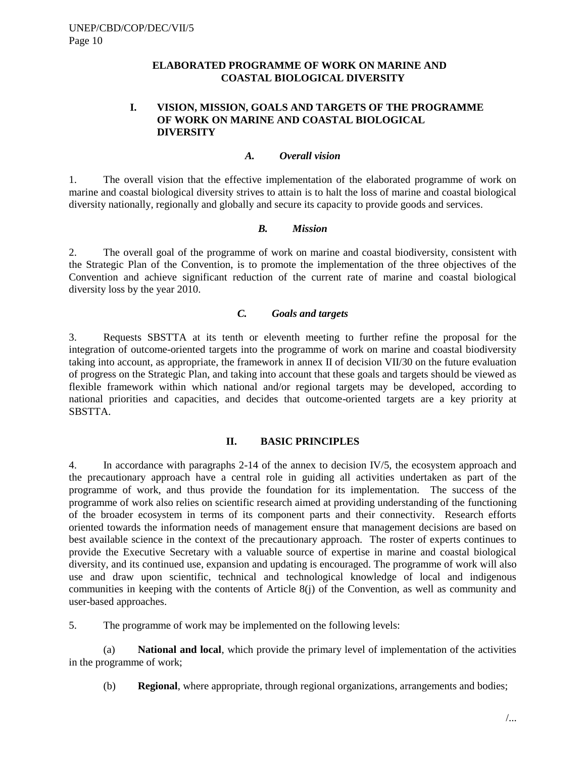# ELABORATED PROGRAMME OF WORK ON MARINE AND COASTAL BIOLOGICAL DIVERSITY

## I. VISION, MISSION, GOALS AND TARGETS OF THE PROGRAMME OF WORK ON MARINE AND COASTAL BIOLOGICAL DIVERSITY

### *A. Overall vision*

1. The overall vision that the effective implementation of the elaborated programme of work on marine and coastal biological diversity strives to attain is to halt the loss of marine and coastal biological diversity nationally, regionally and globally and secure its capacity to provide goods and services.

### *B. Mission*

2. The overall goal of the programme of work on marine and coastal biodiversity, consistent with the Strategic Plan of the Convention, is to promote the implementation of the three objectives of the Convention and achieve significant reduction of the current rate of marine and coastal biological diversity loss by the year 2010.

### *C. Goals and targets*

3. Requests SBSTTA at its tenth or eleventh meeting to further refine the proposal for the integration of outcome-oriented targets into the programme of work on marine and coastal biodiversity taking into account, as appropriate, the framework in annex II of decision VII/30 on the future evaluation of progress on the Strategic Plan, and taking into account that these goals and targets should be viewed as flexible framework within which national and/or regional targets may be developed, according to national priorities and capacities, and decides that outcome-oriented targets are a key priority at SBSTTA.

## II. BASIC PRINCIPLES

4. In accordance with paragraphs 2-14 of the annex to decision IV/5, the ecosystem approach and the precautionary approach have a central role in guiding all activities undertaken as part of the programme of work, and thus provide the foundation for its implementation. The success of the programme of work also relies on scientific research aimed at providing understanding of the functioning of the broader ecosystem in terms of its component parts and their connectivity. Research efforts oriented towards the information needs of management ensure that management decisions are based on best available science in the context of the precautionary approach. The roster of experts continues to provide the Executive Secretary with a valuable source of expertise in marine and coastal biological diversity, and its continued use, expansion and updating is encouraged. The programme of work will also use and draw upon scientific, technical and technological knowledge of local and indigenous communities in keeping with the contents of Article 8(j) of the Convention, as well as community and user-based approaches.

5. The programme of work may be implemented on the following levels:

(a) **National and local**, which provide the primary level of implementation of the activities in the programme of work;

(b) **Regional**, where appropriate, through regional organizations, arrangements and bodies;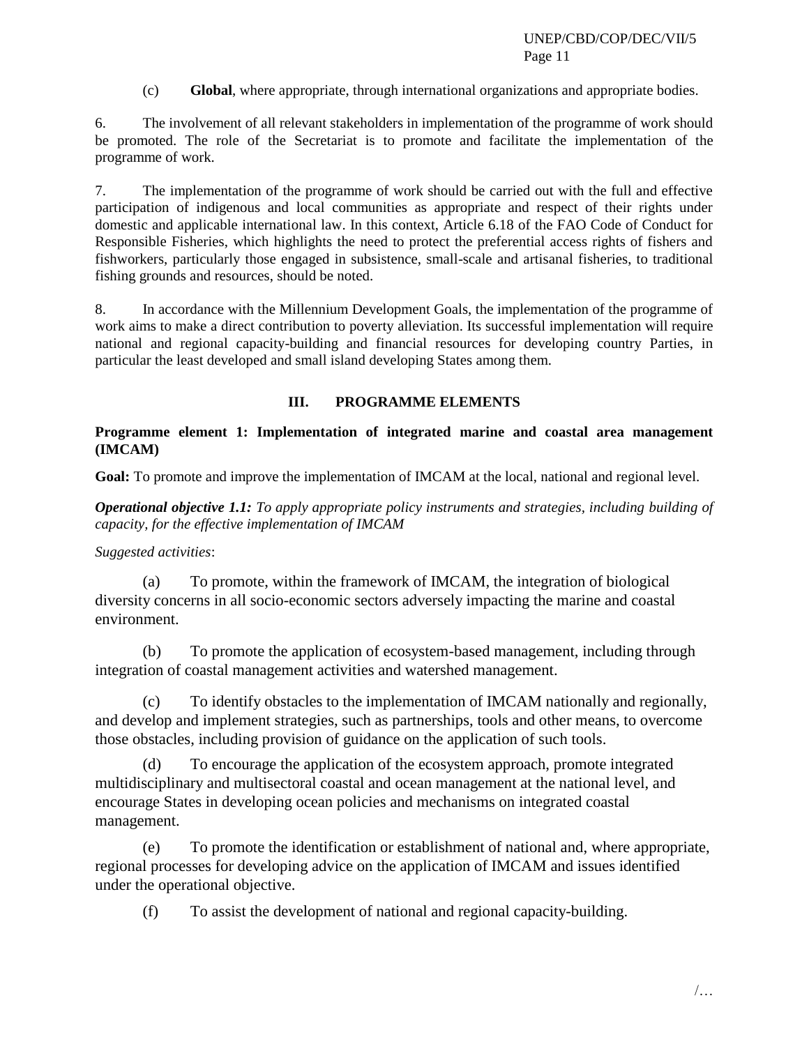(c) **Global**, where appropriate, through international organizations and appropriate bodies.

6. The involvement of all relevant stakeholders in implementation of the programme of work should be promoted. The role of the Secretariat is to promote and facilitate the implementation of the programme of work.

7. The implementation of the programme of work should be carried out with the full and effective participation of indigenous and local communities as appropriate and respect of their rights under domestic and applicable international law. In this context, Article 6.18 of the FAO Code of Conduct for Responsible Fisheries, which highlights the need to protect the preferential access rights of fishers and fishworkers, particularly those engaged in subsistence, small-scale and artisanal fisheries, to traditional fishing grounds and resources, should be noted.

8. In accordance with the Millennium Development Goals, the implementation of the programme of work aims to make a direct contribution to poverty alleviation. Its successful implementation will require national and regional capacity-building and financial resources for developing country Parties, in particular the least developed and small island developing States among them.

## III. PROGRAMME ELEMENTS

**Programme element 1: Implementation of integrated marine and coastal area management (IMCAM)**

**Goal:** To promote and improve the implementation of IMCAM at the local, national and regional level.

***Operational objective 1.1:*** *To apply appropriate policy instruments and strategies, including building of capacity, for the effective implementation of IMCAM*

*Suggested activities*:

(a) To promote, within the framework of IMCAM, the integration of biological diversity concerns in all socio-economic sectors adversely impacting the marine and coastal environment.

(b) To promote the application of ecosystem-based management, including through integration of coastal management activities and watershed management.

(c) To identify obstacles to the implementation of IMCAM nationally and regionally, and develop and implement strategies, such as partnerships, tools and other means, to overcome those obstacles, including provision of guidance on the application of such tools.

(d) To encourage the application of the ecosystem approach, promote integrated multidisciplinary and multisectoral coastal and ocean management at the national level, and encourage States in developing ocean policies and mechanisms on integrated coastal management.

(e) To promote the identification or establishment of national and, where appropriate, regional processes for developing advice on the application of IMCAM and issues identified under the operational objective.

(f) To assist the development of national and regional capacity-building.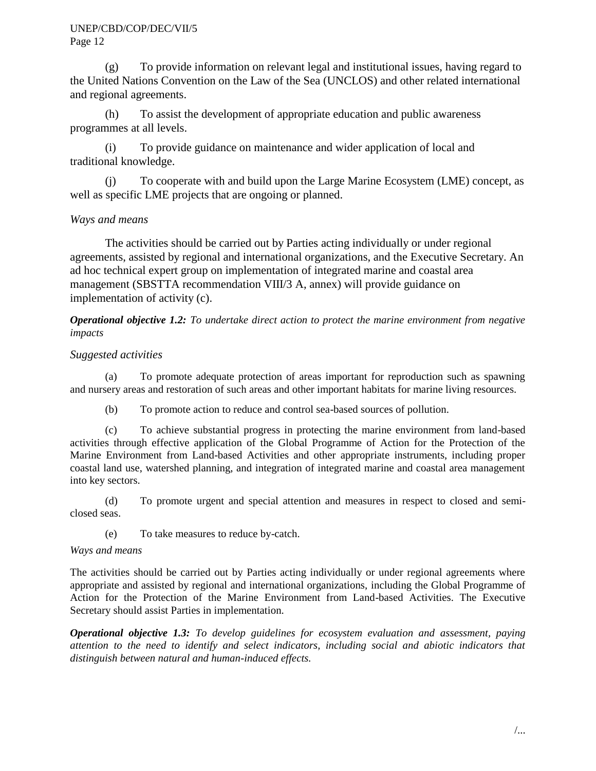(g) To provide information on relevant legal and institutional issues, having regard to the United Nations Convention on the Law of the Sea (UNCLOS) and other related international and regional agreements.

(h) To assist the development of appropriate education and public awareness programmes at all levels.

(i) To provide guidance on maintenance and wider application of local and traditional knowledge.

(j) To cooperate with and build upon the Large Marine Ecosystem (LME) concept, as well as specific LME projects that are ongoing or planned.

*Ways and means*

The activities should be carried out by Parties acting individually or under regional agreements, assisted by regional and international organizations, and the Executive Secretary. An ad hoc technical expert group on implementation of integrated marine and coastal area management (SBSTTA recommendation VIII/3 A, annex) will provide guidance on implementation of activity (c).

***Operational objective 1.2:*** *To undertake direct action to protect the marine environment from negative impacts*

*Suggested activities*

(a) To promote adequate protection of areas important for reproduction such as spawning and nursery areas and restoration of such areas and other important habitats for marine living resources.

(b) To promote action to reduce and control sea-based sources of pollution.

(c) To achieve substantial progress in protecting the marine environment from land-based activities through effective application of the Global Programme of Action for the Protection of the Marine Environment from Land-based Activities and other appropriate instruments, including proper coastal land use, watershed planning, and integration of integrated marine and coastal area management into key sectors.

(d) To promote urgent and special attention and measures in respect to closed and semi-closed seas.

(e) To take measures to reduce by-catch.

*Ways and means*

The activities should be carried out by Parties acting individually or under regional agreements where appropriate and assisted by regional and international organizations, including the Global Programme of Action for the Protection of the Marine Environment from Land-based Activities. The Executive Secretary should assist Parties in implementation.

***Operational objective 1.3:*** *To develop guidelines for ecosystem evaluation and assessment, paying attention to the need to identify and select indicators, including social and abiotic indicators that distinguish between natural and human-induced effects.*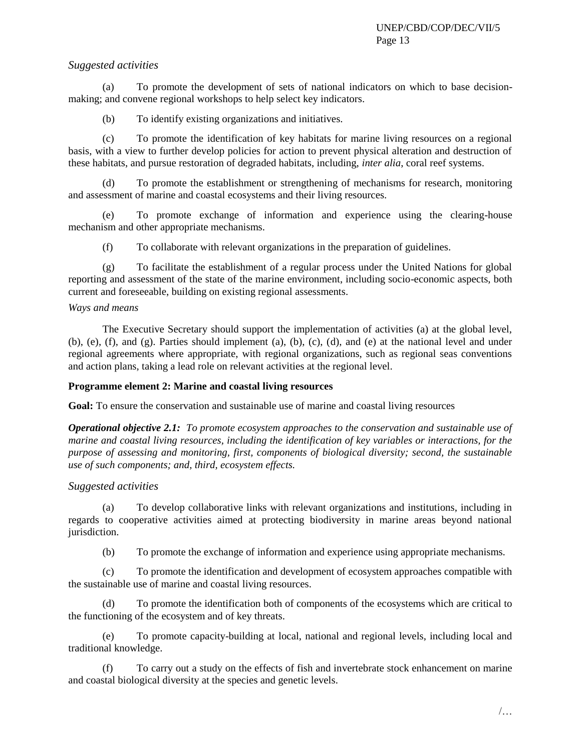*Suggested activities*

(a) To promote the development of sets of national indicators on which to base decision-making; and convene regional workshops to help select key indicators.

(b) To identify existing organizations and initiatives.

(c) To promote the identification of key habitats for marine living resources on a regional basis, with a view to further develop policies for action to prevent physical alteration and destruction of these habitats, and pursue restoration of degraded habitats, including, *inter alia*, coral reef systems.

(d) To promote the establishment or strengthening of mechanisms for research, monitoring and assessment of marine and coastal ecosystems and their living resources.

(e) To promote exchange of information and experience using the clearing-house mechanism and other appropriate mechanisms.

(f) To collaborate with relevant organizations in the preparation of guidelines.

(g) To facilitate the establishment of a regular process under the United Nations for global reporting and assessment of the state of the marine environment, including socio-economic aspects, both current and foreseeable, building on existing regional assessments.

*Ways and means*

The Executive Secretary should support the implementation of activities (a) at the global level, (b), (e), (f), and (g). Parties should implement (a), (b), (c), (d), and (e) at the national level and under regional agreements where appropriate, with regional organizations, such as regional seas conventions and action plans, taking a lead role on relevant activities at the regional level.

**Programme element 2: Marine and coastal living resources**

**Goal:** To ensure the conservation and sustainable use of marine and coastal living resources

***Operational objective 2.1:*** *To promote ecosystem approaches to the conservation and sustainable use of marine and coastal living resources, including the identification of key variables or interactions, for the purpose of assessing and monitoring, first, components of biological diversity; second, the sustainable use of such components; and, third, ecosystem effects.*

*Suggested activities*

(a) To develop collaborative links with relevant organizations and institutions, including in regards to cooperative activities aimed at protecting biodiversity in marine areas beyond national jurisdiction.

(b) To promote the exchange of information and experience using appropriate mechanisms.

(c) To promote the identification and development of ecosystem approaches compatible with the sustainable use of marine and coastal living resources.

(d) To promote the identification both of components of the ecosystems which are critical to the functioning of the ecosystem and of key threats.

(e) To promote capacity-building at local, national and regional levels, including local and traditional knowledge.

(f) To carry out a study on the effects of fish and invertebrate stock enhancement on marine and coastal biological diversity at the species and genetic levels.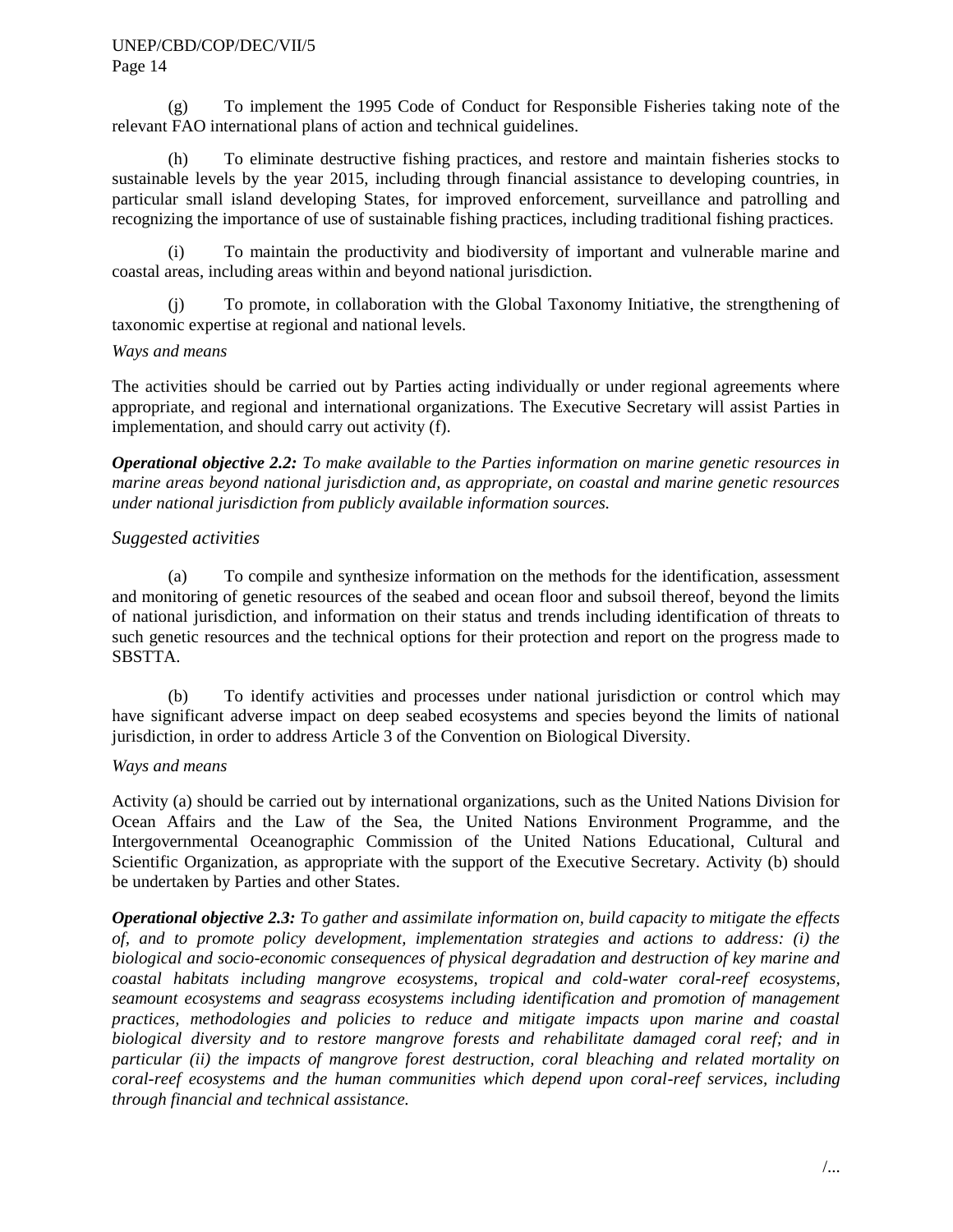(g) To implement the 1995 Code of Conduct for Responsible Fisheries taking note of the relevant FAO international plans of action and technical guidelines.

(h) To eliminate destructive fishing practices, and restore and maintain fisheries stocks to sustainable levels by the year 2015, including through financial assistance to developing countries, in particular small island developing States, for improved enforcement, surveillance and patrolling and recognizing the importance of use of sustainable fishing practices, including traditional fishing practices.

(i) To maintain the productivity and biodiversity of important and vulnerable marine and coastal areas, including areas within and beyond national jurisdiction.

(j) To promote, in collaboration with the Global Taxonomy Initiative, the strengthening of taxonomic expertise at regional and national levels.

*Ways and means*

The activities should be carried out by Parties acting individually or under regional agreements where appropriate, and regional and international organizations. The Executive Secretary will assist Parties in implementation, and should carry out activity (f).

***Operational objective 2.2:*** *To make available to the Parties information on marine genetic resources in marine areas beyond national jurisdiction and, as appropriate, on coastal and marine genetic resources under national jurisdiction from publicly available information sources.*

*Suggested activities*

(a) To compile and synthesize information on the methods for the identification, assessment and monitoring of genetic resources of the seabed and ocean floor and subsoil thereof, beyond the limits of national jurisdiction, and information on their status and trends including identification of threats to such genetic resources and the technical options for their protection and report on the progress made to SBSTTA.

(b) To identify activities and processes under national jurisdiction or control which may have significant adverse impact on deep seabed ecosystems and species beyond the limits of national jurisdiction, in order to address Article 3 of the Convention on Biological Diversity.

*Ways and means*

Activity (a) should be carried out by international organizations, such as the United Nations Division for Ocean Affairs and the Law of the Sea, the United Nations Environment Programme, and the Intergovernmental Oceanographic Commission of the United Nations Educational, Cultural and Scientific Organization, as appropriate with the support of the Executive Secretary. Activity (b) should be undertaken by Parties and other States.

***Operational objective 2.3:*** *To gather and assimilate information on, build capacity to mitigate the effects of, and to promote policy development, implementation strategies and actions to address: (i) the biological and socio-economic consequences of physical degradation and destruction of key marine and coastal habitats including mangrove ecosystems, tropical and cold-water coral-reef ecosystems, seamount ecosystems and seagrass ecosystems including identification and promotion of management practices, methodologies and policies to reduce and mitigate impacts upon marine and coastal biological diversity and to restore mangrove forests and rehabilitate damaged coral reef; and in particular (ii) the impacts of mangrove forest destruction, coral bleaching and related mortality on coral-reef ecosystems and the human communities which depend upon coral-reef services, including through financial and technical assistance.*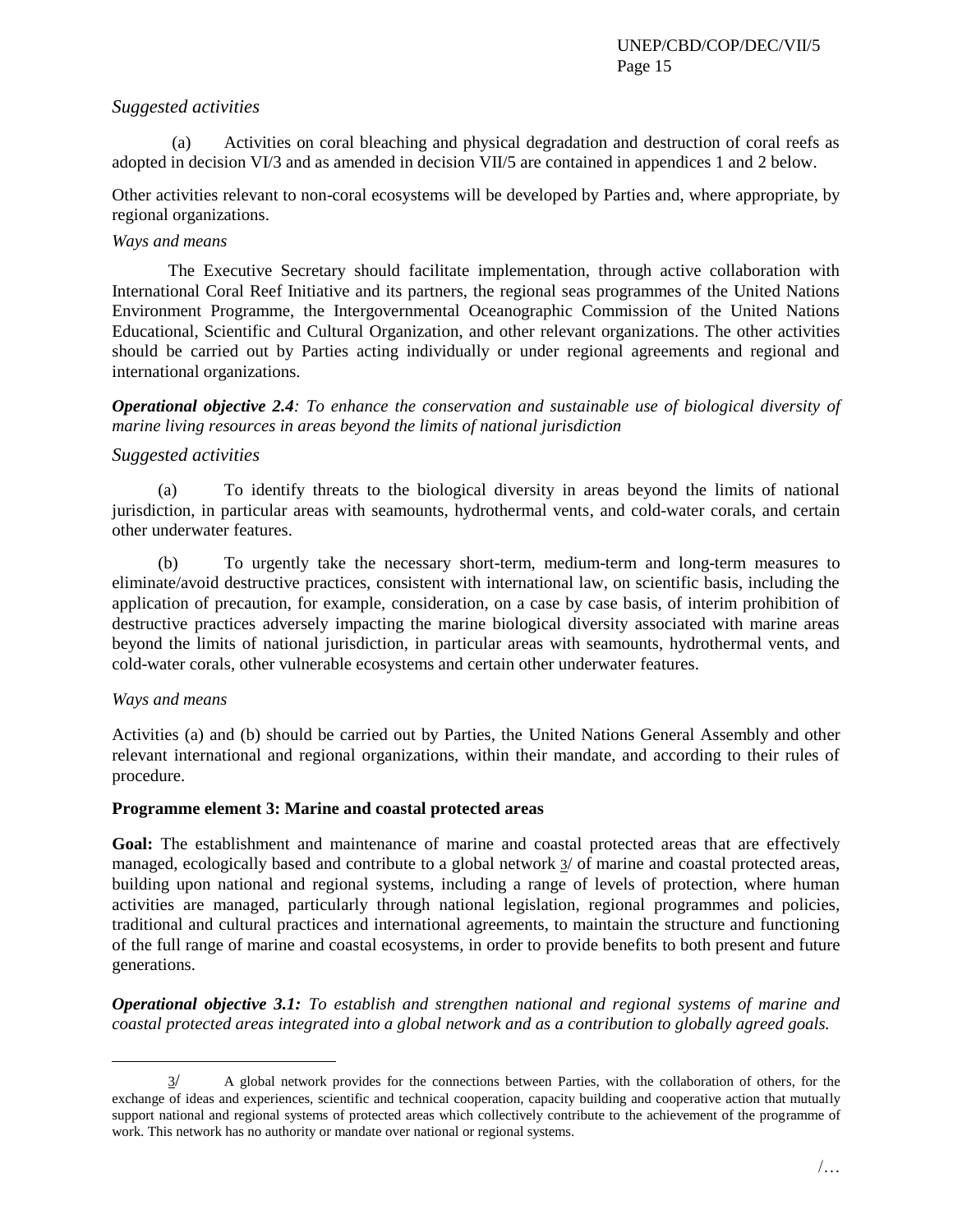*Suggested activities*

(a) Activities on coral bleaching and physical degradation and destruction of coral reefs as adopted in decision VI/3 and as amended in decision VII/5 are contained in appendices 1 and 2 below.

Other activities relevant to non-coral ecosystems will be developed by Parties and, where appropriate, by regional organizations.

*Ways and means*

The Executive Secretary should facilitate implementation, through active collaboration with International Coral Reef Initiative and its partners, the regional seas programmes of the United Nations Environment Programme, the Intergovernmental Oceanographic Commission of the United Nations Educational, Scientific and Cultural Organization, and other relevant organizations. The other activities should be carried out by Parties acting individually or under regional agreements and regional and international organizations.

***Operational objective 2.4****: To enhance the conservation and sustainable use of biological diversity of marine living resources in areas beyond the limits of national jurisdiction*

*Suggested activities*

(a) To identify threats to the biological diversity in areas beyond the limits of national jurisdiction, in particular areas with seamounts, hydrothermal vents, and cold-water corals, and certain other underwater features.

(b) To urgently take the necessary short-term, medium-term and long-term measures to eliminate/avoid destructive practices, consistent with international law, on scientific basis, including the application of precaution, for example, consideration, on a case by case basis, of interim prohibition of destructive practices adversely impacting the marine biological diversity associated with marine areas beyond the limits of national jurisdiction, in particular areas with seamounts, hydrothermal vents, and cold-water corals, other vulnerable ecosystems and certain other underwater features.

*Ways and means*

Activities (a) and (b) should be carried out by Parties, the United Nations General Assembly and other relevant international and regional organizations, within their mandate, and according to their rules of procedure.

**Programme element 3: Marine and coastal protected areas**

**Goal:** The establishment and maintenance of marine and coastal protected areas that are effectively managed, ecologically based and contribute to a global network 3/ of marine and coastal protected areas, building upon national and regional systems, including a range of levels of protection, where human activities are managed, particularly through national legislation, regional programmes and policies, traditional and cultural practices and international agreements, to maintain the structure and functioning of the full range of marine and coastal ecosystems, in order to provide benefits to both present and future generations.

***Operational objective 3.1:*** *To establish and strengthen national and regional systems of marine and coastal protected areas integrated into a global network and as a contribution to globally agreed goals.*

---

3/ A global network provides for the connections between Parties, with the collaboration of others, for the exchange of ideas and experiences, scientific and technical cooperation, capacity building and cooperative action that mutually support national and regional systems of protected areas which collectively contribute to the achievement of the programme of work. This network has no authority or mandate over national or regional systems.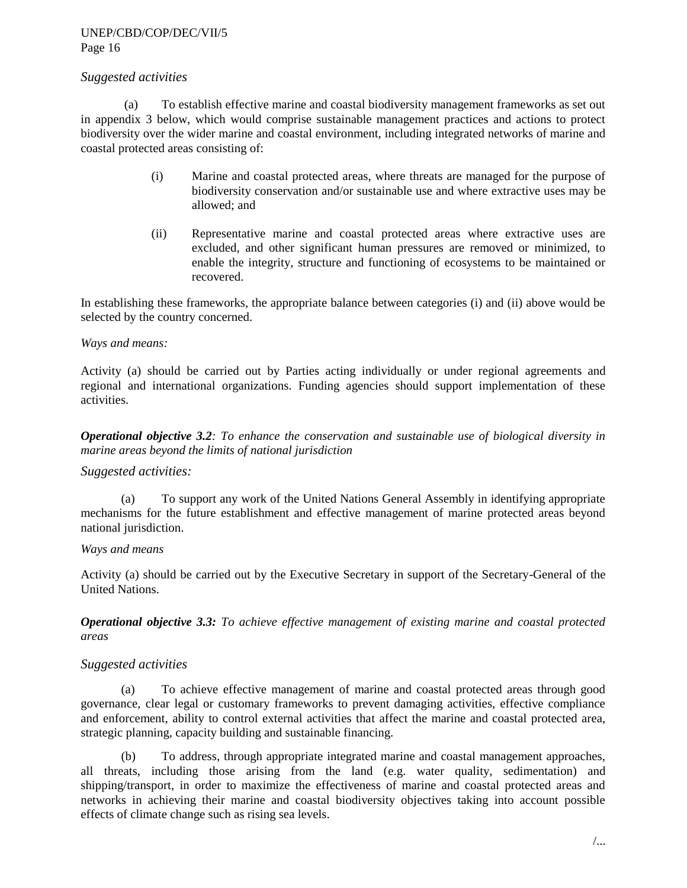*Suggested activities*

(a) To establish effective marine and coastal biodiversity management frameworks as set out in appendix 3 below, which would comprise sustainable management practices and actions to protect biodiversity over the wider marine and coastal environment, including integrated networks of marine and coastal protected areas consisting of:

(i) Marine and coastal protected areas, where threats are managed for the purpose of biodiversity conservation and/or sustainable use and where extractive uses may be allowed; and

(ii) Representative marine and coastal protected areas where extractive uses are excluded, and other significant human pressures are removed or minimized, to enable the integrity, structure and functioning of ecosystems to be maintained or recovered.

In establishing these frameworks, the appropriate balance between categories (i) and (ii) above would be selected by the country concerned.

*Ways and means:*

Activity (a) should be carried out by Parties acting individually or under regional agreements and regional and international organizations. Funding agencies should support implementation of these activities.

***Operational objective 3.2****: To enhance the conservation and sustainable use of biological diversity in marine areas beyond the limits of national jurisdiction*

*Suggested activities:*

(a) To support any work of the United Nations General Assembly in identifying appropriate mechanisms for the future establishment and effective management of marine protected areas beyond national jurisdiction.

*Ways and means*

Activity (a) should be carried out by the Executive Secretary in support of the Secretary-General of the United Nations.

***Operational objective 3.3:*** *To achieve effective management of existing marine and coastal protected areas*

*Suggested activities*

(a) To achieve effective management of marine and coastal protected areas through good governance, clear legal or customary frameworks to prevent damaging activities, effective compliance and enforcement, ability to control external activities that affect the marine and coastal protected area, strategic planning, capacity building and sustainable financing.

(b) To address, through appropriate integrated marine and coastal management approaches, all threats, including those arising from the land (e.g. water quality, sedimentation) and shipping/transport, in order to maximize the effectiveness of marine and coastal protected areas and networks in achieving their marine and coastal biodiversity objectives taking into account possible effects of climate change such as rising sea levels.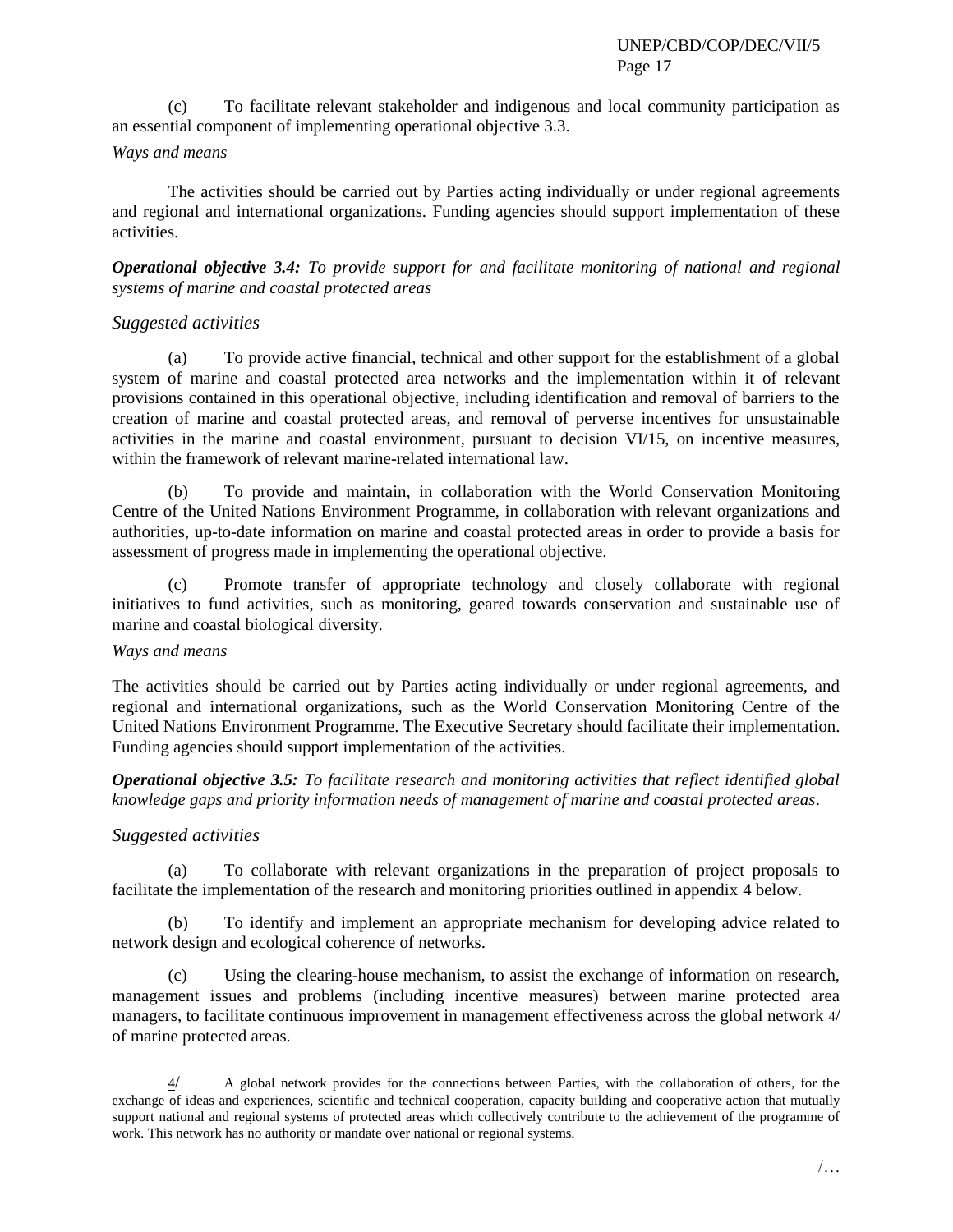(c) To facilitate relevant stakeholder and indigenous and local community participation as an essential component of implementing operational objective 3.3.

*Ways and means*

The activities should be carried out by Parties acting individually or under regional agreements and regional and international organizations. Funding agencies should support implementation of these activities.

***Operational objective 3.4:*** *To provide support for and facilitate monitoring of national and regional systems of marine and coastal protected areas*

*Suggested activities*

(a) To provide active financial, technical and other support for the establishment of a global system of marine and coastal protected area networks and the implementation within it of relevant provisions contained in this operational objective, including identification and removal of barriers to the creation of marine and coastal protected areas, and removal of perverse incentives for unsustainable activities in the marine and coastal environment, pursuant to decision VI/15, on incentive measures, within the framework of relevant marine-related international law.

(b) To provide and maintain, in collaboration with the World Conservation Monitoring Centre of the United Nations Environment Programme, in collaboration with relevant organizations and authorities, up-to-date information on marine and coastal protected areas in order to provide a basis for assessment of progress made in implementing the operational objective.

(c) Promote transfer of appropriate technology and closely collaborate with regional initiatives to fund activities, such as monitoring, geared towards conservation and sustainable use of marine and coastal biological diversity.

*Ways and means*

The activities should be carried out by Parties acting individually or under regional agreements, and regional and international organizations, such as the World Conservation Monitoring Centre of the United Nations Environment Programme. The Executive Secretary should facilitate their implementation. Funding agencies should support implementation of the activities.

***Operational objective 3.5:*** *To facilitate research and monitoring activities that reflect identified global knowledge gaps and priority information needs of management of marine and coastal protected areas*.

*Suggested activities*

(a) To collaborate with relevant organizations in the preparation of project proposals to facilitate the implementation of the research and monitoring priorities outlined in appendix 4 below.

(b) To identify and implement an appropriate mechanism for developing advice related to network design and ecological coherence of networks.

(c) Using the clearing-house mechanism, to assist the exchange of information on research, management issues and problems (including incentive measures) between marine protected area managers, to facilitate continuous improvement in management effectiveness across the global network 4/ of marine protected areas.

---

4/ A global network provides for the connections between Parties, with the collaboration of others, for the exchange of ideas and experiences, scientific and technical cooperation, capacity building and cooperative action that mutually support national and regional systems of protected areas which collectively contribute to the achievement of the programme of work. This network has no authority or mandate over national or regional systems.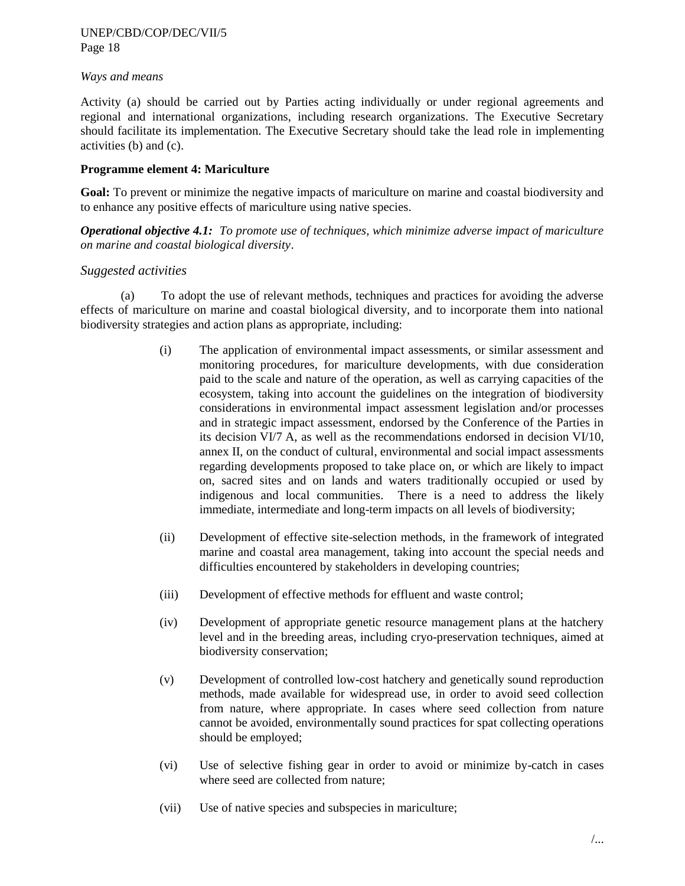*Ways and means*

Activity (a) should be carried out by Parties acting individually or under regional agreements and regional and international organizations, including research organizations. The Executive Secretary should facilitate its implementation. The Executive Secretary should take the lead role in implementing activities (b) and (c).

**Programme element 4: Mariculture**

**Goal:** To prevent or minimize the negative impacts of mariculture on marine and coastal biodiversity and to enhance any positive effects of mariculture using native species.

***Operational objective 4.1:*** *To promote use of techniques, which minimize adverse impact of mariculture on marine and coastal biological diversity*.

*Suggested activities*

(a) To adopt the use of relevant methods, techniques and practices for avoiding the adverse effects of mariculture on marine and coastal biological diversity, and to incorporate them into national biodiversity strategies and action plans as appropriate, including:

(i) The application of environmental impact assessments, or similar assessment and monitoring procedures, for mariculture developments, with due consideration paid to the scale and nature of the operation, as well as carrying capacities of the ecosystem, taking into account the guidelines on the integration of biodiversity considerations in environmental impact assessment legislation and/or processes and in strategic impact assessment, endorsed by the Conference of the Parties in its decision VI/7 A, as well as the recommendations endorsed in decision VI/10, annex II, on the conduct of cultural, environmental and social impact assessments regarding developments proposed to take place on, or which are likely to impact on, sacred sites and on lands and waters traditionally occupied or used by indigenous and local communities. There is a need to address the likely immediate, intermediate and long-term impacts on all levels of biodiversity;

(ii) Development of effective site-selection methods, in the framework of integrated marine and coastal area management, taking into account the special needs and difficulties encountered by stakeholders in developing countries;

(iii) Development of effective methods for effluent and waste control;

(iv) Development of appropriate genetic resource management plans at the hatchery level and in the breeding areas, including cryo-preservation techniques, aimed at biodiversity conservation;

(v) Development of controlled low-cost hatchery and genetically sound reproduction methods, made available for widespread use, in order to avoid seed collection from nature, where appropriate. In cases where seed collection from nature cannot be avoided, environmentally sound practices for spat collecting operations should be employed;

(vi) Use of selective fishing gear in order to avoid or minimize by-catch in cases where seed are collected from nature;

(vii) Use of native species and subspecies in mariculture;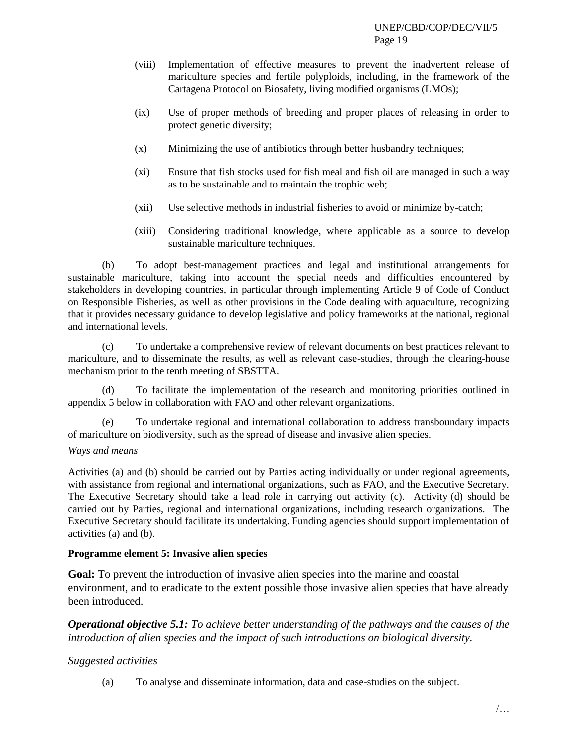(viii) Implementation of effective measures to prevent the inadvertent release of mariculture species and fertile polyploids, including, in the framework of the Cartagena Protocol on Biosafety, living modified organisms (LMOs);

(ix) Use of proper methods of breeding and proper places of releasing in order to protect genetic diversity;

(x) Minimizing the use of antibiotics through better husbandry techniques;

(xi) Ensure that fish stocks used for fish meal and fish oil are managed in such a way as to be sustainable and to maintain the trophic web;

(xii) Use selective methods in industrial fisheries to avoid or minimize by-catch;

(xiii) Considering traditional knowledge, where applicable as a source to develop sustainable mariculture techniques.

(b) To adopt best-management practices and legal and institutional arrangements for sustainable mariculture, taking into account the special needs and difficulties encountered by stakeholders in developing countries, in particular through implementing Article 9 of Code of Conduct on Responsible Fisheries, as well as other provisions in the Code dealing with aquaculture, recognizing that it provides necessary guidance to develop legislative and policy frameworks at the national, regional and international levels.

(c) To undertake a comprehensive review of relevant documents on best practices relevant to mariculture, and to disseminate the results, as well as relevant case-studies, through the clearing-house mechanism prior to the tenth meeting of SBSTTA.

(d) To facilitate the implementation of the research and monitoring priorities outlined in appendix 5 below in collaboration with FAO and other relevant organizations.

(e) To undertake regional and international collaboration to address transboundary impacts of mariculture on biodiversity, such as the spread of disease and invasive alien species.

*Ways and means*

Activities (a) and (b) should be carried out by Parties acting individually or under regional agreements, with assistance from regional and international organizations, such as FAO, and the Executive Secretary. The Executive Secretary should take a lead role in carrying out activity (c). Activity (d) should be carried out by Parties, regional and international organizations, including research organizations. The Executive Secretary should facilitate its undertaking. Funding agencies should support implementation of activities (a) and (b).

**Programme element 5: Invasive alien species**

**Goal:** To prevent the introduction of invasive alien species into the marine and coastal environment, and to eradicate to the extent possible those invasive alien species that have already been introduced.

***Operational objective 5.1:*** *To achieve better understanding of the pathways and the causes of the introduction of alien species and the impact of such introductions on biological diversity.*

*Suggested activities*

(a) To analyse and disseminate information, data and case-studies on the subject.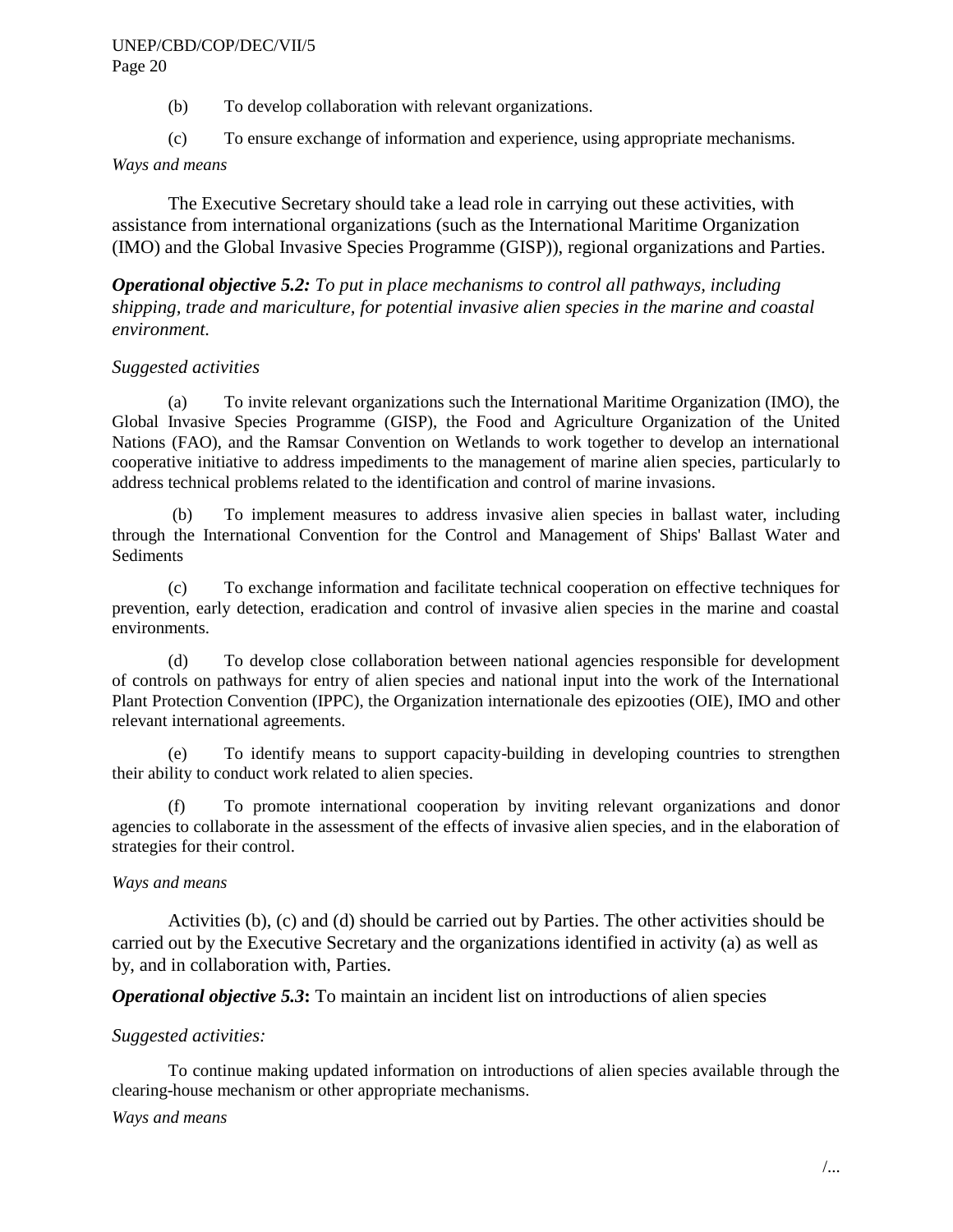(b) To develop collaboration with relevant organizations.

(c) To ensure exchange of information and experience, using appropriate mechanisms.

*Ways and means*

The Executive Secretary should take a lead role in carrying out these activities, with assistance from international organizations (such as the International Maritime Organization (IMO) and the Global Invasive Species Programme (GISP)), regional organizations and Parties.

***Operational objective 5.2:*** *To put in place mechanisms to control all pathways, including shipping, trade and mariculture, for potential invasive alien species in the marine and coastal environment.*

*Suggested activities*

(a) To invite relevant organizations such the International Maritime Organization (IMO), the Global Invasive Species Programme (GISP), the Food and Agriculture Organization of the United Nations (FAO), and the Ramsar Convention on Wetlands to work together to develop an international cooperative initiative to address impediments to the management of marine alien species, particularly to address technical problems related to the identification and control of marine invasions.

(b) To implement measures to address invasive alien species in ballast water, including through the International Convention for the Control and Management of Ships' Ballast Water and Sediments

(c) To exchange information and facilitate technical cooperation on effective techniques for prevention, early detection, eradication and control of invasive alien species in the marine and coastal environments.

(d) To develop close collaboration between national agencies responsible for development of controls on pathways for entry of alien species and national input into the work of the International Plant Protection Convention (IPPC), the Organization internationale des epizooties (OIE), IMO and other relevant international agreements.

(e) To identify means to support capacity-building in developing countries to strengthen their ability to conduct work related to alien species.

(f) To promote international cooperation by inviting relevant organizations and donor agencies to collaborate in the assessment of the effects of invasive alien species, and in the elaboration of strategies for their control.

*Ways and means*

Activities (b), (c) and (d) should be carried out by Parties. The other activities should be carried out by the Executive Secretary and the organizations identified in activity (a) as well as by, and in collaboration with, Parties.

***Operational objective 5.3*:** To maintain an incident list on introductions of alien species

*Suggested activities:*

To continue making updated information on introductions of alien species available through the clearing-house mechanism or other appropriate mechanisms.

*Ways and means*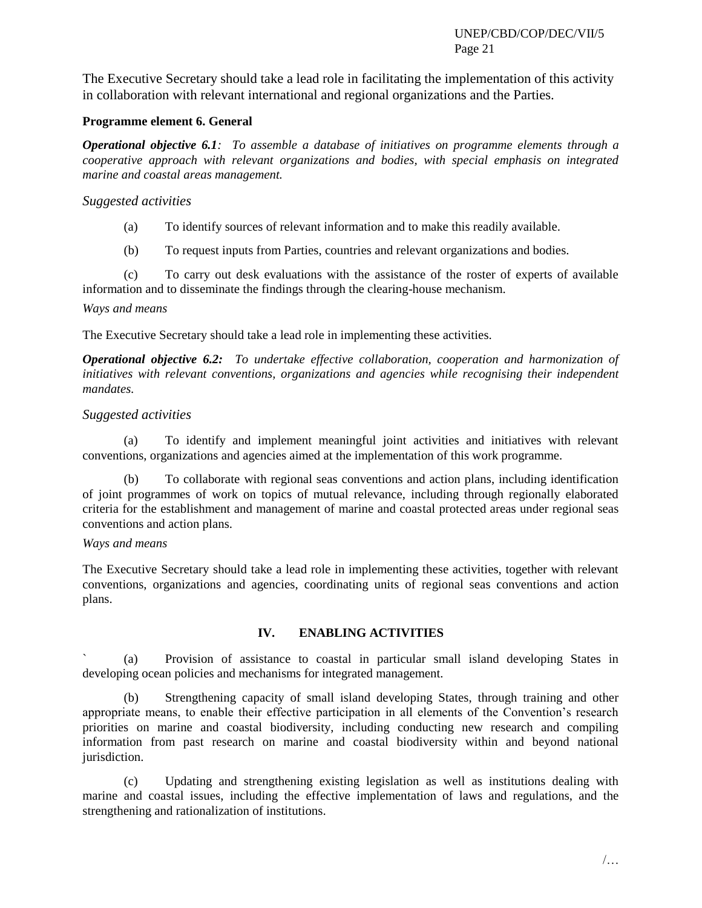The Executive Secretary should take a lead role in facilitating the implementation of this activity in collaboration with relevant international and regional organizations and the Parties.

**Programme element 6. General**

***Operational objective 6.1****: To assemble a database of initiatives on programme elements through a cooperative approach with relevant organizations and bodies, with special emphasis on integrated marine and coastal areas management.*

*Suggested activities*

(a) To identify sources of relevant information and to make this readily available.

(b) To request inputs from Parties, countries and relevant organizations and bodies.

(c) To carry out desk evaluations with the assistance of the roster of experts of available information and to disseminate the findings through the clearing-house mechanism.

*Ways and means*

The Executive Secretary should take a lead role in implementing these activities.

***Operational objective 6.2:*** *To undertake effective collaboration, cooperation and harmonization of initiatives with relevant conventions, organizations and agencies while recognising their independent mandates.*

*Suggested activities*

(a) To identify and implement meaningful joint activities and initiatives with relevant conventions, organizations and agencies aimed at the implementation of this work programme.

(b) To collaborate with regional seas conventions and action plans, including identification of joint programmes of work on topics of mutual relevance, including through regionally elaborated criteria for the establishment and management of marine and coastal protected areas under regional seas conventions and action plans.

*Ways and means*

The Executive Secretary should take a lead role in implementing these activities, together with relevant conventions, organizations and agencies, coordinating units of regional seas conventions and action plans.

## IV. ENABLING ACTIVITIES

` (a) Provision of assistance to coastal in particular small island developing States in developing ocean policies and mechanisms for integrated management.

(b) Strengthening capacity of small island developing States, through training and other appropriate means, to enable their effective participation in all elements of the Convention's research priorities on marine and coastal biodiversity, including conducting new research and compiling information from past research on marine and coastal biodiversity within and beyond national jurisdiction.

(c) Updating and strengthening existing legislation as well as institutions dealing with marine and coastal issues, including the effective implementation of laws and regulations, and the strengthening and rationalization of institutions.

/…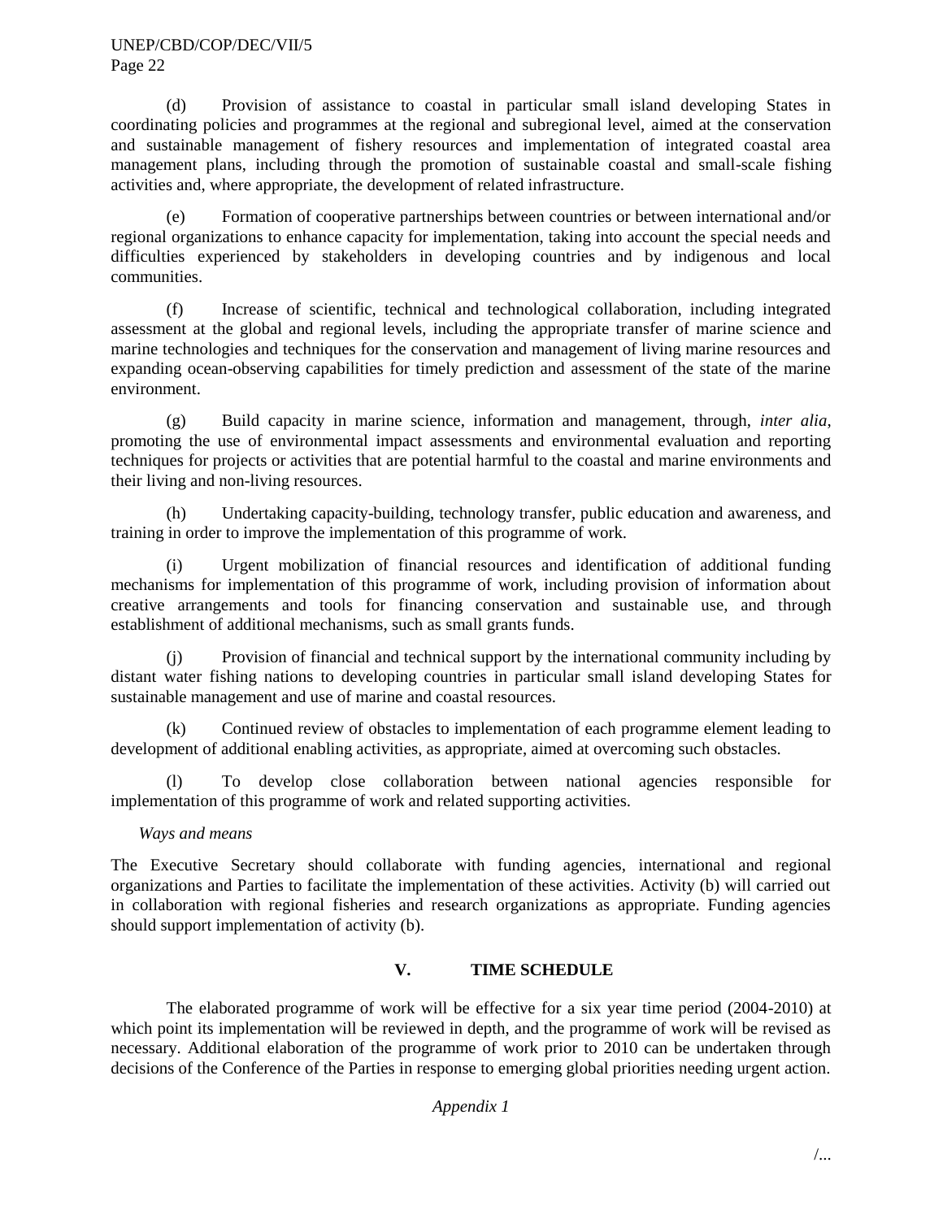(d) Provision of assistance to coastal in particular small island developing States in coordinating policies and programmes at the regional and subregional level, aimed at the conservation and sustainable management of fishery resources and implementation of integrated coastal area management plans, including through the promotion of sustainable coastal and small-scale fishing activities and, where appropriate, the development of related infrastructure.

(e) Formation of cooperative partnerships between countries or between international and/or regional organizations to enhance capacity for implementation, taking into account the special needs and difficulties experienced by stakeholders in developing countries and by indigenous and local communities.

(f) Increase of scientific, technical and technological collaboration, including integrated assessment at the global and regional levels, including the appropriate transfer of marine science and marine technologies and techniques for the conservation and management of living marine resources and expanding ocean-observing capabilities for timely prediction and assessment of the state of the marine environment.

(g) Build capacity in marine science, information and management, through, *inter alia*, promoting the use of environmental impact assessments and environmental evaluation and reporting techniques for projects or activities that are potential harmful to the coastal and marine environments and their living and non-living resources.

(h) Undertaking capacity-building, technology transfer, public education and awareness, and training in order to improve the implementation of this programme of work.

(i) Urgent mobilization of financial resources and identification of additional funding mechanisms for implementation of this programme of work, including provision of information about creative arrangements and tools for financing conservation and sustainable use, and through establishment of additional mechanisms, such as small grants funds.

(j) Provision of financial and technical support by the international community including by distant water fishing nations to developing countries in particular small island developing States for sustainable management and use of marine and coastal resources.

(k) Continued review of obstacles to implementation of each programme element leading to development of additional enabling activities, as appropriate, aimed at overcoming such obstacles.

(l) To develop close collaboration between national agencies responsible for implementation of this programme of work and related supporting activities.

*Ways and means*

The Executive Secretary should collaborate with funding agencies, international and regional organizations and Parties to facilitate the implementation of these activities. Activity (b) will carried out in collaboration with regional fisheries and research organizations as appropriate. Funding agencies should support implementation of activity (b).

## V. TIME SCHEDULE

The elaborated programme of work will be effective for a six year time period (2004-2010) at which point its implementation will be reviewed in depth, and the programme of work will be revised as necessary. Additional elaboration of the programme of work prior to 2010 can be undertaken through decisions of the Conference of the Parties in response to emerging global priorities needing urgent action.

*Appendix 1*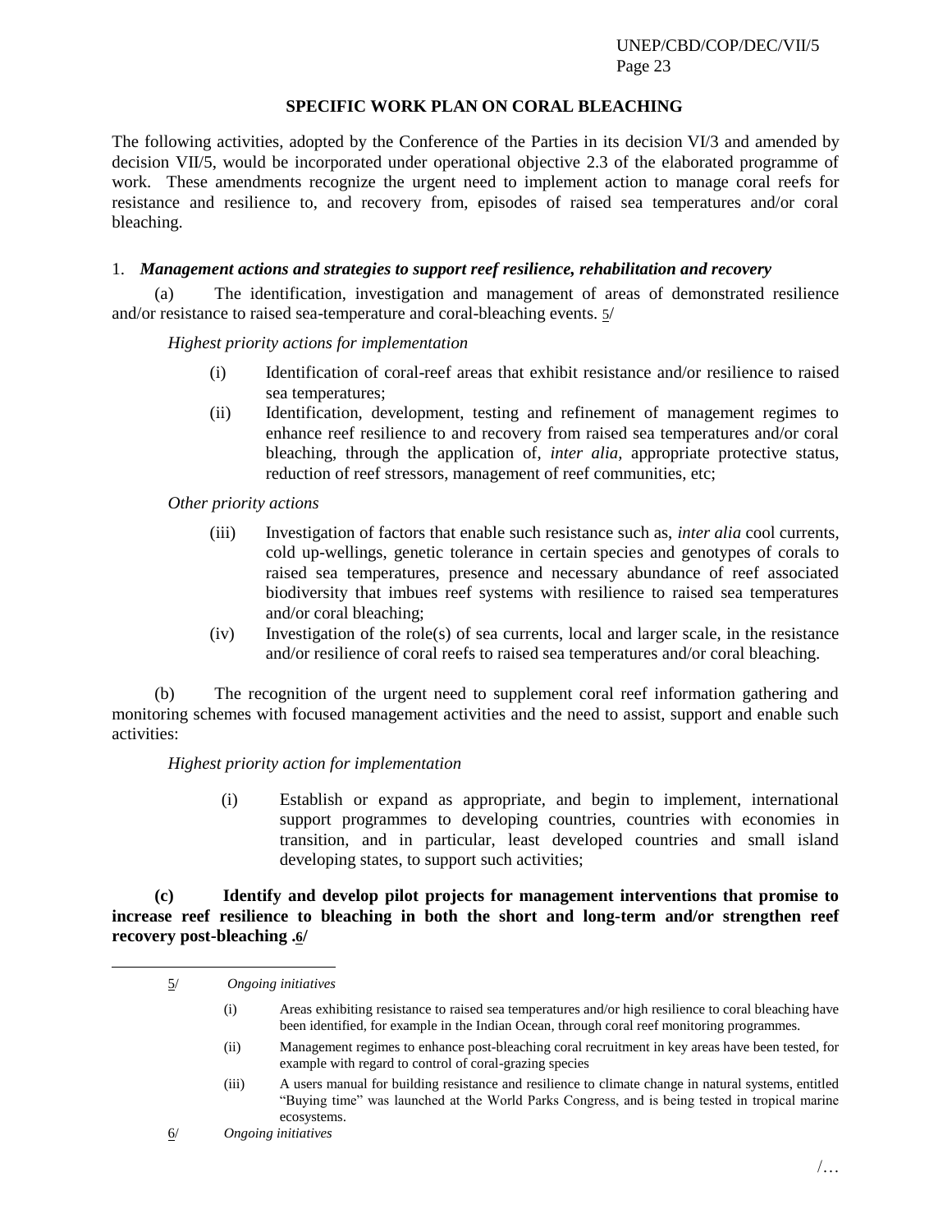## SPECIFIC WORK PLAN ON CORAL BLEACHING

The following activities, adopted by the Conference of the Parties in its decision VI/3 and amended by decision VII/5, would be incorporated under operational objective 2.3 of the elaborated programme of work. These amendments recognize the urgent need to implement action to manage coral reefs for resistance and resilience to, and recovery from, episodes of raised sea temperatures and/or coral bleaching.

### 1. *Management actions and strategies to support reef resilience, rehabilitation and recovery*

(a) The identification, investigation and management of areas of demonstrated resilience and/or resistance to raised sea-temperature and coral-bleaching events. 5/

*Highest priority actions for implementation*

(i) Identification of coral-reef areas that exhibit resistance and/or resilience to raised sea temperatures;

(ii) Identification, development, testing and refinement of management regimes to enhance reef resilience to and recovery from raised sea temperatures and/or coral bleaching, through the application of, *inter alia,* appropriate protective status, reduction of reef stressors, management of reef communities, etc;

*Other priority actions*

(iii) Investigation of factors that enable such resistance such as, *inter alia* cool currents, cold up-wellings, genetic tolerance in certain species and genotypes of corals to raised sea temperatures, presence and necessary abundance of reef associated biodiversity that imbues reef systems with resilience to raised sea temperatures and/or coral bleaching;

(iv) Investigation of the role(s) of sea currents, local and larger scale, in the resistance and/or resilience of coral reefs to raised sea temperatures and/or coral bleaching.

(b) The recognition of the urgent need to supplement coral reef information gathering and monitoring schemes with focused management activities and the need to assist, support and enable such activities:

*Highest priority action for implementation*

(i) Establish or expand as appropriate, and begin to implement, international support programmes to developing countries, countries with economies in transition, and in particular, least developed countries and small island developing states, to support such activities;

**(c) Identify and develop pilot projects for management interventions that promise to increase reef resilience to bleaching in both the short and long-term and/or strengthen reef recovery post-bleaching .6/**

---

5/ *Ongoing initiatives*

(i) Areas exhibiting resistance to raised sea temperatures and/or high resilience to coral bleaching have been identified, for example in the Indian Ocean, through coral reef monitoring programmes.

(ii) Management regimes to enhance post-bleaching coral recruitment in key areas have been tested, for example with regard to control of coral-grazing species

(iii) A users manual for building resistance and resilience to climate change in natural systems, entitled "Buying time" was launched at the World Parks Congress, and is being tested in tropical marine ecosystems.

6/ *Ongoing initiatives*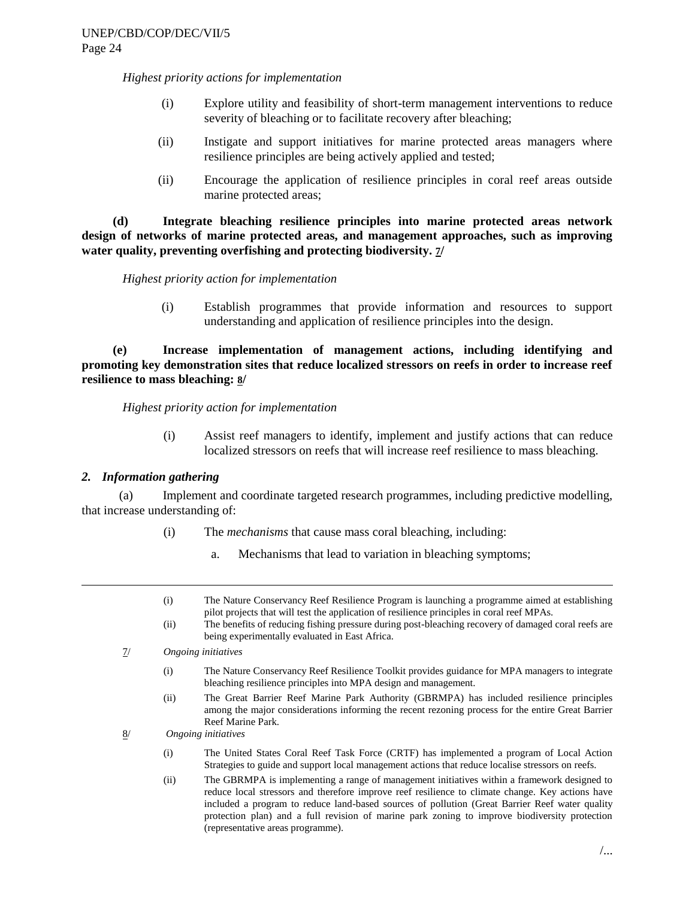*Highest priority actions for implementation*

(i) Explore utility and feasibility of short-term management interventions to reduce severity of bleaching or to facilitate recovery after bleaching;

(ii) Instigate and support initiatives for marine protected areas managers where resilience principles are being actively applied and tested;

(ii) Encourage the application of resilience principles in coral reef areas outside marine protected areas;

**(d) Integrate bleaching resilience principles into marine protected areas network design of networks of marine protected areas, and management approaches, such as improving water quality, preventing overfishing and protecting biodiversity. 7/**

*Highest priority action for implementation*

(i) Establish programmes that provide information and resources to support understanding and application of resilience principles into the design.

**(e) Increase implementation of management actions, including identifying and promoting key demonstration sites that reduce localized stressors on reefs in order to increase reef resilience to mass bleaching: 8/**

*Highest priority action for implementation*

(i) Assist reef managers to identify, implement and justify actions that can reduce localized stressors on reefs that will increase reef resilience to mass bleaching.

### *2. Information gathering*

(a) Implement and coordinate targeted research programmes, including predictive modelling, that increase understanding of:

(i) The *mechanisms* that cause mass coral bleaching, including:

a. Mechanisms that lead to variation in bleaching symptoms;

---

(i) The Nature Conservancy Reef Resilience Program is launching a programme aimed at establishing pilot projects that will test the application of resilience principles in coral reef MPAs.

(ii) The benefits of reducing fishing pressure during post-bleaching recovery of damaged coral reefs are being experimentally evaluated in East Africa.

7/ *Ongoing initiatives*

(i) The Nature Conservancy Reef Resilience Toolkit provides guidance for MPA managers to integrate bleaching resilience principles into MPA design and management.

(ii) The Great Barrier Reef Marine Park Authority (GBRMPA) has included resilience principles among the major considerations informing the recent rezoning process for the entire Great Barrier Reef Marine Park.

8/ *Ongoing initiatives*

(i) The United States Coral Reef Task Force (CRTF) has implemented a program of Local Action Strategies to guide and support local management actions that reduce localise stressors on reefs.

(ii) The GBRMPA is implementing a range of management initiatives within a framework designed to reduce local stressors and therefore improve reef resilience to climate change. Key actions have included a program to reduce land-based sources of pollution (Great Barrier Reef water quality protection plan) and a full revision of marine park zoning to improve biodiversity protection (representative areas programme).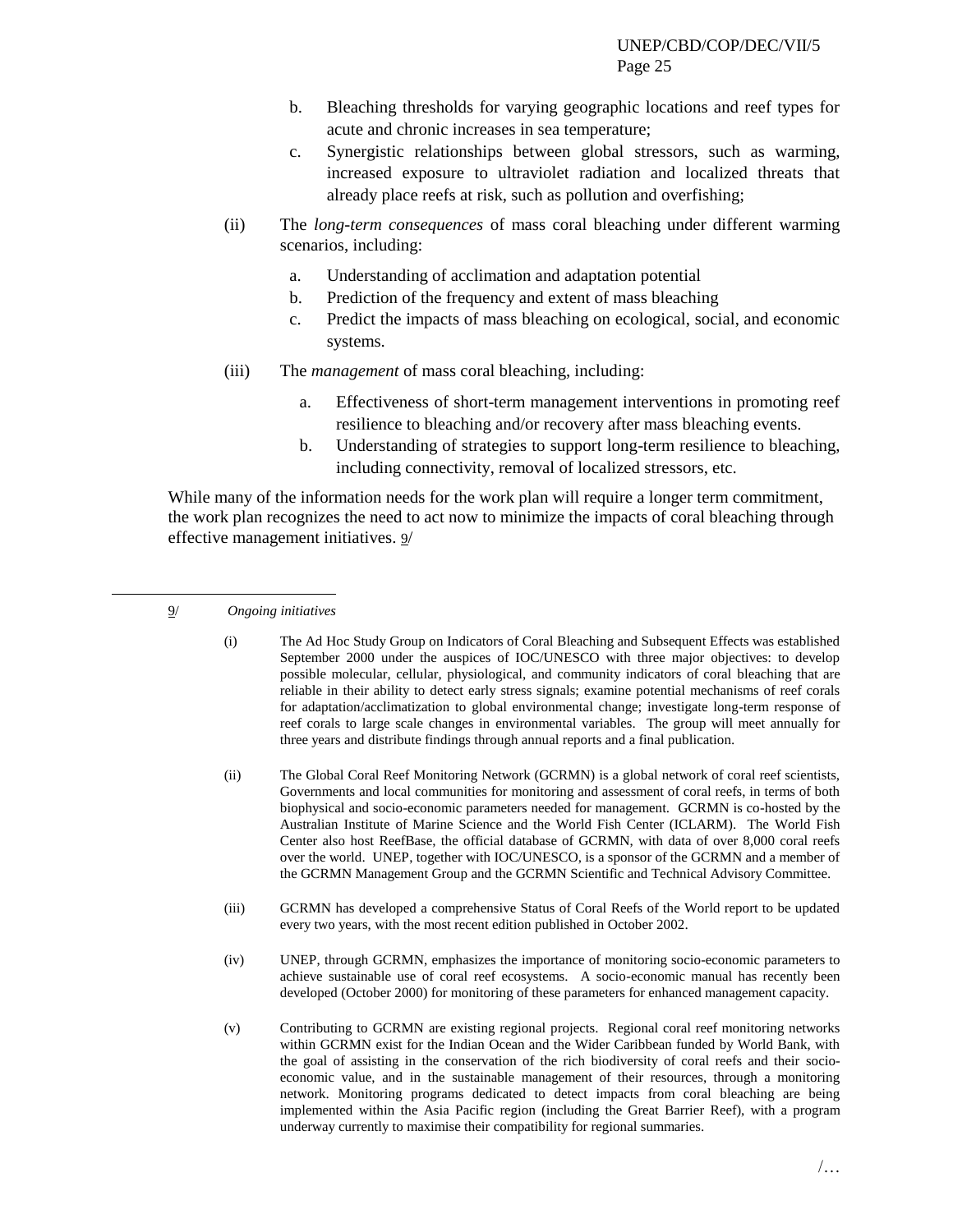b. Bleaching thresholds for varying geographic locations and reef types for acute and chronic increases in sea temperature;

c. Synergistic relationships between global stressors, such as warming, increased exposure to ultraviolet radiation and localized threats that already place reefs at risk, such as pollution and overfishing;

(ii) The *long-term consequences* of mass coral bleaching under different warming scenarios, including:

a. Understanding of acclimation and adaptation potential

b. Prediction of the frequency and extent of mass bleaching

c. Predict the impacts of mass bleaching on ecological, social, and economic systems.

(iii) The *management* of mass coral bleaching, including:

a. Effectiveness of short-term management interventions in promoting reef resilience to bleaching and/or recovery after mass bleaching events.

b. Understanding of strategies to support long-term resilience to bleaching, including connectivity, removal of localized stressors, etc.

While many of the information needs for the work plan will require a longer term commitment, the work plan recognizes the need to act now to minimize the impacts of coral bleaching through effective management initiatives. 9/

---

9/ *Ongoing initiatives*

(i) The Ad Hoc Study Group on Indicators of Coral Bleaching and Subsequent Effects was established September 2000 under the auspices of IOC/UNESCO with three major objectives: to develop possible molecular, cellular, physiological, and community indicators of coral bleaching that are reliable in their ability to detect early stress signals; examine potential mechanisms of reef corals for adaptation/acclimatization to global environmental change; investigate long-term response of reef corals to large scale changes in environmental variables. The group will meet annually for three years and distribute findings through annual reports and a final publication.

(ii) The Global Coral Reef Monitoring Network (GCRMN) is a global network of coral reef scientists, Governments and local communities for monitoring and assessment of coral reefs, in terms of both biophysical and socio-economic parameters needed for management. GCRMN is co-hosted by the Australian Institute of Marine Science and the World Fish Center (ICLARM). The World Fish Center also host ReefBase, the official database of GCRMN, with data of over 8,000 coral reefs over the world. UNEP, together with IOC/UNESCO, is a sponsor of the GCRMN and a member of the GCRMN Management Group and the GCRMN Scientific and Technical Advisory Committee.

(iii) GCRMN has developed a comprehensive Status of Coral Reefs of the World report to be updated every two years, with the most recent edition published in October 2002.

(iv) UNEP, through GCRMN, emphasizes the importance of monitoring socio-economic parameters to achieve sustainable use of coral reef ecosystems. A socio-economic manual has recently been developed (October 2000) for monitoring of these parameters for enhanced management capacity.

(v) Contributing to GCRMN are existing regional projects. Regional coral reef monitoring networks within GCRMN exist for the Indian Ocean and the Wider Caribbean funded by World Bank, with the goal of assisting in the conservation of the rich biodiversity of coral reefs and their socio-economic value, and in the sustainable management of their resources, through a monitoring network. Monitoring programs dedicated to detect impacts from coral bleaching are being implemented within the Asia Pacific region (including the Great Barrier Reef), with a program underway currently to maximise their compatibility for regional summaries.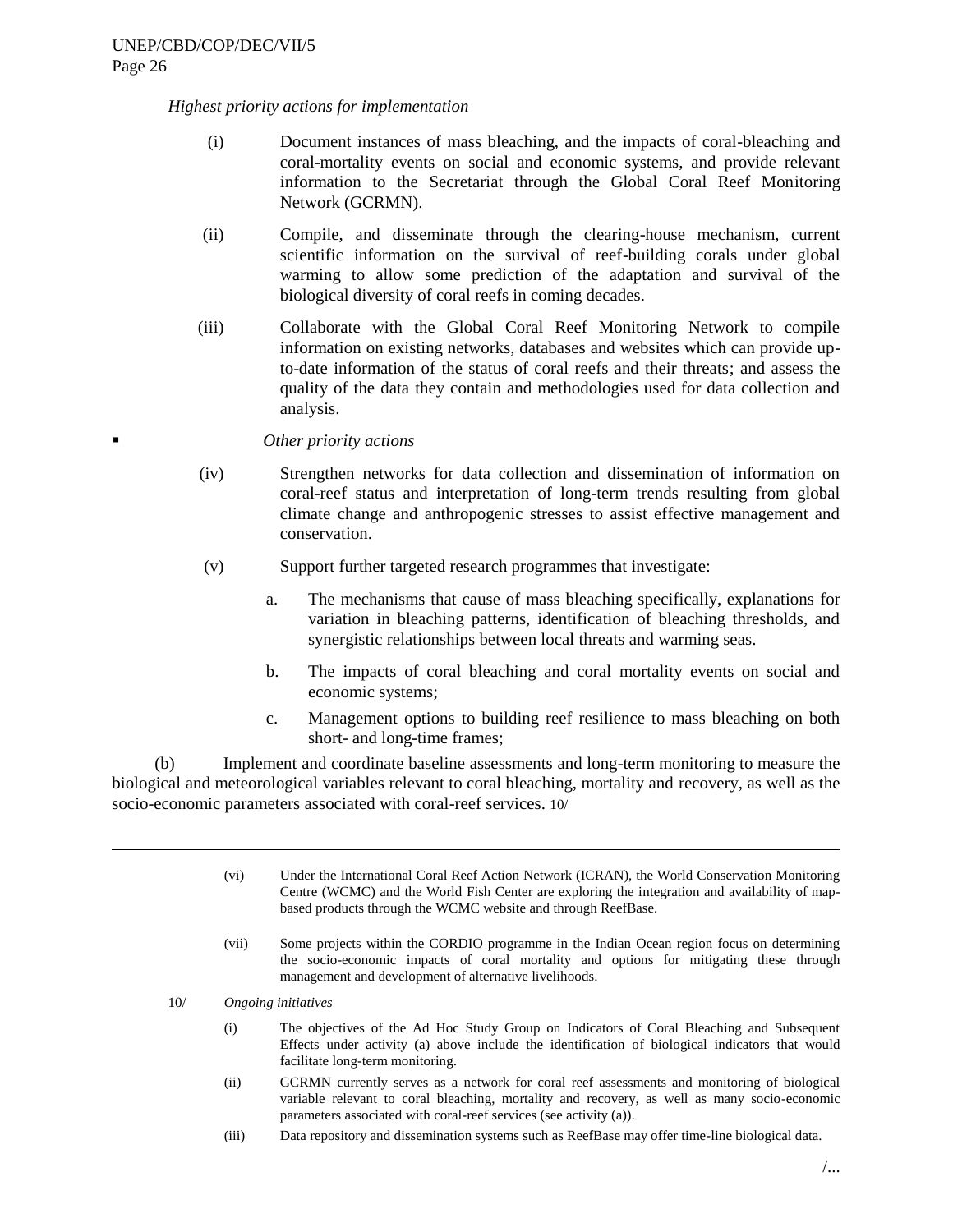*Highest priority actions for implementation*

(i) Document instances of mass bleaching, and the impacts of coral-bleaching and coral-mortality events on social and economic systems, and provide relevant information to the Secretariat through the Global Coral Reef Monitoring Network (GCRMN).

(ii) Compile, and disseminate through the clearing-house mechanism, current scientific information on the survival of reef-building corals under global warming to allow some prediction of the adaptation and survival of the biological diversity of coral reefs in coming decades.

(iii) Collaborate with the Global Coral Reef Monitoring Network to compile information on existing networks, databases and websites which can provide up-to-date information of the status of coral reefs and their threats; and assess the quality of the data they contain and methodologies used for data collection and analysis.

▪ *Other priority actions*

(iv) Strengthen networks for data collection and dissemination of information on coral-reef status and interpretation of long-term trends resulting from global climate change and anthropogenic stresses to assist effective management and conservation.

(v) Support further targeted research programmes that investigate:

a. The mechanisms that cause of mass bleaching specifically, explanations for variation in bleaching patterns, identification of bleaching thresholds, and synergistic relationships between local threats and warming seas.

b. The impacts of coral bleaching and coral mortality events on social and economic systems;

c. Management options to building reef resilience to mass bleaching on both short- and long-time frames;

(b) Implement and coordinate baseline assessments and long-term monitoring to measure the biological and meteorological variables relevant to coral bleaching, mortality and recovery, as well as the socio-economic parameters associated with coral-reef services. 10/

---

(vi) Under the International Coral Reef Action Network (ICRAN), the World Conservation Monitoring Centre (WCMC) and the World Fish Center are exploring the integration and availability of map-based products through the WCMC website and through ReefBase.

(vii) Some projects within the CORDIO programme in the Indian Ocean region focus on determining the socio-economic impacts of coral mortality and options for mitigating these through management and development of alternative livelihoods.

10/ *Ongoing initiatives*

(i) The objectives of the Ad Hoc Study Group on Indicators of Coral Bleaching and Subsequent Effects under activity (a) above include the identification of biological indicators that would facilitate long-term monitoring.

(ii) GCRMN currently serves as a network for coral reef assessments and monitoring of biological variable relevant to coral bleaching, mortality and recovery, as well as many socio-economic parameters associated with coral-reef services (see activity (a)).

(iii) Data repository and dissemination systems such as ReefBase may offer time-line biological data.

/...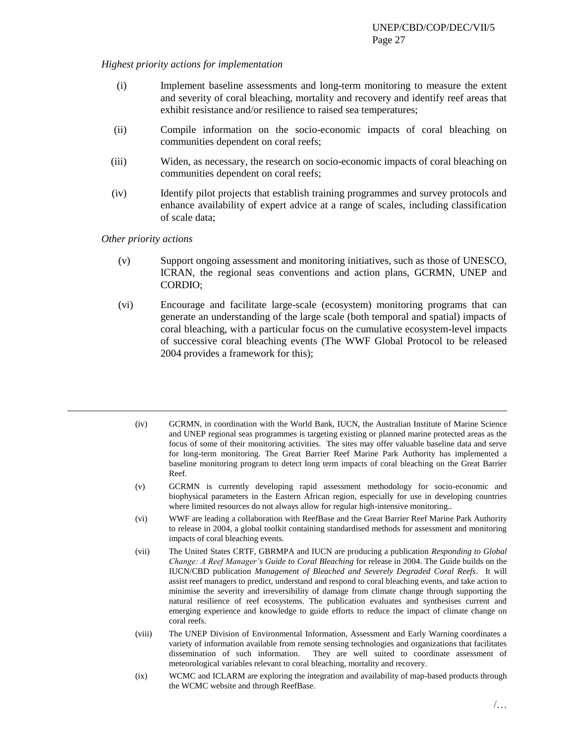*Highest priority actions for implementation*

(i) Implement baseline assessments and long-term monitoring to measure the extent and severity of coral bleaching, mortality and recovery and identify reef areas that exhibit resistance and/or resilience to raised sea temperatures;

(ii) Compile information on the socio-economic impacts of coral bleaching on communities dependent on coral reefs;

(iii) Widen, as necessary, the research on socio-economic impacts of coral bleaching on communities dependent on coral reefs;

(iv) Identify pilot projects that establish training programmes and survey protocols and enhance availability of expert advice at a range of scales, including classification of scale data;

*Other priority actions*

(v) Support ongoing assessment and monitoring initiatives, such as those of UNESCO, ICRAN, the regional seas conventions and action plans, GCRMN, UNEP and CORDIO;

(vi) Encourage and facilitate large-scale (ecosystem) monitoring programs that can generate an understanding of the large scale (both temporal and spatial) impacts of coral bleaching, with a particular focus on the cumulative ecosystem-level impacts of successive coral bleaching events (The WWF Global Protocol to be released 2004 provides a framework for this);

---

(iv) GCRMN, in coordination with the World Bank, IUCN, the Australian Institute of Marine Science and UNEP regional seas programmes is targeting existing or planned marine protected areas as the focus of some of their monitoring activities. The sites may offer valuable baseline data and serve for long-term monitoring. The Great Barrier Reef Marine Park Authority has implemented a baseline monitoring program to detect long term impacts of coral bleaching on the Great Barrier Reef.

(v) GCRMN is currently developing rapid assessment methodology for socio-economic and biophysical parameters in the Eastern African region, especially for use in developing countries where limited resources do not always allow for regular high-intensive monitoring..

(vi) WWF are leading a collaboration with ReefBase and the Great Barrier Reef Marine Park Authority to release in 2004, a global toolkit containing standardised methods for assessment and monitoring impacts of coral bleaching events.

(vii) The United States CRTF, GBRMPA and IUCN are producing a publication *Responding to Global Change: A Reef Manager's Guide to Coral Bleaching* for release in 2004. The Guide builds on the IUCN/CBD publication *Management of Bleached and Severely Degraded Coral Reefs*. It will assist reef managers to predict, understand and respond to coral bleaching events, and take action to minimise the severity and irreversibility of damage from climate change through supporting the natural resilience of reef ecosystems. The publication evaluates and synthesises current and emerging experience and knowledge to guide efforts to reduce the impact of climate change on coral reefs.

(viii) The UNEP Division of Environmental Information, Assessment and Early Warning coordinates a variety of information available from remote sensing technologies and organizations that facilitates dissemination of such information. They are well suited to coordinate assessment of meteorological variables relevant to coral bleaching, mortality and recovery.

(ix) WCMC and ICLARM are exploring the integration and availability of map-based products through the WCMC website and through ReefBase.

/…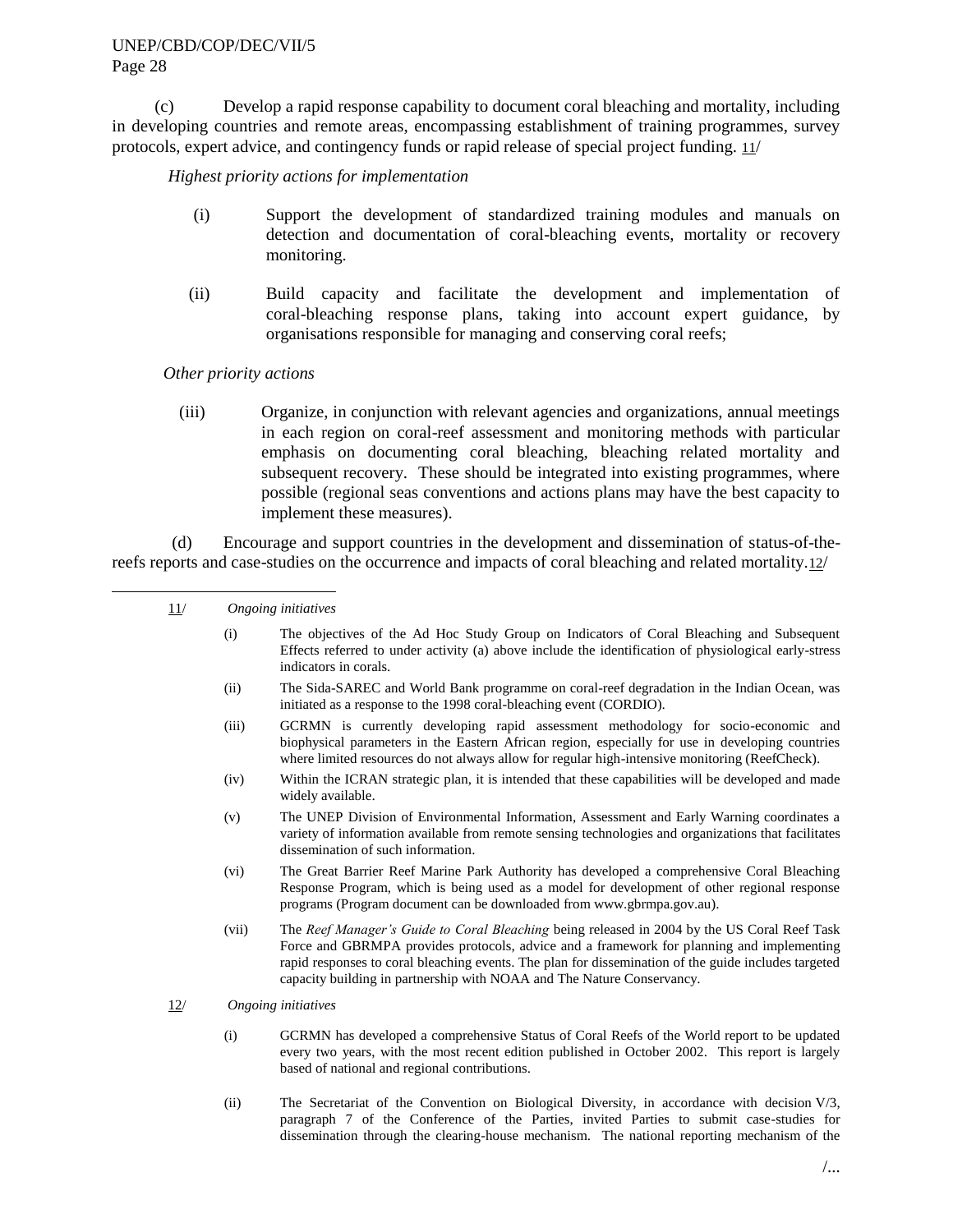(c) Develop a rapid response capability to document coral bleaching and mortality, including in developing countries and remote areas, encompassing establishment of training programmes, survey protocols, expert advice, and contingency funds or rapid release of special project funding. 11/

*Highest priority actions for implementation*

(i) Support the development of standardized training modules and manuals on detection and documentation of coral-bleaching events, mortality or recovery monitoring.

(ii) Build capacity and facilitate the development and implementation of coral-bleaching response plans, taking into account expert guidance, by organisations responsible for managing and conserving coral reefs;

*Other priority actions*

(iii) Organize, in conjunction with relevant agencies and organizations, annual meetings in each region on coral-reef assessment and monitoring methods with particular emphasis on documenting coral bleaching, bleaching related mortality and subsequent recovery. These should be integrated into existing programmes, where possible (regional seas conventions and actions plans may have the best capacity to implement these measures).

(d) Encourage and support countries in the development and dissemination of status-of-the-reefs reports and case-studies on the occurrence and impacts of coral bleaching and related mortality.12/

---

11/ *Ongoing initiatives*

(i) The objectives of the Ad Hoc Study Group on Indicators of Coral Bleaching and Subsequent Effects referred to under activity (a) above include the identification of physiological early-stress indicators in corals.

(ii) The Sida-SAREC and World Bank programme on coral-reef degradation in the Indian Ocean, was initiated as a response to the 1998 coral-bleaching event (CORDIO).

(iii) GCRMN is currently developing rapid assessment methodology for socio-economic and biophysical parameters in the Eastern African region, especially for use in developing countries where limited resources do not always allow for regular high-intensive monitoring (ReefCheck).

(iv) Within the ICRAN strategic plan, it is intended that these capabilities will be developed and made widely available.

(v) The UNEP Division of Environmental Information, Assessment and Early Warning coordinates a variety of information available from remote sensing technologies and organizations that facilitates dissemination of such information.

(vi) The Great Barrier Reef Marine Park Authority has developed a comprehensive Coral Bleaching Response Program, which is being used as a model for development of other regional response programs (Program document can be downloaded from www.gbrmpa.gov.au).

(vii) The *Reef Manager's Guide to Coral Bleaching* being released in 2004 by the US Coral Reef Task Force and GBRMPA provides protocols, advice and a framework for planning and implementing rapid responses to coral bleaching events. The plan for dissemination of the guide includes targeted capacity building in partnership with NOAA and The Nature Conservancy.

12/ *Ongoing initiatives*

(i) GCRMN has developed a comprehensive Status of Coral Reefs of the World report to be updated every two years, with the most recent edition published in October 2002. This report is largely based of national and regional contributions.

(ii) The Secretariat of the Convention on Biological Diversity, in accordance with decision V/3, paragraph 7 of the Conference of the Parties, invited Parties to submit case-studies for dissemination through the clearing-house mechanism. The national reporting mechanism of the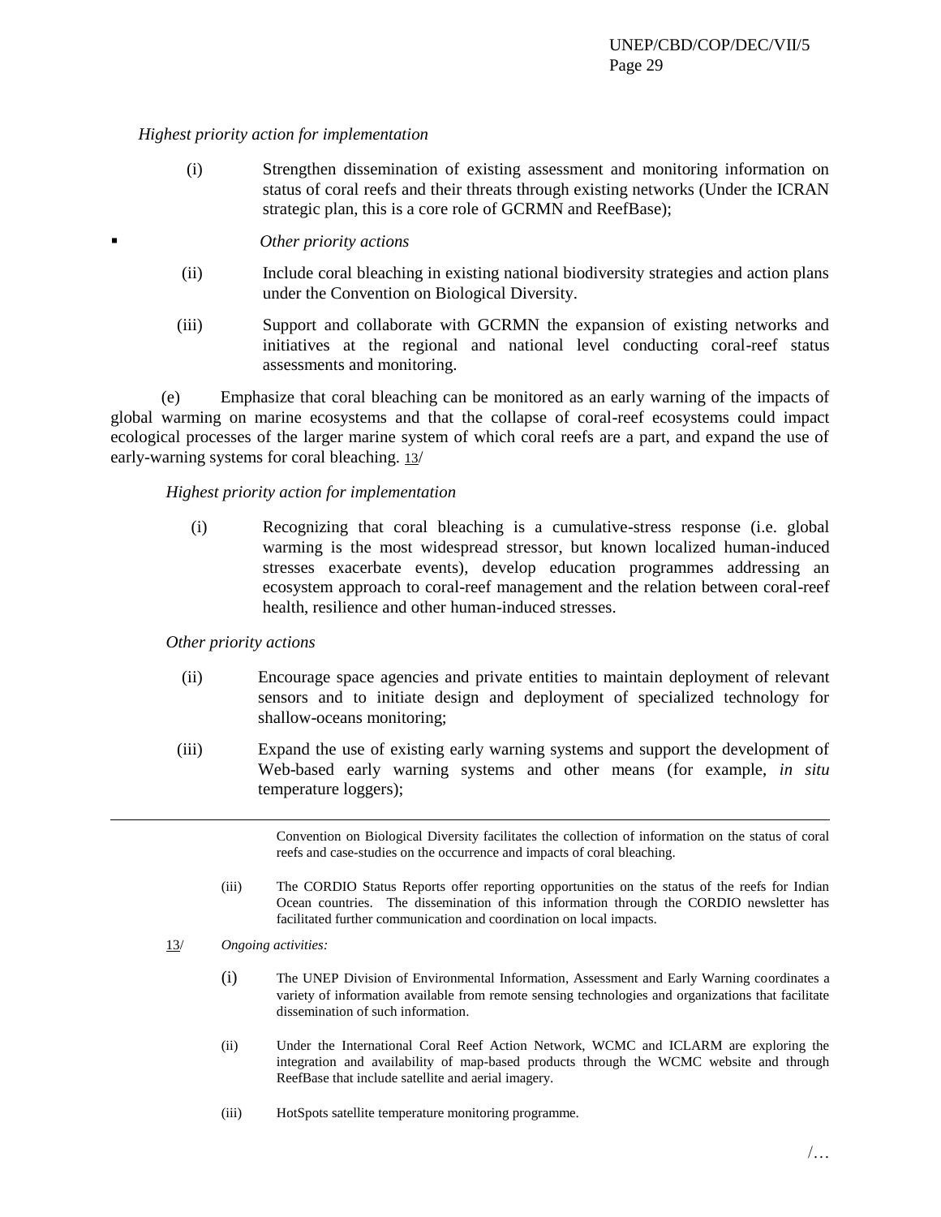*Highest priority action for implementation*

(i) Strengthen dissemination of existing assessment and monitoring information on status of coral reefs and their threats through existing networks (Under the ICRAN strategic plan, this is a core role of GCRMN and ReefBase);

▪ *Other priority actions*

(ii) Include coral bleaching in existing national biodiversity strategies and action plans under the Convention on Biological Diversity.

(iii) Support and collaborate with GCRMN the expansion of existing networks and initiatives at the regional and national level conducting coral-reef status assessments and monitoring.

(e) Emphasize that coral bleaching can be monitored as an early warning of the impacts of global warming on marine ecosystems and that the collapse of coral-reef ecosystems could impact ecological processes of the larger marine system of which coral reefs are a part, and expand the use of early-warning systems for coral bleaching. 13/

*Highest priority action for implementation*

(i) Recognizing that coral bleaching is a cumulative-stress response (i.e. global warming is the most widespread stressor, but known localized human-induced stresses exacerbate events), develop education programmes addressing an ecosystem approach to coral-reef management and the relation between coral-reef health, resilience and other human-induced stresses.

*Other priority actions*

(ii) Encourage space agencies and private entities to maintain deployment of relevant sensors and to initiate design and deployment of specialized technology for shallow-oceans monitoring;

(iii) Expand the use of existing early warning systems and support the development of Web-based early warning systems and other means (for example, *in situ* temperature loggers);

---

Convention on Biological Diversity facilitates the collection of information on the status of coral reefs and case-studies on the occurrence and impacts of coral bleaching.

(iii) The CORDIO Status Reports offer reporting opportunities on the status of the reefs for Indian Ocean countries. The dissemination of this information through the CORDIO newsletter has facilitated further communication and coordination on local impacts.

13/ *Ongoing activities:*

(i) The UNEP Division of Environmental Information, Assessment and Early Warning coordinates a variety of information available from remote sensing technologies and organizations that facilitate dissemination of such information.

(ii) Under the International Coral Reef Action Network, WCMC and ICLARM are exploring the integration and availability of map-based products through the WCMC website and through ReefBase that include satellite and aerial imagery.

(iii) HotSpots satellite temperature monitoring programme.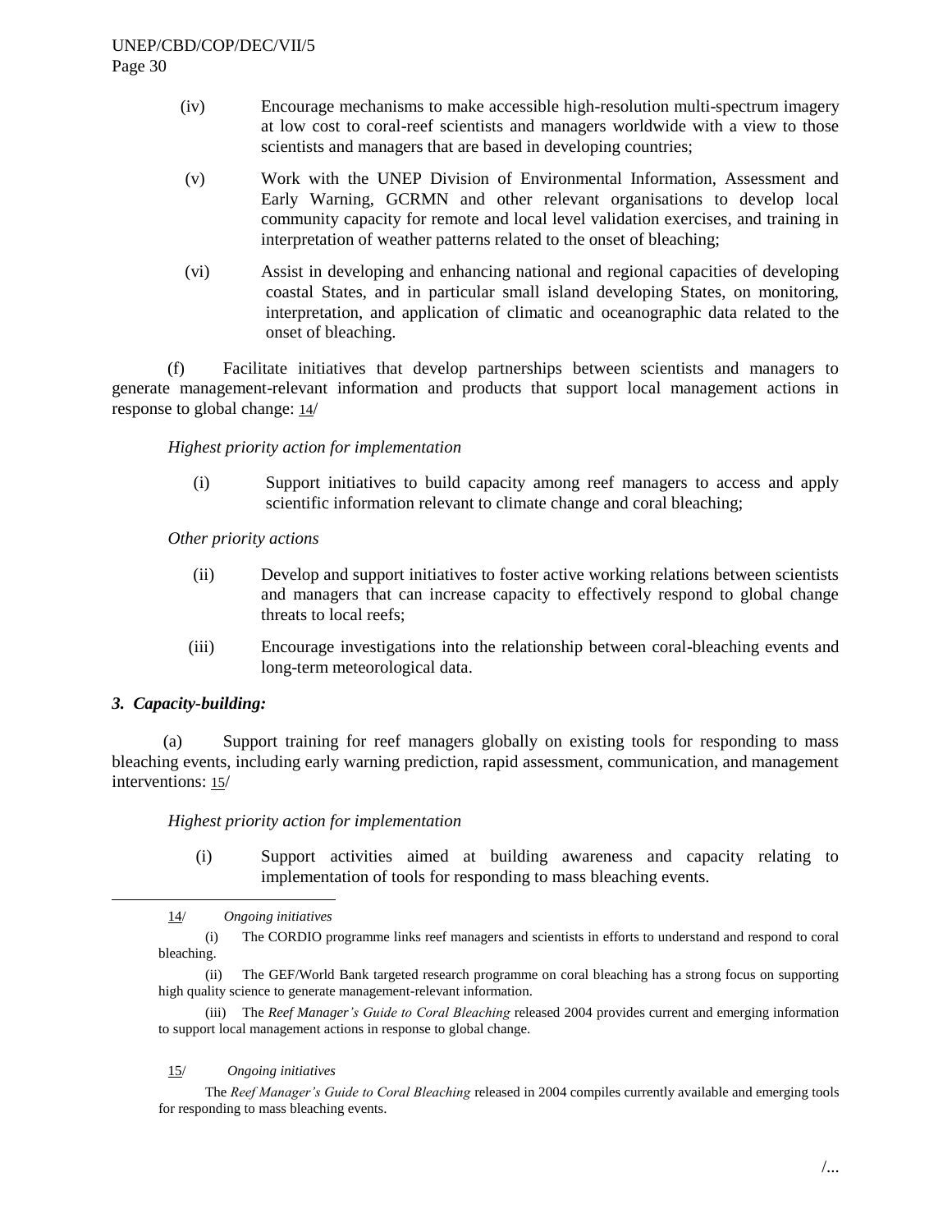(iv) Encourage mechanisms to make accessible high-resolution multi-spectrum imagery at low cost to coral-reef scientists and managers worldwide with a view to those scientists and managers that are based in developing countries;

(v) Work with the UNEP Division of Environmental Information, Assessment and Early Warning, GCRMN and other relevant organisations to develop local community capacity for remote and local level validation exercises, and training in interpretation of weather patterns related to the onset of bleaching;

(vi) Assist in developing and enhancing national and regional capacities of developing coastal States, and in particular small island developing States, on monitoring, interpretation, and application of climatic and oceanographic data related to the onset of bleaching.

(f) Facilitate initiatives that develop partnerships between scientists and managers to generate management-relevant information and products that support local management actions in response to global change: 14/

*Highest priority action for implementation*

(i) Support initiatives to build capacity among reef managers to access and apply scientific information relevant to climate change and coral bleaching;

*Other priority actions*

(ii) Develop and support initiatives to foster active working relations between scientists and managers that can increase capacity to effectively respond to global change threats to local reefs;

(iii) Encourage investigations into the relationship between coral-bleaching events and long-term meteorological data.

### *3. Capacity-building:*

(a) Support training for reef managers globally on existing tools for responding to mass bleaching events, including early warning prediction, rapid assessment, communication, and management interventions: 15/

*Highest priority action for implementation*

(i) Support activities aimed at building awareness and capacity relating to implementation of tools for responding to mass bleaching events.

---

14/ *Ongoing initiatives*

(i) The CORDIO programme links reef managers and scientists in efforts to understand and respond to coral bleaching.

(ii) The GEF/World Bank targeted research programme on coral bleaching has a strong focus on supporting high quality science to generate management-relevant information.

(iii) The *Reef Manager's Guide to Coral Bleaching* released 2004 provides current and emerging information to support local management actions in response to global change.

15/ *Ongoing initiatives*

The *Reef Manager's Guide to Coral Bleaching* released in 2004 compiles currently available and emerging tools for responding to mass bleaching events.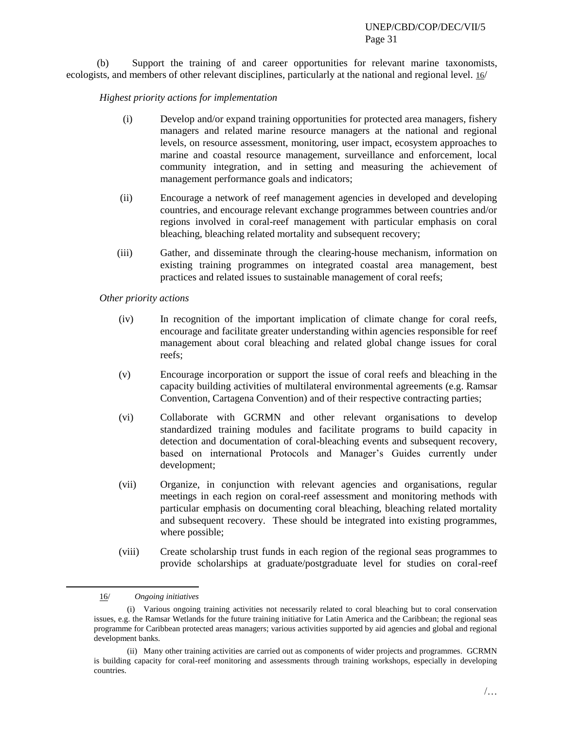(b) Support the training of and career opportunities for relevant marine taxonomists, ecologists, and members of other relevant disciplines, particularly at the national and regional level. 16/

*Highest priority actions for implementation*

(i) Develop and/or expand training opportunities for protected area managers, fishery managers and related marine resource managers at the national and regional levels, on resource assessment, monitoring, user impact, ecosystem approaches to marine and coastal resource management, surveillance and enforcement, local community integration, and in setting and measuring the achievement of management performance goals and indicators;

(ii) Encourage a network of reef management agencies in developed and developing countries, and encourage relevant exchange programmes between countries and/or regions involved in coral-reef management with particular emphasis on coral bleaching, bleaching related mortality and subsequent recovery;

(iii) Gather, and disseminate through the clearing-house mechanism, information on existing training programmes on integrated coastal area management, best practices and related issues to sustainable management of coral reefs;

*Other priority actions*

(iv) In recognition of the important implication of climate change for coral reefs, encourage and facilitate greater understanding within agencies responsible for reef management about coral bleaching and related global change issues for coral reefs;

(v) Encourage incorporation or support the issue of coral reefs and bleaching in the capacity building activities of multilateral environmental agreements (e.g. Ramsar Convention, Cartagena Convention) and of their respective contracting parties;

(vi) Collaborate with GCRMN and other relevant organisations to develop standardized training modules and facilitate programs to build capacity in detection and documentation of coral-bleaching events and subsequent recovery, based on international Protocols and Manager's Guides currently under development;

(vii) Organize, in conjunction with relevant agencies and organisations, regular meetings in each region on coral-reef assessment and monitoring methods with particular emphasis on documenting coral bleaching, bleaching related mortality and subsequent recovery. These should be integrated into existing programmes, where possible;

(viii) Create scholarship trust funds in each region of the regional seas programmes to provide scholarships at graduate/postgraduate level for studies on coral-reef

---

16/ *Ongoing initiatives*

(i) Various ongoing training activities not necessarily related to coral bleaching but to coral conservation issues, e.g. the Ramsar Wetlands for the future training initiative for Latin America and the Caribbean; the regional seas programme for Caribbean protected areas managers; various activities supported by aid agencies and global and regional development banks.

(ii) Many other training activities are carried out as components of wider projects and programmes. GCRMN is building capacity for coral-reef monitoring and assessments through training workshops, especially in developing countries.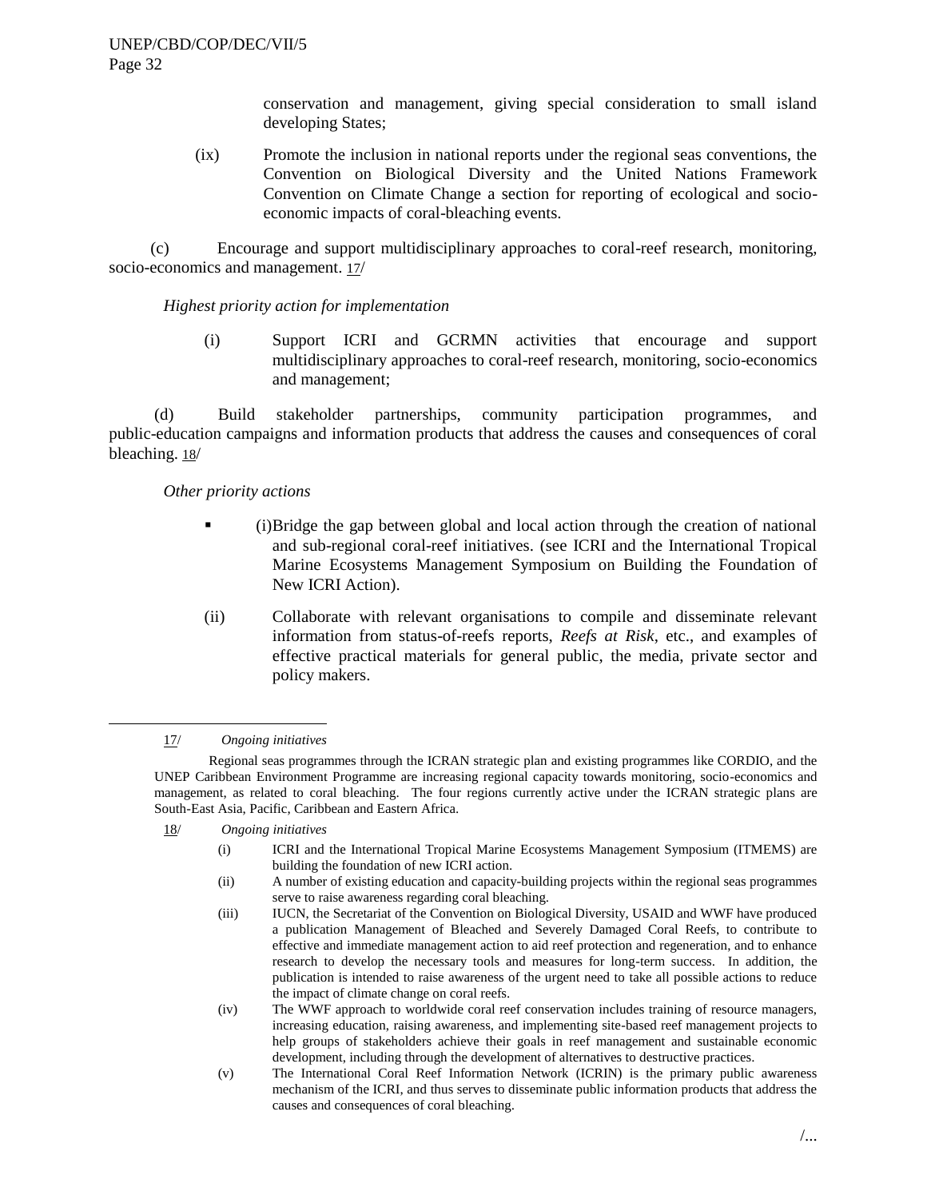conservation and management, giving special consideration to small island developing States;

(ix) Promote the inclusion in national reports under the regional seas conventions, the Convention on Biological Diversity and the United Nations Framework Convention on Climate Change a section for reporting of ecological and socio-economic impacts of coral-bleaching events.

(c) Encourage and support multidisciplinary approaches to coral-reef research, monitoring, socio-economics and management. 17/

*Highest priority action for implementation*

(i) Support ICRI and GCRMN activities that encourage and support multidisciplinary approaches to coral-reef research, monitoring, socio-economics and management;

(d) Build stakeholder partnerships, community participation programmes, and public-education campaigns and information products that address the causes and consequences of coral bleaching. 18/

*Other priority actions*

- (i)Bridge the gap between global and local action through the creation of national and sub-regional coral-reef initiatives. (see ICRI and the International Tropical Marine Ecosystems Management Symposium on Building the Foundation of New ICRI Action).

(ii) Collaborate with relevant organisations to compile and disseminate relevant information from status-of-reefs reports, *Reefs at Risk*, etc., and examples of effective practical materials for general public, the media, private sector and policy makers.

---

17/ *Ongoing initiatives*

Regional seas programmes through the ICRAN strategic plan and existing programmes like CORDIO, and the UNEP Caribbean Environment Programme are increasing regional capacity towards monitoring, socio-economics and management, as related to coral bleaching. The four regions currently active under the ICRAN strategic plans are South-East Asia, Pacific, Caribbean and Eastern Africa.

18/ *Ongoing initiatives*

(i) ICRI and the International Tropical Marine Ecosystems Management Symposium (ITMEMS) are building the foundation of new ICRI action.

(ii) A number of existing education and capacity-building projects within the regional seas programmes serve to raise awareness regarding coral bleaching.

(iii) IUCN, the Secretariat of the Convention on Biological Diversity, USAID and WWF have produced a publication Management of Bleached and Severely Damaged Coral Reefs, to contribute to effective and immediate management action to aid reef protection and regeneration, and to enhance research to develop the necessary tools and measures for long-term success. In addition, the publication is intended to raise awareness of the urgent need to take all possible actions to reduce the impact of climate change on coral reefs.

(iv) The WWF approach to worldwide coral reef conservation includes training of resource managers, increasing education, raising awareness, and implementing site-based reef management projects to help groups of stakeholders achieve their goals in reef management and sustainable economic development, including through the development of alternatives to destructive practices.

(v) The International Coral Reef Information Network (ICRIN) is the primary public awareness mechanism of the ICRI, and thus serves to disseminate public information products that address the causes and consequences of coral bleaching.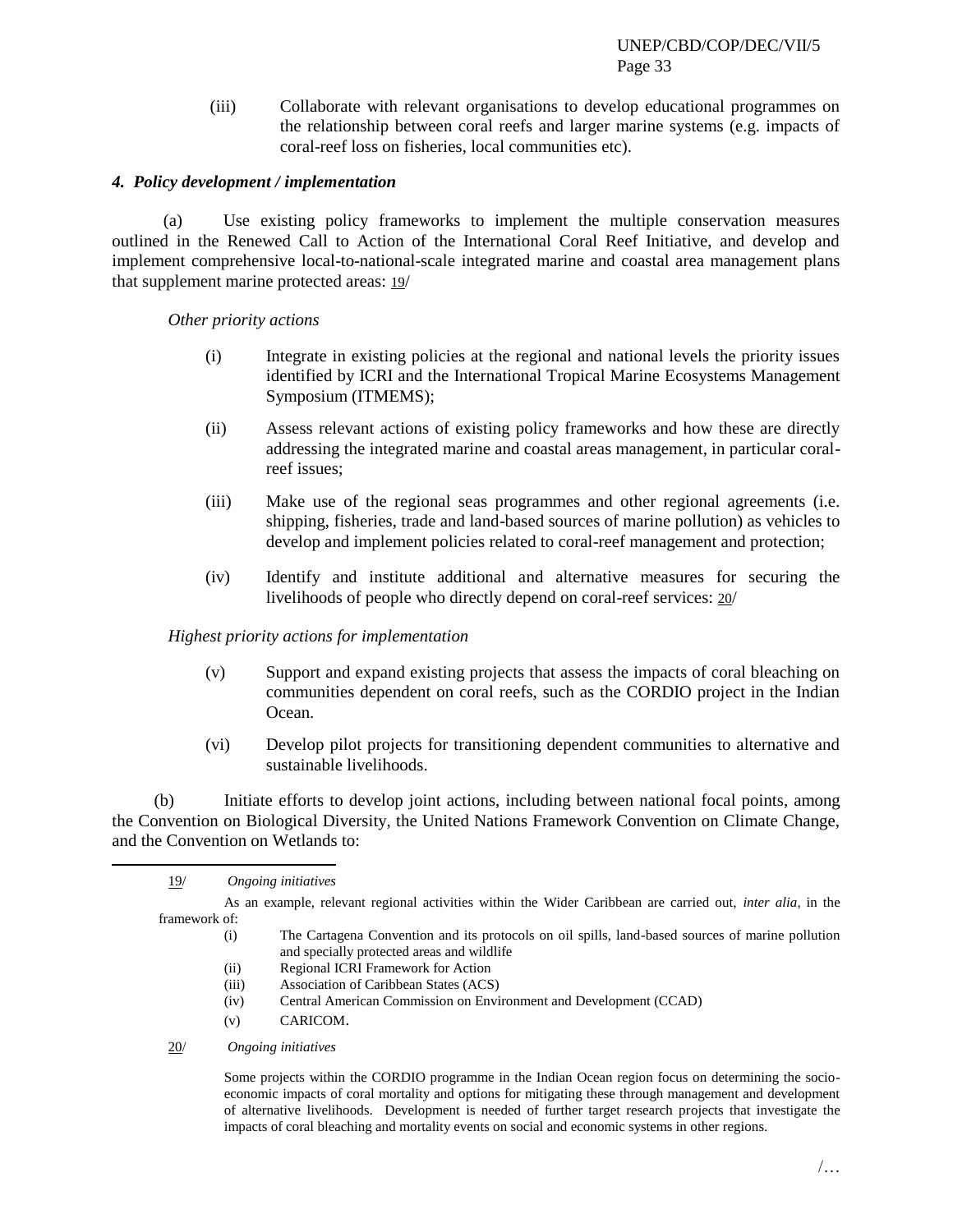(iii) Collaborate with relevant organisations to develop educational programmes on the relationship between coral reefs and larger marine systems (e.g. impacts of coral-reef loss on fisheries, local communities etc).

### *4. Policy development / implementation*

(a) Use existing policy frameworks to implement the multiple conservation measures outlined in the Renewed Call to Action of the International Coral Reef Initiative, and develop and implement comprehensive local-to-national-scale integrated marine and coastal area management plans that supplement marine protected areas: 19/

*Other priority actions*

(i) Integrate in existing policies at the regional and national levels the priority issues identified by ICRI and the International Tropical Marine Ecosystems Management Symposium (ITMEMS);

(ii) Assess relevant actions of existing policy frameworks and how these are directly addressing the integrated marine and coastal areas management, in particular coral-reef issues;

(iii) Make use of the regional seas programmes and other regional agreements (i.e. shipping, fisheries, trade and land-based sources of marine pollution) as vehicles to develop and implement policies related to coral-reef management and protection;

(iv) Identify and institute additional and alternative measures for securing the livelihoods of people who directly depend on coral-reef services: 20/

*Highest priority actions for implementation*

(v) Support and expand existing projects that assess the impacts of coral bleaching on communities dependent on coral reefs, such as the CORDIO project in the Indian Ocean.

(vi) Develop pilot projects for transitioning dependent communities to alternative and sustainable livelihoods.

(b) Initiate efforts to develop joint actions, including between national focal points, among the Convention on Biological Diversity, the United Nations Framework Convention on Climate Change, and the Convention on Wetlands to:

---

19/ *Ongoing initiatives*

As an example, relevant regional activities within the Wider Caribbean are carried out, *inter alia*, in the framework of:

(i) The Cartagena Convention and its protocols on oil spills, land-based sources of marine pollution and specially protected areas and wildlife

(ii) Regional ICRI Framework for Action

(iii) Association of Caribbean States (ACS)

(iv) Central American Commission on Environment and Development (CCAD)

(v) CARICOM.

20/ *Ongoing initiatives*

Some projects within the CORDIO programme in the Indian Ocean region focus on determining the socio-economic impacts of coral mortality and options for mitigating these through management and development of alternative livelihoods. Development is needed of further target research projects that investigate the impacts of coral bleaching and mortality events on social and economic systems in other regions.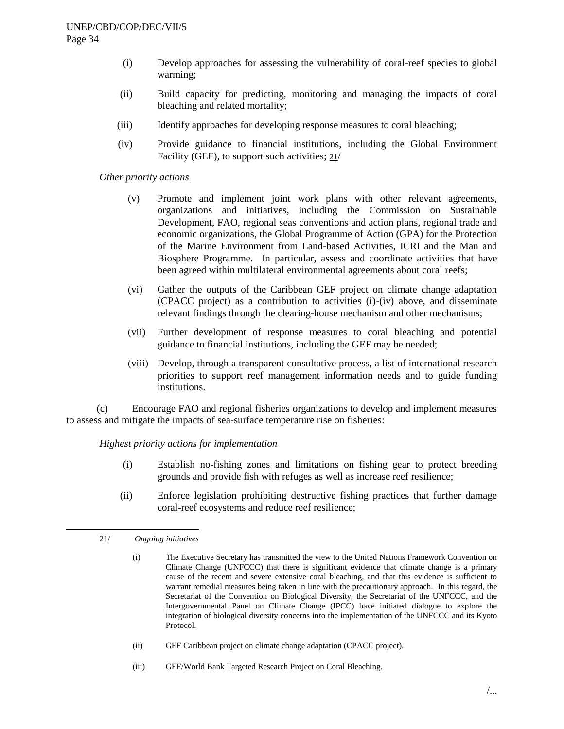(i) Develop approaches for assessing the vulnerability of coral-reef species to global warming;

(ii) Build capacity for predicting, monitoring and managing the impacts of coral bleaching and related mortality;

(iii) Identify approaches for developing response measures to coral bleaching;

(iv) Provide guidance to financial institutions, including the Global Environment Facility (GEF), to support such activities; 21/

*Other priority actions*

(v) Promote and implement joint work plans with other relevant agreements, organizations and initiatives, including the Commission on Sustainable Development, FAO, regional seas conventions and action plans, regional trade and economic organizations, the Global Programme of Action (GPA) for the Protection of the Marine Environment from Land-based Activities, ICRI and the Man and Biosphere Programme. In particular, assess and coordinate activities that have been agreed within multilateral environmental agreements about coral reefs;

(vi) Gather the outputs of the Caribbean GEF project on climate change adaptation (CPACC project) as a contribution to activities (i)-(iv) above, and disseminate relevant findings through the clearing-house mechanism and other mechanisms;

(vii) Further development of response measures to coral bleaching and potential guidance to financial institutions, including the GEF may be needed;

(viii) Develop, through a transparent consultative process, a list of international research priorities to support reef management information needs and to guide funding institutions.

(c) Encourage FAO and regional fisheries organizations to develop and implement measures to assess and mitigate the impacts of sea-surface temperature rise on fisheries:

*Highest priority actions for implementation*

(i) Establish no-fishing zones and limitations on fishing gear to protect breeding grounds and provide fish with refuges as well as increase reef resilience;

(ii) Enforce legislation prohibiting destructive fishing practices that further damage coral-reef ecosystems and reduce reef resilience;

---

21/ *Ongoing initiatives*

(i) The Executive Secretary has transmitted the view to the United Nations Framework Convention on Climate Change (UNFCCC) that there is significant evidence that climate change is a primary cause of the recent and severe extensive coral bleaching, and that this evidence is sufficient to warrant remedial measures being taken in line with the precautionary approach. In this regard, the Secretariat of the Convention on Biological Diversity, the Secretariat of the UNFCCC, and the Intergovernmental Panel on Climate Change (IPCC) have initiated dialogue to explore the integration of biological diversity concerns into the implementation of the UNFCCC and its Kyoto Protocol.

(ii) GEF Caribbean project on climate change adaptation (CPACC project).

(iii) GEF/World Bank Targeted Research Project on Coral Bleaching.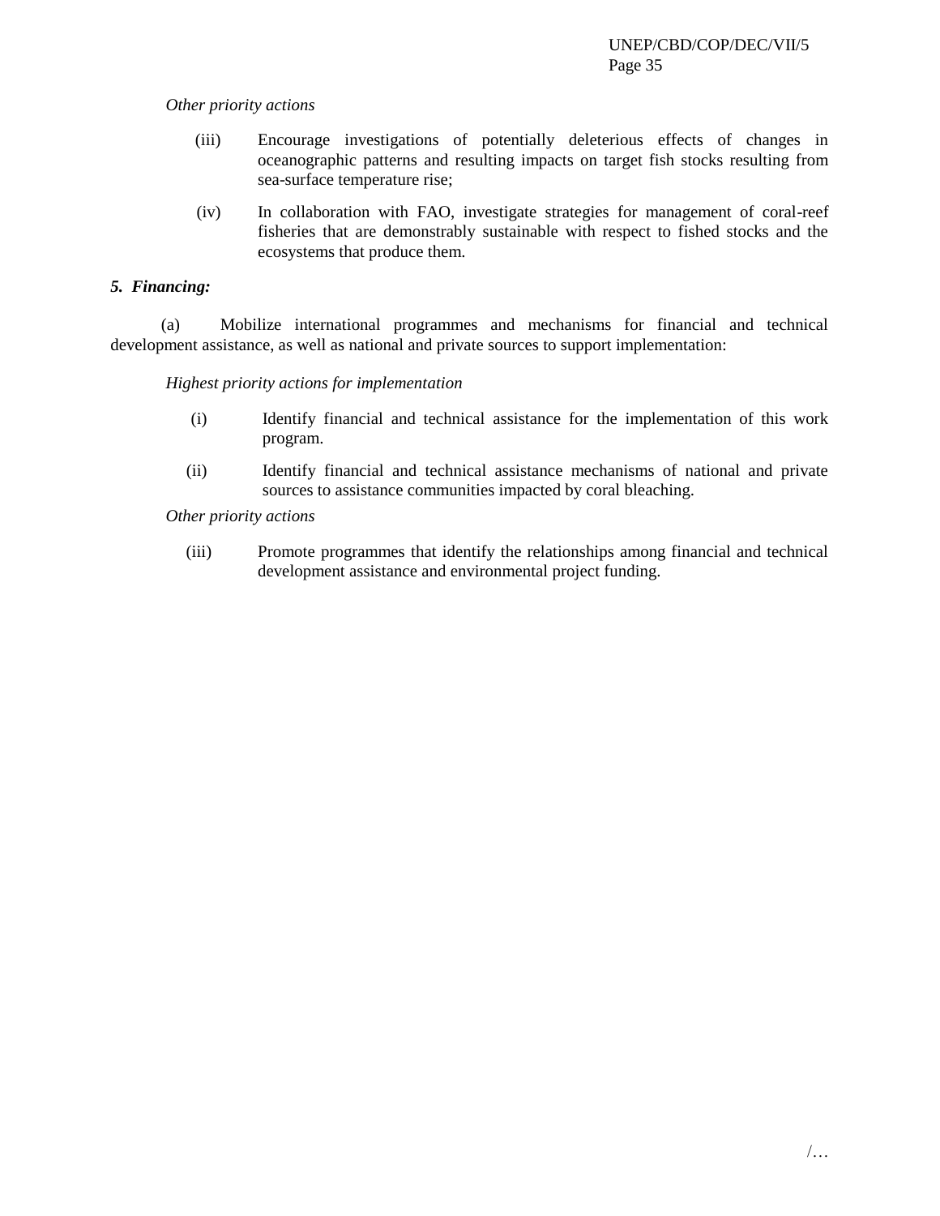*Other priority actions*

(iii) Encourage investigations of potentially deleterious effects of changes in oceanographic patterns and resulting impacts on target fish stocks resulting from sea-surface temperature rise;

(iv) In collaboration with FAO, investigate strategies for management of coral-reef fisheries that are demonstrably sustainable with respect to fished stocks and the ecosystems that produce them.

***5. Financing:***

(a) Mobilize international programmes and mechanisms for financial and technical development assistance, as well as national and private sources to support implementation:

*Highest priority actions for implementation*

(i) Identify financial and technical assistance for the implementation of this work program.

(ii) Identify financial and technical assistance mechanisms of national and private sources to assistance communities impacted by coral bleaching.

*Other priority actions*

(iii) Promote programmes that identify the relationships among financial and technical development assistance and environmental project funding.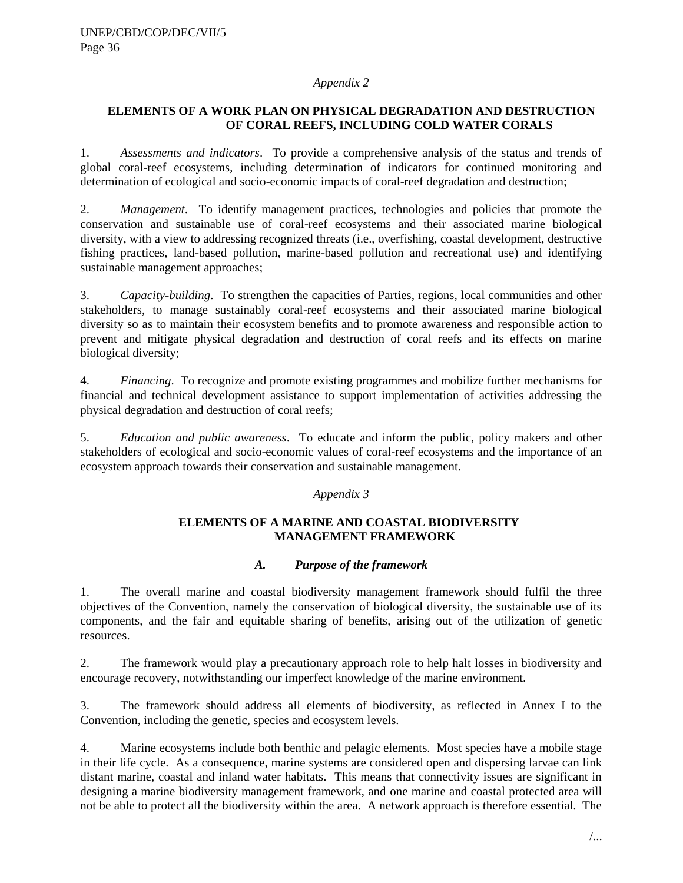*Appendix 2*

**ELEMENTS OF A WORK PLAN ON PHYSICAL DEGRADATION AND DESTRUCTION OF CORAL REEFS, INCLUDING COLD WATER CORALS**

1. *Assessments and indicators*. To provide a comprehensive analysis of the status and trends of global coral-reef ecosystems, including determination of indicators for continued monitoring and determination of ecological and socio-economic impacts of coral-reef degradation and destruction;

2. *Management*. To identify management practices, technologies and policies that promote the conservation and sustainable use of coral-reef ecosystems and their associated marine biological diversity, with a view to addressing recognized threats (i.e., overfishing, coastal development, destructive fishing practices, land-based pollution, marine-based pollution and recreational use) and identifying sustainable management approaches;

3. *Capacity-building*. To strengthen the capacities of Parties, regions, local communities and other stakeholders, to manage sustainably coral-reef ecosystems and their associated marine biological diversity so as to maintain their ecosystem benefits and to promote awareness and responsible action to prevent and mitigate physical degradation and destruction of coral reefs and its effects on marine biological diversity;

4. *Financing*. To recognize and promote existing programmes and mobilize further mechanisms for financial and technical development assistance to support implementation of activities addressing the physical degradation and destruction of coral reefs;

5. *Education and public awareness*. To educate and inform the public, policy makers and other stakeholders of ecological and socio-economic values of coral-reef ecosystems and the importance of an ecosystem approach towards their conservation and sustainable management.

*Appendix 3*

**ELEMENTS OF A MARINE AND COASTAL BIODIVERSITY MANAGEMENT FRAMEWORK**

***A. Purpose of the framework***

1. The overall marine and coastal biodiversity management framework should fulfil the three objectives of the Convention, namely the conservation of biological diversity, the sustainable use of its components, and the fair and equitable sharing of benefits, arising out of the utilization of genetic resources.

2. The framework would play a precautionary approach role to help halt losses in biodiversity and encourage recovery, notwithstanding our imperfect knowledge of the marine environment.

3. The framework should address all elements of biodiversity, as reflected in Annex I to the Convention, including the genetic, species and ecosystem levels.

4. Marine ecosystems include both benthic and pelagic elements. Most species have a mobile stage in their life cycle. As a consequence, marine systems are considered open and dispersing larvae can link distant marine, coastal and inland water habitats. This means that connectivity issues are significant in designing a marine biodiversity management framework, and one marine and coastal protected area will not be able to protect all the biodiversity within the area. A network approach is therefore essential. The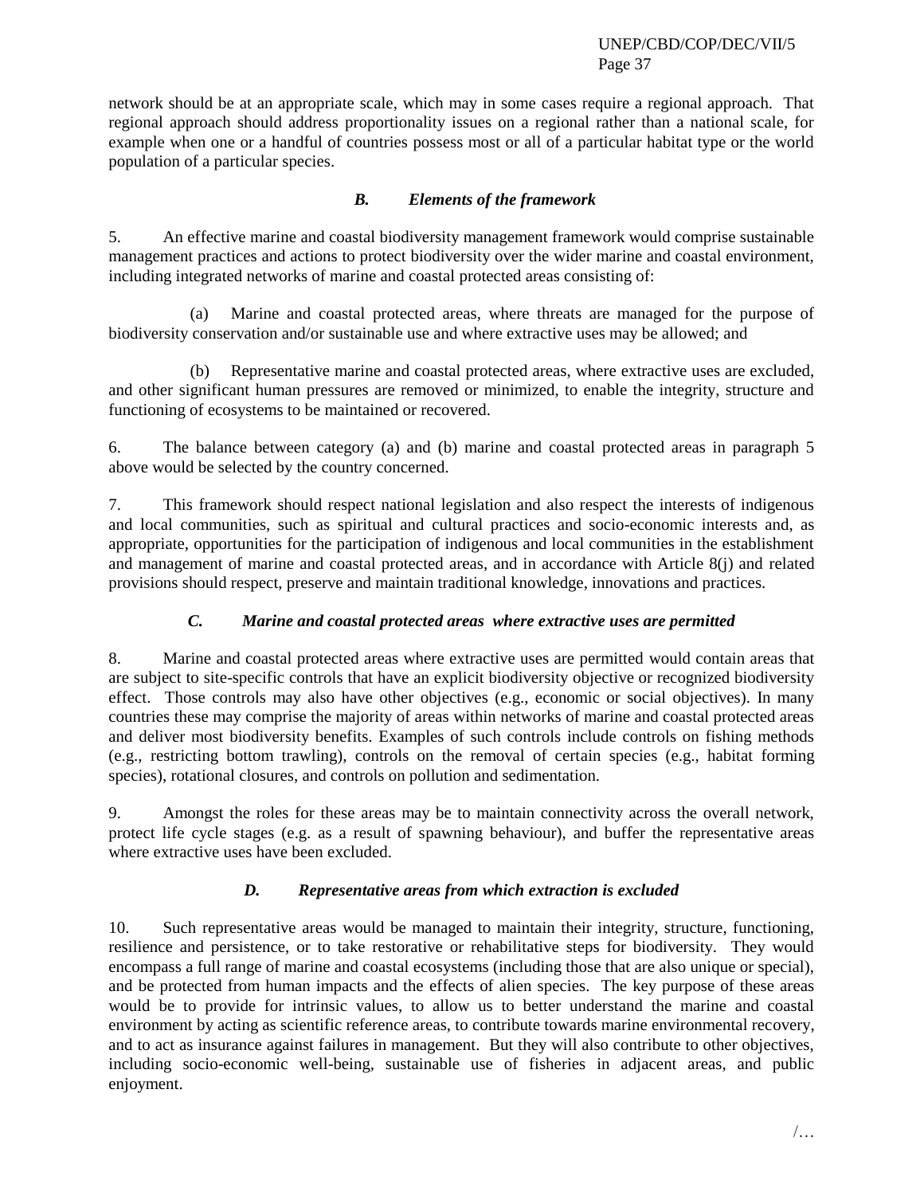network should be at an appropriate scale, which may in some cases require a regional approach. That regional approach should address proportionality issues on a regional rather than a national scale, for example when one or a handful of countries possess most or all of a particular habitat type or the world population of a particular species.

### *B. Elements of the framework*

5. An effective marine and coastal biodiversity management framework would comprise sustainable management practices and actions to protect biodiversity over the wider marine and coastal environment, including integrated networks of marine and coastal protected areas consisting of:

(a) Marine and coastal protected areas, where threats are managed for the purpose of biodiversity conservation and/or sustainable use and where extractive uses may be allowed; and

(b) Representative marine and coastal protected areas, where extractive uses are excluded, and other significant human pressures are removed or minimized, to enable the integrity, structure and functioning of ecosystems to be maintained or recovered.

6. The balance between category (a) and (b) marine and coastal protected areas in paragraph 5 above would be selected by the country concerned.

7. This framework should respect national legislation and also respect the interests of indigenous and local communities, such as spiritual and cultural practices and socio-economic interests and, as appropriate, opportunities for the participation of indigenous and local communities in the establishment and management of marine and coastal protected areas, and in accordance with Article 8(j) and related provisions should respect, preserve and maintain traditional knowledge, innovations and practices.

### *C. Marine and coastal protected areas where extractive uses are permitted*

8. Marine and coastal protected areas where extractive uses are permitted would contain areas that are subject to site-specific controls that have an explicit biodiversity objective or recognized biodiversity effect. Those controls may also have other objectives (e.g., economic or social objectives). In many countries these may comprise the majority of areas within networks of marine and coastal protected areas and deliver most biodiversity benefits. Examples of such controls include controls on fishing methods (e.g., restricting bottom trawling), controls on the removal of certain species (e.g., habitat forming species), rotational closures, and controls on pollution and sedimentation.

9. Amongst the roles for these areas may be to maintain connectivity across the overall network, protect life cycle stages (e.g. as a result of spawning behaviour), and buffer the representative areas where extractive uses have been excluded.

### *D. Representative areas from which extraction is excluded*

10. Such representative areas would be managed to maintain their integrity, structure, functioning, resilience and persistence, or to take restorative or rehabilitative steps for biodiversity. They would encompass a full range of marine and coastal ecosystems (including those that are also unique or special), and be protected from human impacts and the effects of alien species. The key purpose of these areas would be to provide for intrinsic values, to allow us to better understand the marine and coastal environment by acting as scientific reference areas, to contribute towards marine environmental recovery, and to act as insurance against failures in management. But they will also contribute to other objectives, including socio-economic well-being, sustainable use of fisheries in adjacent areas, and public enjoyment.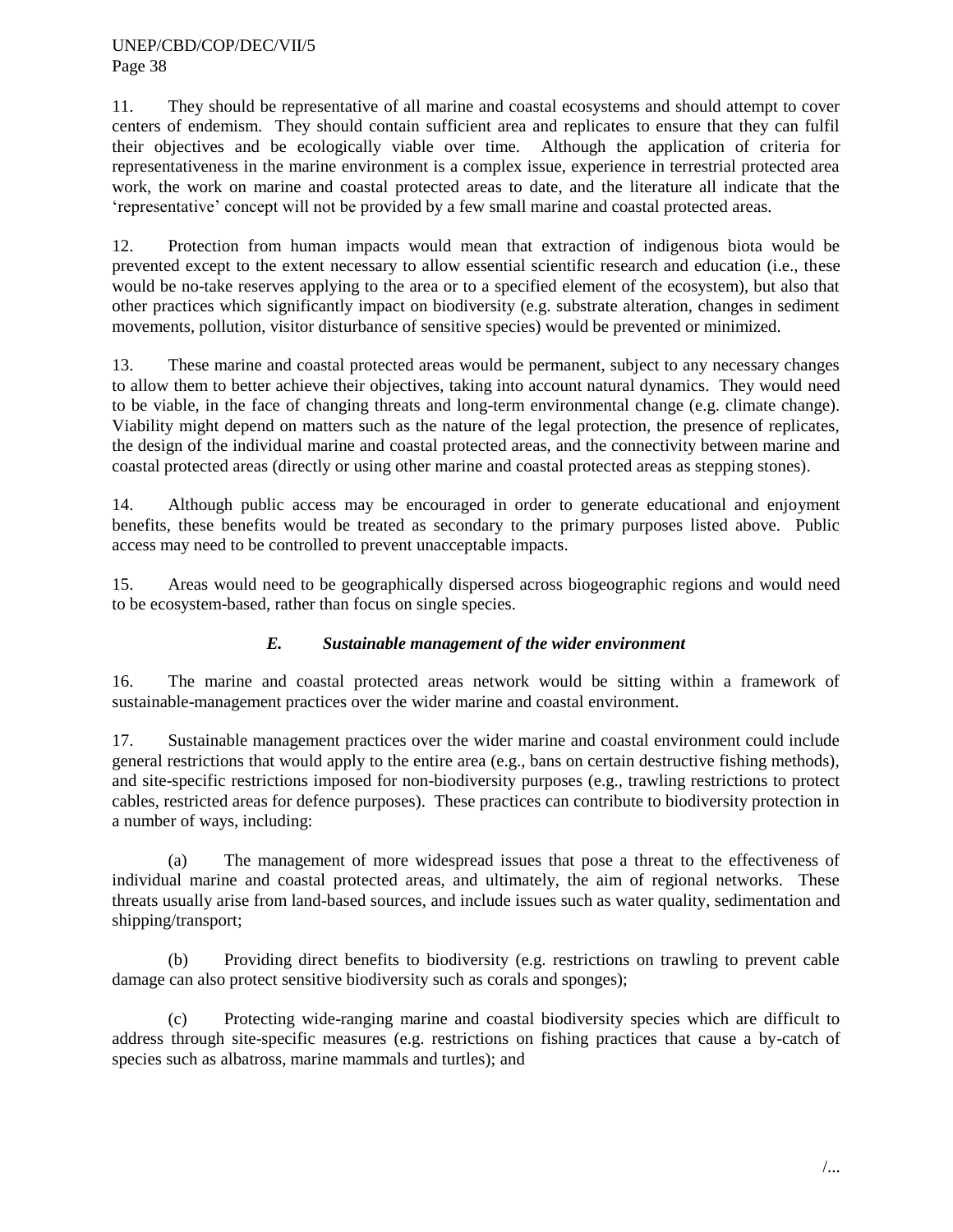11. They should be representative of all marine and coastal ecosystems and should attempt to cover centers of endemism. They should contain sufficient area and replicates to ensure that they can fulfil their objectives and be ecologically viable over time. Although the application of criteria for representativeness in the marine environment is a complex issue, experience in terrestrial protected area work, the work on marine and coastal protected areas to date, and the literature all indicate that the 'representative' concept will not be provided by a few small marine and coastal protected areas.

12. Protection from human impacts would mean that extraction of indigenous biota would be prevented except to the extent necessary to allow essential scientific research and education (i.e., these would be no-take reserves applying to the area or to a specified element of the ecosystem), but also that other practices which significantly impact on biodiversity (e.g. substrate alteration, changes in sediment movements, pollution, visitor disturbance of sensitive species) would be prevented or minimized.

13. These marine and coastal protected areas would be permanent, subject to any necessary changes to allow them to better achieve their objectives, taking into account natural dynamics. They would need to be viable, in the face of changing threats and long-term environmental change (e.g. climate change). Viability might depend on matters such as the nature of the legal protection, the presence of replicates, the design of the individual marine and coastal protected areas, and the connectivity between marine and coastal protected areas (directly or using other marine and coastal protected areas as stepping stones).

14. Although public access may be encouraged in order to generate educational and enjoyment benefits, these benefits would be treated as secondary to the primary purposes listed above. Public access may need to be controlled to prevent unacceptable impacts.

15. Areas would need to be geographically dispersed across biogeographic regions and would need to be ecosystem-based, rather than focus on single species.

### *E. Sustainable management of the wider environment*

16. The marine and coastal protected areas network would be sitting within a framework of sustainable-management practices over the wider marine and coastal environment.

17. Sustainable management practices over the wider marine and coastal environment could include general restrictions that would apply to the entire area (e.g., bans on certain destructive fishing methods), and site-specific restrictions imposed for non-biodiversity purposes (e.g., trawling restrictions to protect cables, restricted areas for defence purposes). These practices can contribute to biodiversity protection in a number of ways, including:

(a) The management of more widespread issues that pose a threat to the effectiveness of individual marine and coastal protected areas, and ultimately, the aim of regional networks. These threats usually arise from land-based sources, and include issues such as water quality, sedimentation and shipping/transport;

(b) Providing direct benefits to biodiversity (e.g. restrictions on trawling to prevent cable damage can also protect sensitive biodiversity such as corals and sponges);

(c) Protecting wide-ranging marine and coastal biodiversity species which are difficult to address through site-specific measures (e.g. restrictions on fishing practices that cause a by-catch of species such as albatross, marine mammals and turtles); and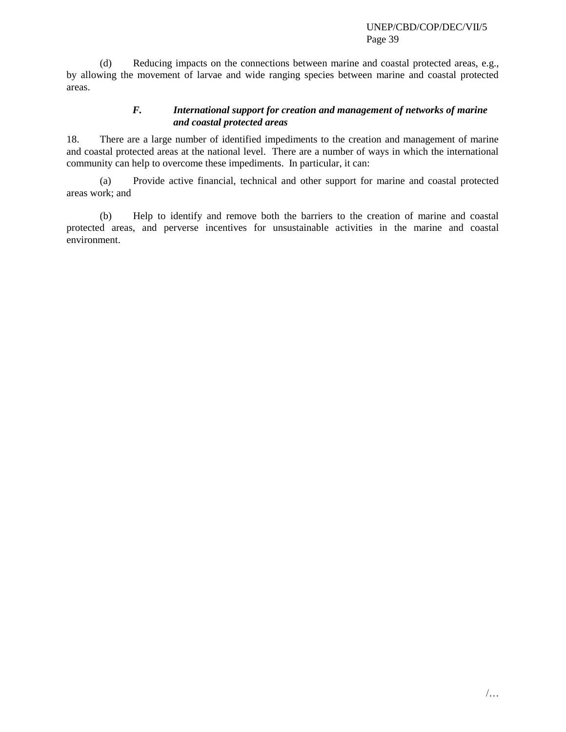(d) Reducing impacts on the connections between marine and coastal protected areas, e.g., by allowing the movement of larvae and wide ranging species between marine and coastal protected areas.

### *F. International support for creation and management of networks of marine and coastal protected areas*

18. There are a large number of identified impediments to the creation and management of marine and coastal protected areas at the national level. There are a number of ways in which the international community can help to overcome these impediments. In particular, it can:

(a) Provide active financial, technical and other support for marine and coastal protected areas work; and

(b) Help to identify and remove both the barriers to the creation of marine and coastal protected areas, and perverse incentives for unsustainable activities in the marine and coastal environment.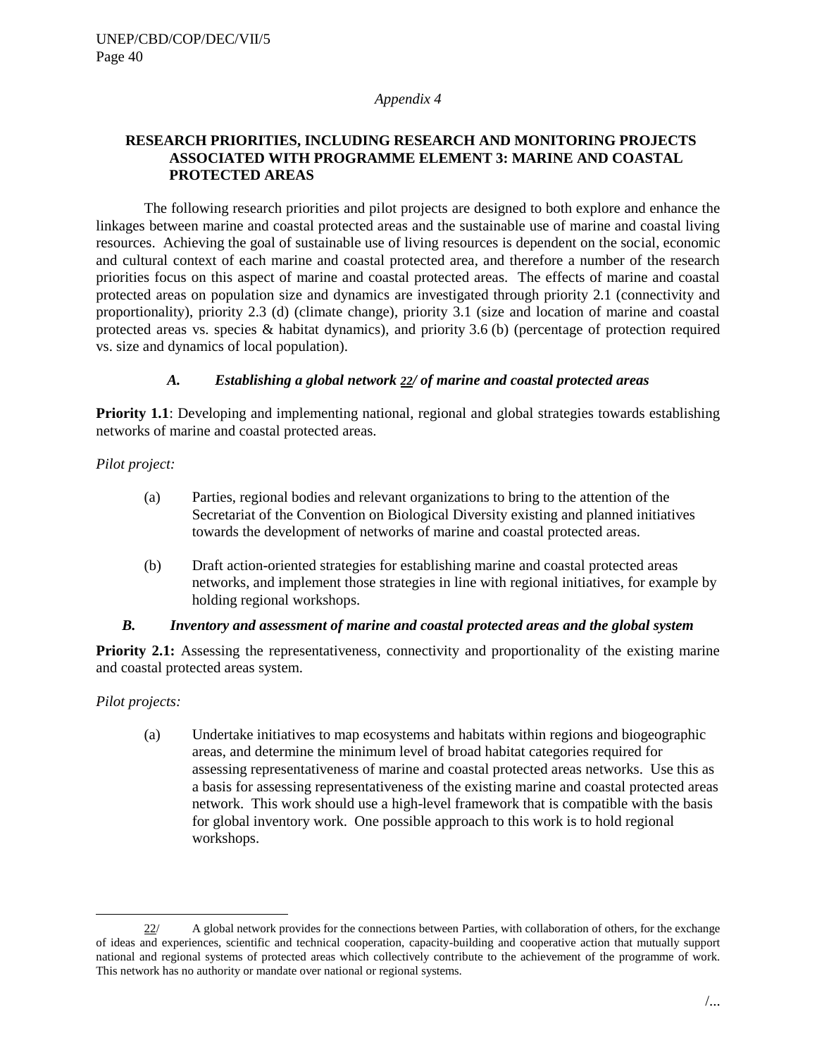*Appendix 4*

## RESEARCH PRIORITIES, INCLUDING RESEARCH AND MONITORING PROJECTS ASSOCIATED WITH PROGRAMME ELEMENT 3: MARINE AND COASTAL PROTECTED AREAS

The following research priorities and pilot projects are designed to both explore and enhance the linkages between marine and coastal protected areas and the sustainable use of marine and coastal living resources. Achieving the goal of sustainable use of living resources is dependent on the social, economic and cultural context of each marine and coastal protected area, and therefore a number of the research priorities focus on this aspect of marine and coastal protected areas. The effects of marine and coastal protected areas on population size and dynamics are investigated through priority 2.1 (connectivity and proportionality), priority 2.3 (d) (climate change), priority 3.1 (size and location of marine and coastal protected areas vs. species & habitat dynamics), and priority 3.6 (b) (percentage of protection required vs. size and dynamics of local population).

### *A. Establishing a global network 22/ of marine and coastal protected areas*

**Priority 1.1**: Developing and implementing national, regional and global strategies towards establishing networks of marine and coastal protected areas.

*Pilot project:*

(a) Parties, regional bodies and relevant organizations to bring to the attention of the Secretariat of the Convention on Biological Diversity existing and planned initiatives towards the development of networks of marine and coastal protected areas.

(b) Draft action-oriented strategies for establishing marine and coastal protected areas networks, and implement those strategies in line with regional initiatives, for example by holding regional workshops.

### *B. Inventory and assessment of marine and coastal protected areas and the global system*

**Priority 2.1:** Assessing the representativeness, connectivity and proportionality of the existing marine and coastal protected areas system.

*Pilot projects:*

(a) Undertake initiatives to map ecosystems and habitats within regions and biogeographic areas, and determine the minimum level of broad habitat categories required for assessing representativeness of marine and coastal protected areas networks. Use this as a basis for assessing representativeness of the existing marine and coastal protected areas network. This work should use a high-level framework that is compatible with the basis for global inventory work. One possible approach to this work is to hold regional workshops.

---

22/ A global network provides for the connections between Parties, with collaboration of others, for the exchange of ideas and experiences, scientific and technical cooperation, capacity-building and cooperative action that mutually support national and regional systems of protected areas which collectively contribute to the achievement of the programme of work. This network has no authority or mandate over national or regional systems.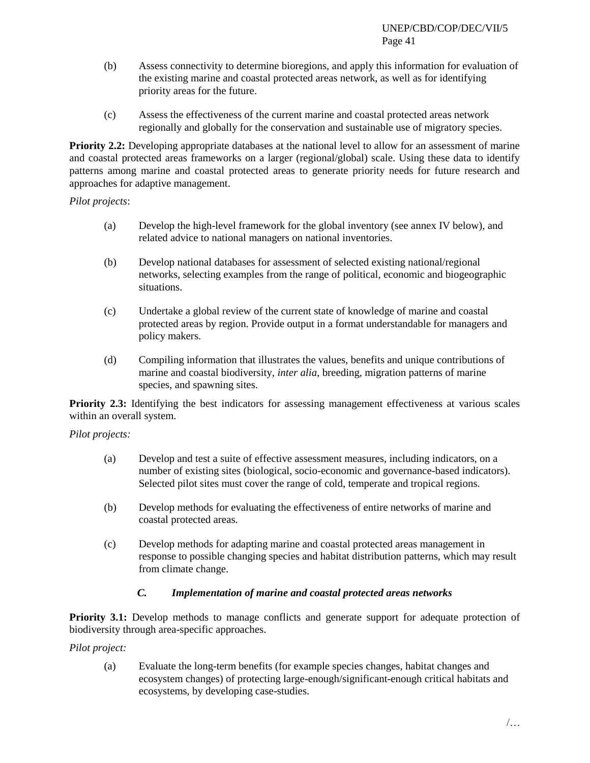(b) Assess connectivity to determine bioregions, and apply this information for evaluation of the existing marine and coastal protected areas network, as well as for identifying priority areas for the future.

(c) Assess the effectiveness of the current marine and coastal protected areas network regionally and globally for the conservation and sustainable use of migratory species.

**Priority 2.2:** Developing appropriate databases at the national level to allow for an assessment of marine and coastal protected areas frameworks on a larger (regional/global) scale. Using these data to identify patterns among marine and coastal protected areas to generate priority needs for future research and approaches for adaptive management.

*Pilot projects*:

(a) Develop the high-level framework for the global inventory (see annex IV below), and related advice to national managers on national inventories.

(b) Develop national databases for assessment of selected existing national/regional networks, selecting examples from the range of political, economic and biogeographic situations.

(c) Undertake a global review of the current state of knowledge of marine and coastal protected areas by region. Provide output in a format understandable for managers and policy makers.

(d) Compiling information that illustrates the values, benefits and unique contributions of marine and coastal biodiversity, *inter alia*, breeding, migration patterns of marine species, and spawning sites.

**Priority 2.3:** Identifying the best indicators for assessing management effectiveness at various scales within an overall system.

*Pilot projects:*

(a) Develop and test a suite of effective assessment measures, including indicators, on a number of existing sites (biological, socio-economic and governance-based indicators). Selected pilot sites must cover the range of cold, temperate and tropical regions.

(b) Develop methods for evaluating the effectiveness of entire networks of marine and coastal protected areas.

(c) Develop methods for adapting marine and coastal protected areas management in response to possible changing species and habitat distribution patterns, which may result from climate change.

### *C. Implementation of marine and coastal protected areas networks*

**Priority 3.1:** Develop methods to manage conflicts and generate support for adequate protection of biodiversity through area-specific approaches.

*Pilot project:*

(a) Evaluate the long-term benefits (for example species changes, habitat changes and ecosystem changes) of protecting large-enough/significant-enough critical habitats and ecosystems, by developing case-studies.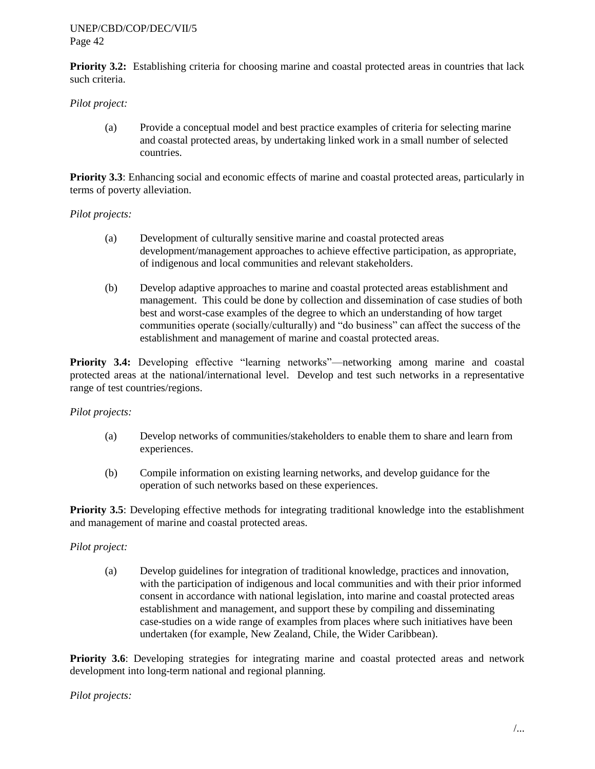**Priority 3.2:** Establishing criteria for choosing marine and coastal protected areas in countries that lack such criteria.

*Pilot project:*

(a) Provide a conceptual model and best practice examples of criteria for selecting marine and coastal protected areas, by undertaking linked work in a small number of selected countries.

**Priority 3.3**: Enhancing social and economic effects of marine and coastal protected areas, particularly in terms of poverty alleviation.

*Pilot projects:*

(a) Development of culturally sensitive marine and coastal protected areas development/management approaches to achieve effective participation, as appropriate, of indigenous and local communities and relevant stakeholders.

(b) Develop adaptive approaches to marine and coastal protected areas establishment and management. This could be done by collection and dissemination of case studies of both best and worst-case examples of the degree to which an understanding of how target communities operate (socially/culturally) and "do business" can affect the success of the establishment and management of marine and coastal protected areas.

**Priority 3.4:** Developing effective "learning networks"—networking among marine and coastal protected areas at the national/international level. Develop and test such networks in a representative range of test countries/regions.

*Pilot projects:*

(a) Develop networks of communities/stakeholders to enable them to share and learn from experiences.

(b) Compile information on existing learning networks, and develop guidance for the operation of such networks based on these experiences.

**Priority 3.5**: Developing effective methods for integrating traditional knowledge into the establishment and management of marine and coastal protected areas.

*Pilot project:*

(a) Develop guidelines for integration of traditional knowledge, practices and innovation, with the participation of indigenous and local communities and with their prior informed consent in accordance with national legislation, into marine and coastal protected areas establishment and management, and support these by compiling and disseminating case-studies on a wide range of examples from places where such initiatives have been undertaken (for example, New Zealand, Chile, the Wider Caribbean).

**Priority 3.6**: Developing strategies for integrating marine and coastal protected areas and network development into long-term national and regional planning.

*Pilot projects:*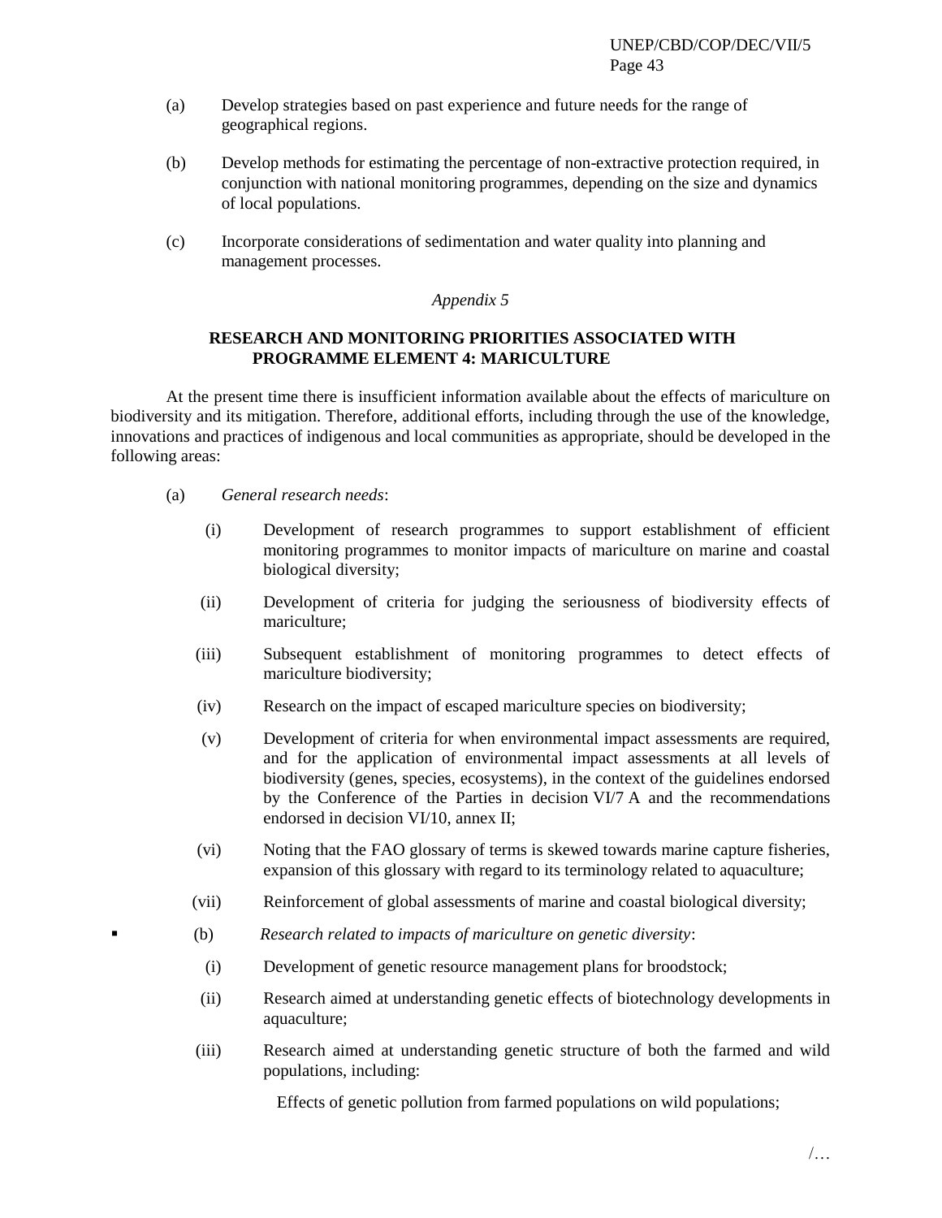(a) Develop strategies based on past experience and future needs for the range of geographical regions.

(b) Develop methods for estimating the percentage of non-extractive protection required, in conjunction with national monitoring programmes, depending on the size and dynamics of local populations.

(c) Incorporate considerations of sedimentation and water quality into planning and management processes.

*Appendix 5*

## RESEARCH AND MONITORING PRIORITIES ASSOCIATED WITH PROGRAMME ELEMENT 4: MARICULTURE

At the present time there is insufficient information available about the effects of mariculture on biodiversity and its mitigation. Therefore, additional efforts, including through the use of the knowledge, innovations and practices of indigenous and local communities as appropriate, should be developed in the following areas:

(a) *General research needs*:

(i) Development of research programmes to support establishment of efficient monitoring programmes to monitor impacts of mariculture on marine and coastal biological diversity;

(ii) Development of criteria for judging the seriousness of biodiversity effects of mariculture;

(iii) Subsequent establishment of monitoring programmes to detect effects of mariculture biodiversity;

(iv) Research on the impact of escaped mariculture species on biodiversity;

(v) Development of criteria for when environmental impact assessments are required, and for the application of environmental impact assessments at all levels of biodiversity (genes, species, ecosystems), in the context of the guidelines endorsed by the Conference of the Parties in decision VI/7 A and the recommendations endorsed in decision VI/10, annex II;

(vi) Noting that the FAO glossary of terms is skewed towards marine capture fisheries, expansion of this glossary with regard to its terminology related to aquaculture;

(vii) Reinforcement of global assessments of marine and coastal biological diversity;

(b) *Research related to impacts of mariculture on genetic diversity*:

(i) Development of genetic resource management plans for broodstock;

(ii) Research aimed at understanding genetic effects of biotechnology developments in aquaculture;

(iii) Research aimed at understanding genetic structure of both the farmed and wild populations, including:

Effects of genetic pollution from farmed populations on wild populations;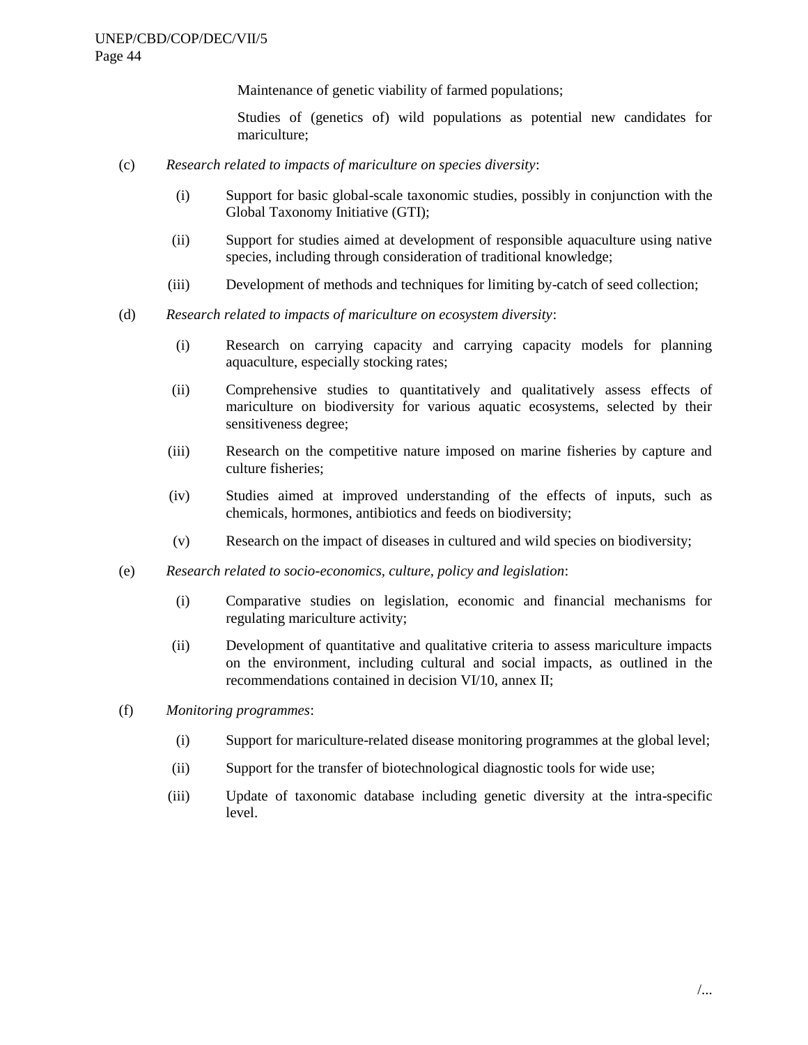Maintenance of genetic viability of farmed populations;

Studies of (genetics of) wild populations as potential new candidates for mariculture;

(c) *Research related to impacts of mariculture on species diversity*:

(i) Support for basic global-scale taxonomic studies, possibly in conjunction with the Global Taxonomy Initiative (GTI);

(ii) Support for studies aimed at development of responsible aquaculture using native species, including through consideration of traditional knowledge;

(iii) Development of methods and techniques for limiting by-catch of seed collection;

(d) *Research related to impacts of mariculture on ecosystem diversity*:

(i) Research on carrying capacity and carrying capacity models for planning aquaculture, especially stocking rates;

(ii) Comprehensive studies to quantitatively and qualitatively assess effects of mariculture on biodiversity for various aquatic ecosystems, selected by their sensitiveness degree;

(iii) Research on the competitive nature imposed on marine fisheries by capture and culture fisheries;

(iv) Studies aimed at improved understanding of the effects of inputs, such as chemicals, hormones, antibiotics and feeds on biodiversity;

(v) Research on the impact of diseases in cultured and wild species on biodiversity;

(e) *Research related to socio-economics, culture, policy and legislation*:

(i) Comparative studies on legislation, economic and financial mechanisms for regulating mariculture activity;

(ii) Development of quantitative and qualitative criteria to assess mariculture impacts on the environment, including cultural and social impacts, as outlined in the recommendations contained in decision VI/10, annex II;

(f) *Monitoring programmes*:

(i) Support for mariculture-related disease monitoring programmes at the global level;

(ii) Support for the transfer of biotechnological diagnostic tools for wide use;

(iii) Update of taxonomic database including genetic diversity at the intra-specific level.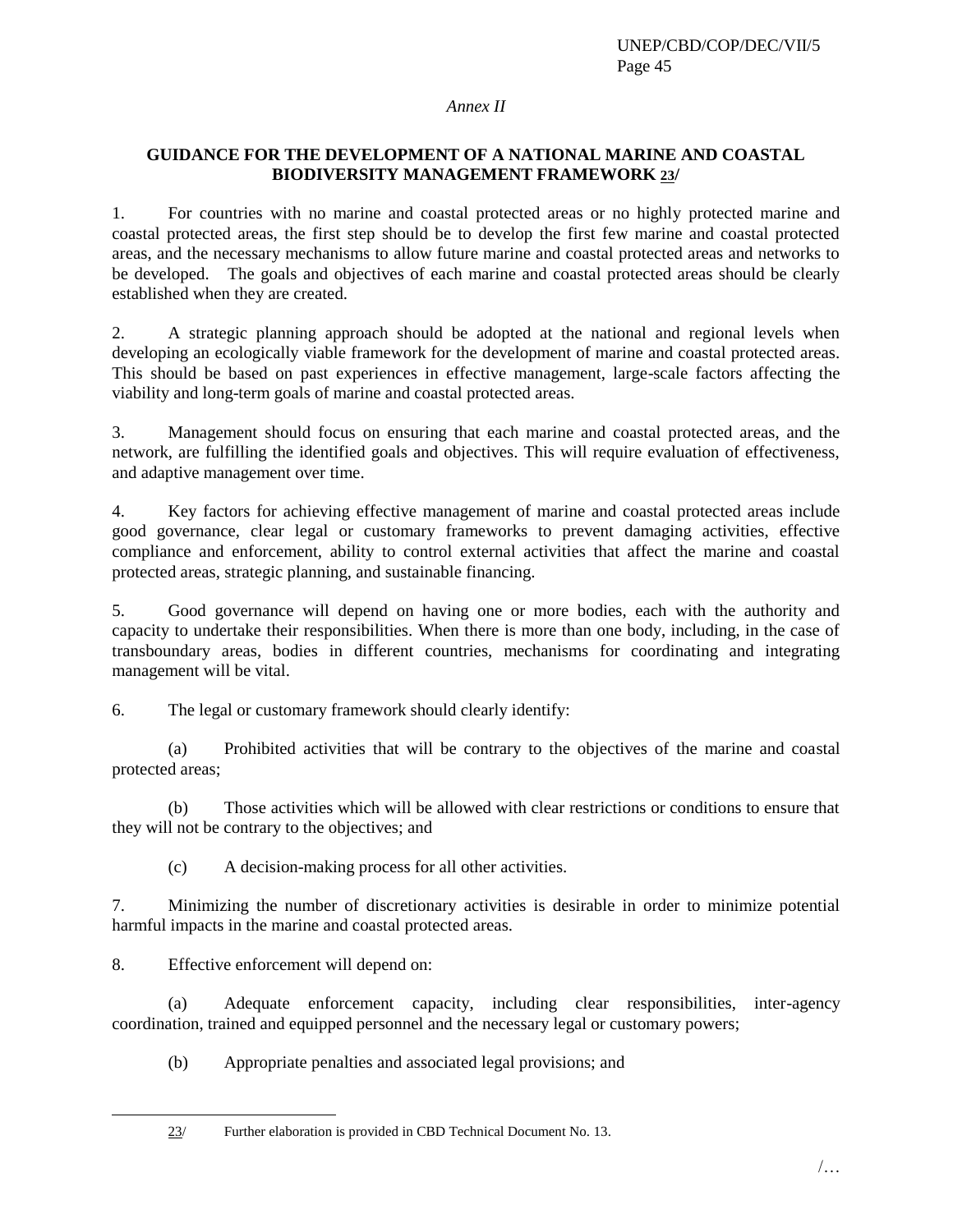*Annex II*

## GUIDANCE FOR THE DEVELOPMENT OF A NATIONAL MARINE AND COASTAL BIODIVERSITY MANAGEMENT FRAMEWORK [23]

1. For countries with no marine and coastal protected areas or no highly protected marine and coastal protected areas, the first step should be to develop the first few marine and coastal protected areas, and the necessary mechanisms to allow future marine and coastal protected areas and networks to be developed. The goals and objectives of each marine and coastal protected areas should be clearly established when they are created.

2. A strategic planning approach should be adopted at the national and regional levels when developing an ecologically viable framework for the development of marine and coastal protected areas. This should be based on past experiences in effective management, large-scale factors affecting the viability and long-term goals of marine and coastal protected areas.

3. Management should focus on ensuring that each marine and coastal protected areas, and the network, are fulfilling the identified goals and objectives. This will require evaluation of effectiveness, and adaptive management over time.

4. Key factors for achieving effective management of marine and coastal protected areas include good governance, clear legal or customary frameworks to prevent damaging activities, effective compliance and enforcement, ability to control external activities that affect the marine and coastal protected areas, strategic planning, and sustainable financing.

5. Good governance will depend on having one or more bodies, each with the authority and capacity to undertake their responsibilities. When there is more than one body, including, in the case of transboundary areas, bodies in different countries, mechanisms for coordinating and integrating management will be vital.

6. The legal or customary framework should clearly identify:

(a) Prohibited activities that will be contrary to the objectives of the marine and coastal protected areas;

(b) Those activities which will be allowed with clear restrictions or conditions to ensure that they will not be contrary to the objectives; and

(c) A decision-making process for all other activities.

7. Minimizing the number of discretionary activities is desirable in order to minimize potential harmful impacts in the marine and coastal protected areas.

8. Effective enforcement will depend on:

(a) Adequate enforcement capacity, including clear responsibilities, inter-agency coordination, trained and equipped personnel and the necessary legal or customary powers;

(b) Appropriate penalties and associated legal provisions; and

---

23/ Further elaboration is provided in CBD Technical Document No. 13.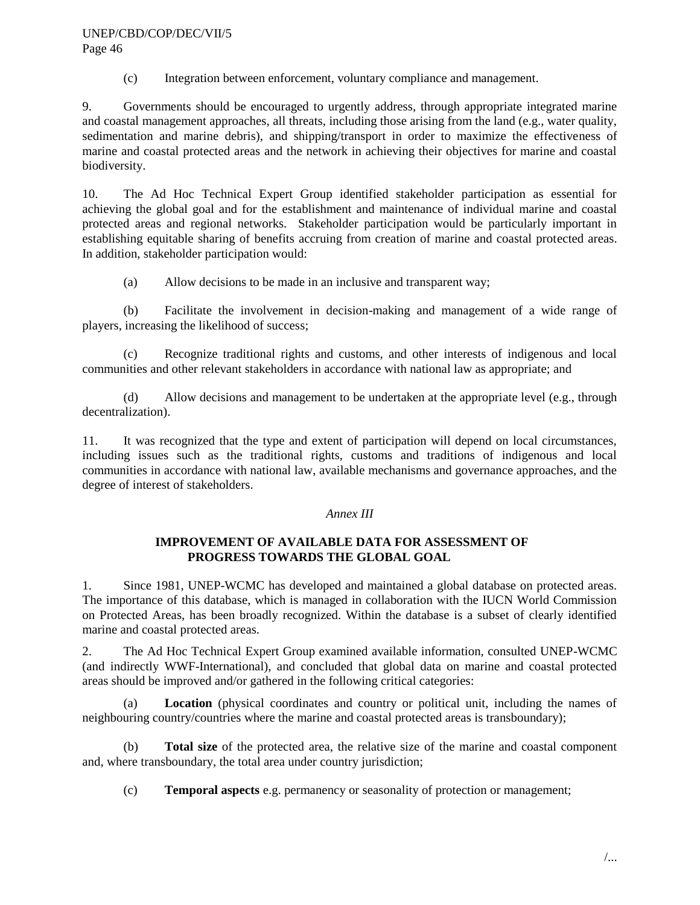(c) Integration between enforcement, voluntary compliance and management.

9. Governments should be encouraged to urgently address, through appropriate integrated marine and coastal management approaches, all threats, including those arising from the land (e.g., water quality, sedimentation and marine debris), and shipping/transport in order to maximize the effectiveness of marine and coastal protected areas and the network in achieving their objectives for marine and coastal biodiversity.

10. The Ad Hoc Technical Expert Group identified stakeholder participation as essential for achieving the global goal and for the establishment and maintenance of individual marine and coastal protected areas and regional networks. Stakeholder participation would be particularly important in establishing equitable sharing of benefits accruing from creation of marine and coastal protected areas. In addition, stakeholder participation would:

(a) Allow decisions to be made in an inclusive and transparent way;

(b) Facilitate the involvement in decision-making and management of a wide range of players, increasing the likelihood of success;

(c) Recognize traditional rights and customs, and other interests of indigenous and local communities and other relevant stakeholders in accordance with national law as appropriate; and

(d) Allow decisions and management to be undertaken at the appropriate level (e.g., through decentralization).

11. It was recognized that the type and extent of participation will depend on local circumstances, including issues such as the traditional rights, customs and traditions of indigenous and local communities in accordance with national law, available mechanisms and governance approaches, and the degree of interest of stakeholders.

*Annex III*

## IMPROVEMENT OF AVAILABLE DATA FOR ASSESSMENT OF PROGRESS TOWARDS THE GLOBAL GOAL

1. Since 1981, UNEP-WCMC has developed and maintained a global database on protected areas. The importance of this database, which is managed in collaboration with the IUCN World Commission on Protected Areas, has been broadly recognized. Within the database is a subset of clearly identified marine and coastal protected areas.

2. The Ad Hoc Technical Expert Group examined available information, consulted UNEP-WCMC (and indirectly WWF-International), and concluded that global data on marine and coastal protected areas should be improved and/or gathered in the following critical categories:

(a) **Location** (physical coordinates and country or political unit, including the names of neighbouring country/countries where the marine and coastal protected areas is transboundary);

(b) **Total size** of the protected area, the relative size of the marine and coastal component and, where transboundary, the total area under country jurisdiction;

(c) **Temporal aspects** e.g. permanency or seasonality of protection or management;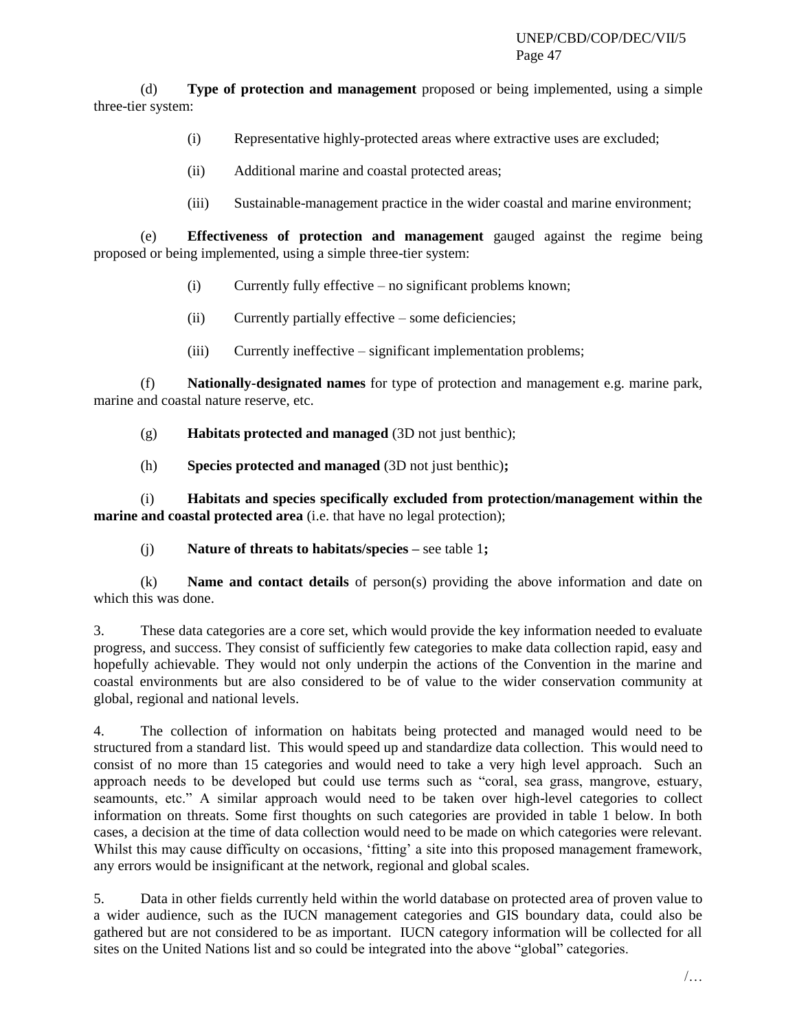(d) **Type of protection and management** proposed or being implemented, using a simple three-tier system:

(i) Representative highly-protected areas where extractive uses are excluded;

(ii) Additional marine and coastal protected areas;

(iii) Sustainable-management practice in the wider coastal and marine environment;

(e) **Effectiveness of protection and management** gauged against the regime being proposed or being implemented, using a simple three-tier system:

(i) Currently fully effective – no significant problems known;

(ii) Currently partially effective – some deficiencies;

(iii) Currently ineffective – significant implementation problems;

(f) **Nationally-designated names** for type of protection and management e.g. marine park, marine and coastal nature reserve, etc.

(g) **Habitats protected and managed** (3D not just benthic);

(h) **Species protected and managed** (3D not just benthic)**;**

(i) **Habitats and species specifically excluded from protection/management within the marine and coastal protected area** (i.e. that have no legal protection);

(j) **Nature of threats to habitats/species –** see table 1**;**

(k) **Name and contact details** of person(s) providing the above information and date on which this was done.

3. These data categories are a core set, which would provide the key information needed to evaluate progress, and success. They consist of sufficiently few categories to make data collection rapid, easy and hopefully achievable. They would not only underpin the actions of the Convention in the marine and coastal environments but are also considered to be of value to the wider conservation community at global, regional and national levels.

4. The collection of information on habitats being protected and managed would need to be structured from a standard list. This would speed up and standardize data collection. This would need to consist of no more than 15 categories and would need to take a very high level approach. Such an approach needs to be developed but could use terms such as "coral, sea grass, mangrove, estuary, seamounts, etc." A similar approach would need to be taken over high-level categories to collect information on threats. Some first thoughts on such categories are provided in table 1 below. In both cases, a decision at the time of data collection would need to be made on which categories were relevant. Whilst this may cause difficulty on occasions, 'fitting' a site into this proposed management framework, any errors would be insignificant at the network, regional and global scales.

5. Data in other fields currently held within the world database on protected area of proven value to a wider audience, such as the IUCN management categories and GIS boundary data, could also be gathered but are not considered to be as important. IUCN category information will be collected for all sites on the United Nations list and so could be integrated into the above "global" categories.

/…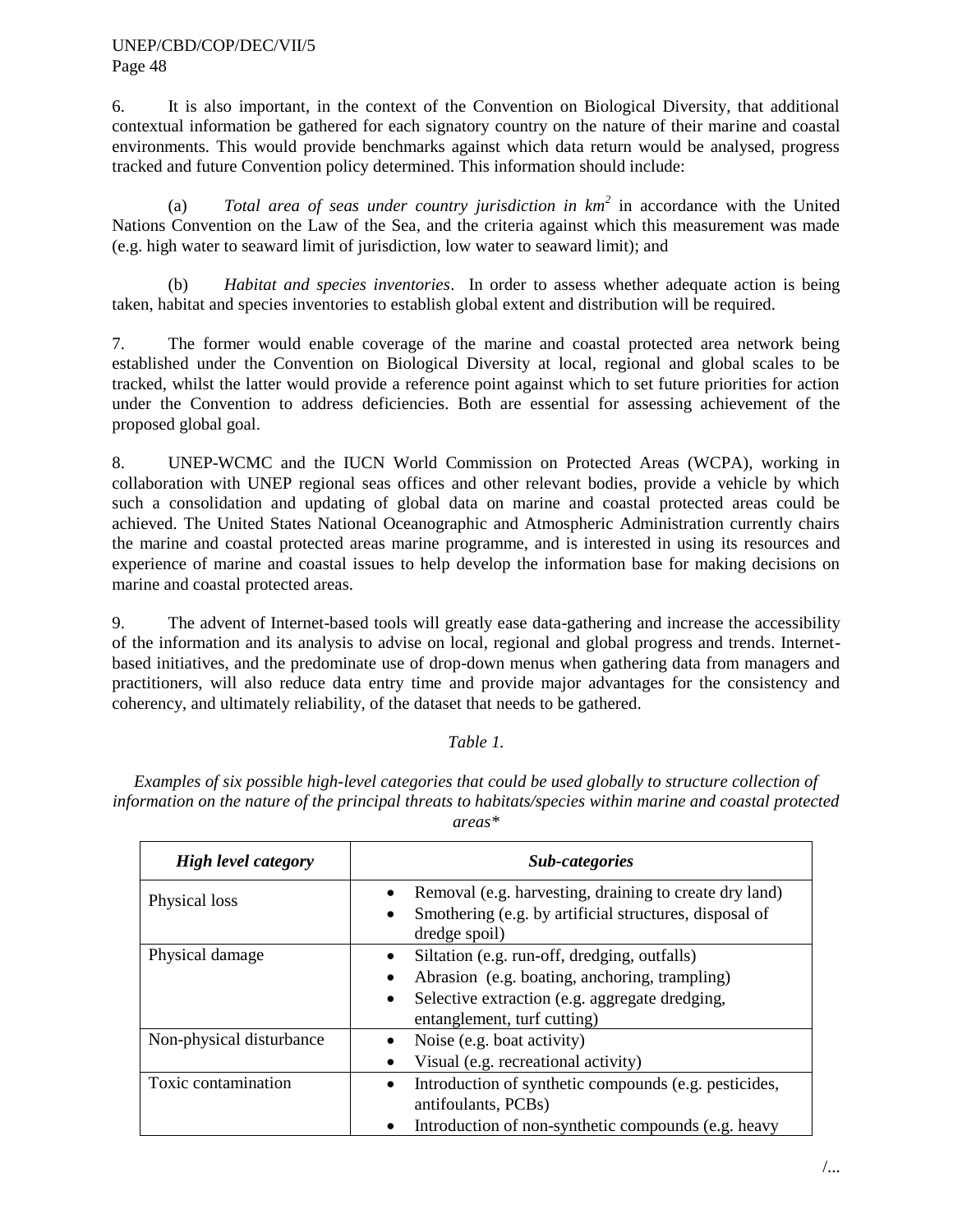6. It is also important, in the context of the Convention on Biological Diversity, that additional contextual information be gathered for each signatory country on the nature of their marine and coastal environments. This would provide benchmarks against which data return would be analysed, progress tracked and future Convention policy determined. This information should include:

(a) *Total area of seas under country jurisdiction in km$^2$* in accordance with the United Nations Convention on the Law of the Sea, and the criteria against which this measurement was made (e.g. high water to seaward limit of jurisdiction, low water to seaward limit); and

(b) *Habitat and species inventories*. In order to assess whether adequate action is being taken, habitat and species inventories to establish global extent and distribution will be required.

7. The former would enable coverage of the marine and coastal protected area network being established under the Convention on Biological Diversity at local, regional and global scales to be tracked, whilst the latter would provide a reference point against which to set future priorities for action under the Convention to address deficiencies. Both are essential for assessing achievement of the proposed global goal.

8. UNEP-WCMC and the IUCN World Commission on Protected Areas (WCPA), working in collaboration with UNEP regional seas offices and other relevant bodies, provide a vehicle by which such a consolidation and updating of global data on marine and coastal protected areas could be achieved. The United States National Oceanographic and Atmospheric Administration currently chairs the marine and coastal protected areas marine programme, and is interested in using its resources and experience of marine and coastal issues to help develop the information base for making decisions on marine and coastal protected areas.

9. The advent of Internet-based tools will greatly ease data-gathering and increase the accessibility of the information and its analysis to advise on local, regional and global progress and trends. Internet-based initiatives, and the predominate use of drop-down menus when gathering data from managers and practitioners, will also reduce data entry time and provide major advantages for the consistency and coherency, and ultimately reliability, of the dataset that needs to be gathered.

*Table 1.*

*Examples of six possible high-level categories that could be used globally to structure collection of information on the nature of the principal threats to habitats/species within marine and coastal protected areas\**

| ***High level category*** | ***Sub-categories*** |
|---|---|
| Physical loss | • Removal (e.g. harvesting, draining to create dry land)<br>• Smothering (e.g. by artificial structures, disposal of dredge spoil) |
| Physical damage | • Siltation (e.g. run-off, dredging, outfalls)<br>• Abrasion (e.g. boating, anchoring, trampling)<br>• Selective extraction (e.g. aggregate dredging, entanglement, turf cutting) |
| Non-physical disturbance | • Noise (e.g. boat activity)<br>• Visual (e.g. recreational activity) |
| Toxic contamination | • Introduction of synthetic compounds (e.g. pesticides, antifoulants, PCBs)<br>• Introduction of non-synthetic compounds (e.g. heavy |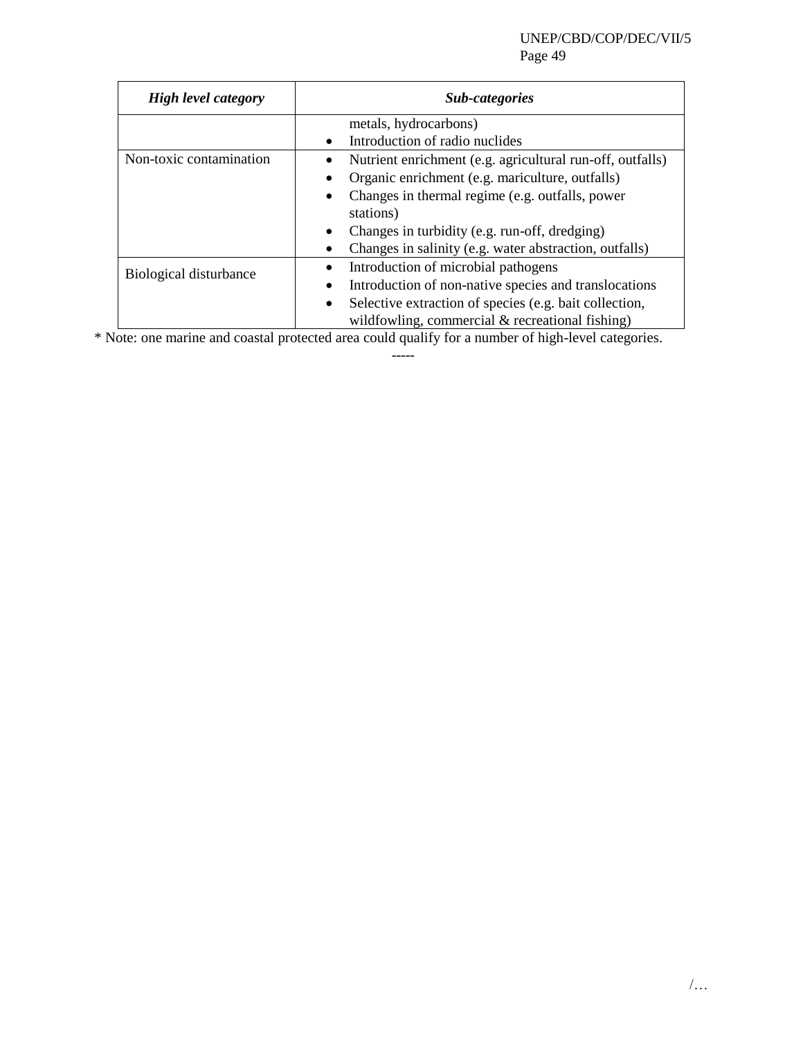| *High level category* | *Sub-categories* |
|---|---|
| | metals, hydrocarbons)<br>• Introduction of radio nuclides |
| Non-toxic contamination | • Nutrient enrichment (e.g. agricultural run-off, outfalls)<br>• Organic enrichment (e.g. mariculture, outfalls)<br>• Changes in thermal regime (e.g. outfalls, power stations)<br>• Changes in turbidity (e.g. run-off, dredging)<br>• Changes in salinity (e.g. water abstraction, outfalls) |
| Biological disturbance | • Introduction of microbial pathogens<br>• Introduction of non-native species and translocations<br>• Selective extraction of species (e.g. bait collection, wildfowling, commercial & recreational fishing) |

* Note: one marine and coastal protected area could qualify for a number of high-level categories.

-----